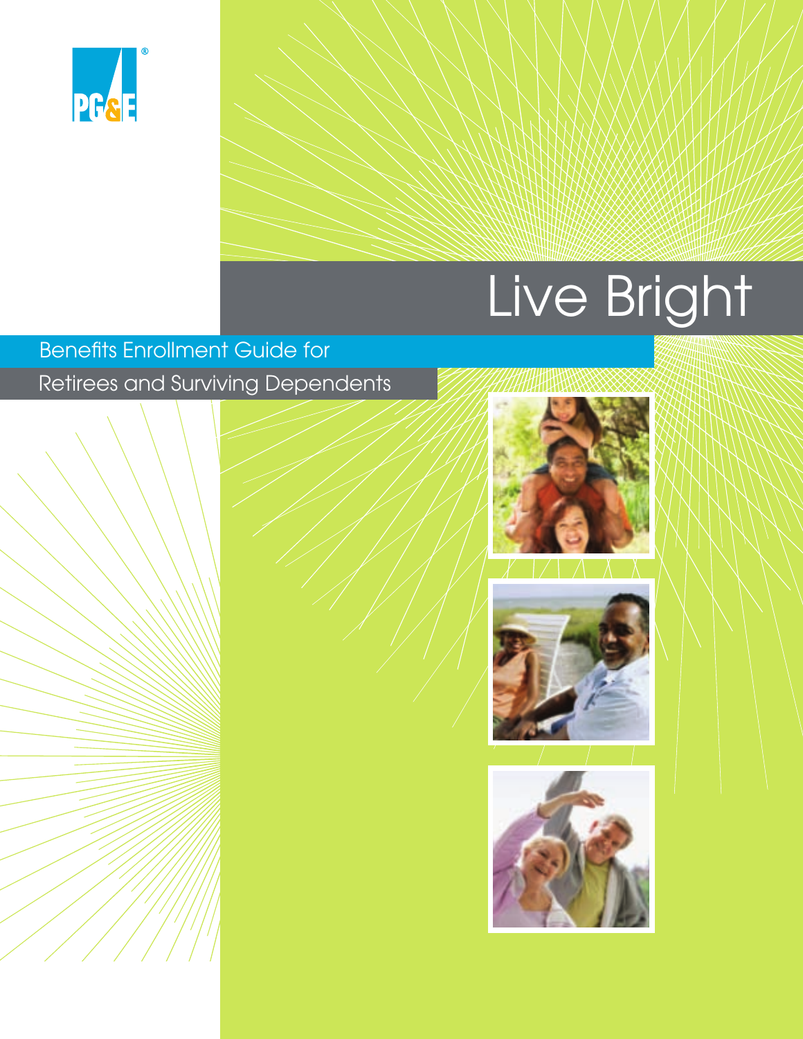PG&E®

# Live Bright

## Benefits Enrollment Guide for Retirees and Surviving Dependents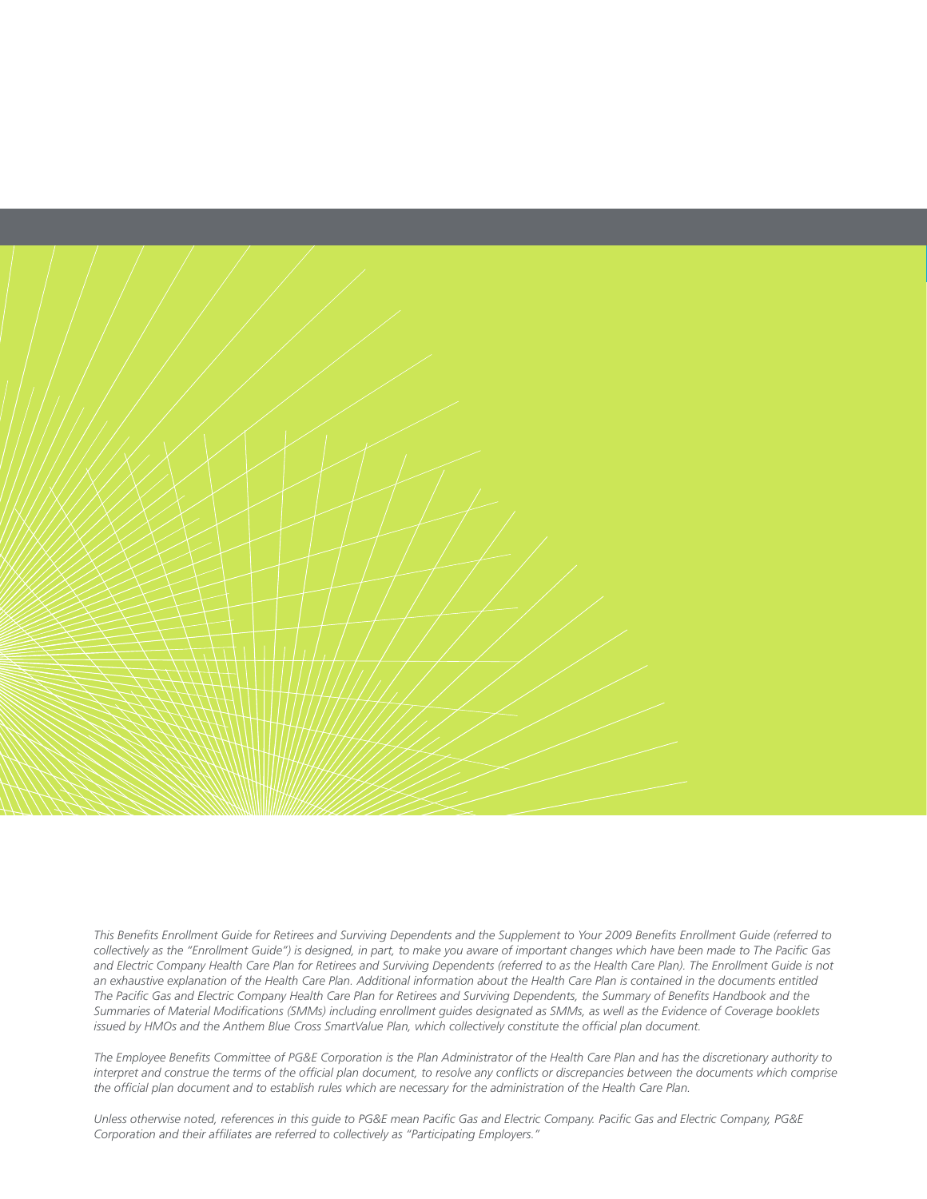*This Benefits Enrollment Guide for Retirees and Surviving Dependents and the Supplement to Your 2009 Benefits Enrollment Guide (referred to collectively as the "Enrollment Guide") is designed, in part, to make you aware of important changes which have been made to The Pacific Gas and Electric Company Health Care Plan for Retirees and Surviving Dependents (referred to as the Health Care Plan). The Enrollment Guide is not an exhaustive explanation of the Health Care Plan. Additional information about the Health Care Plan is contained in the documents entitled The Pacific Gas and Electric Company Health Care Plan for Retirees and Surviving Dependents, the Summary of Benefits Handbook and the Summaries of Material Modifications (SMMs) including enrollment guides designated as SMMs, as well as the Evidence of Coverage booklets issued by HMOs and the Anthem Blue Cross SmartValue Plan, which collectively constitute the official plan document.*

*The Employee Benefits Committee of PG&E Corporation is the Plan Administrator of the Health Care Plan and has the discretionary authority to interpret and construe the terms of the official plan document, to resolve any conflicts or discrepancies between the documents which comprise the official plan document and to establish rules which are necessary for the administration of the Health Care Plan.*

*Unless otherwise noted, references in this guide to PG&E mean Pacific Gas and Electric Company. Pacific Gas and Electric Company, PG&E Corporation and their affiliates are referred to collectively as "Participating Employers."*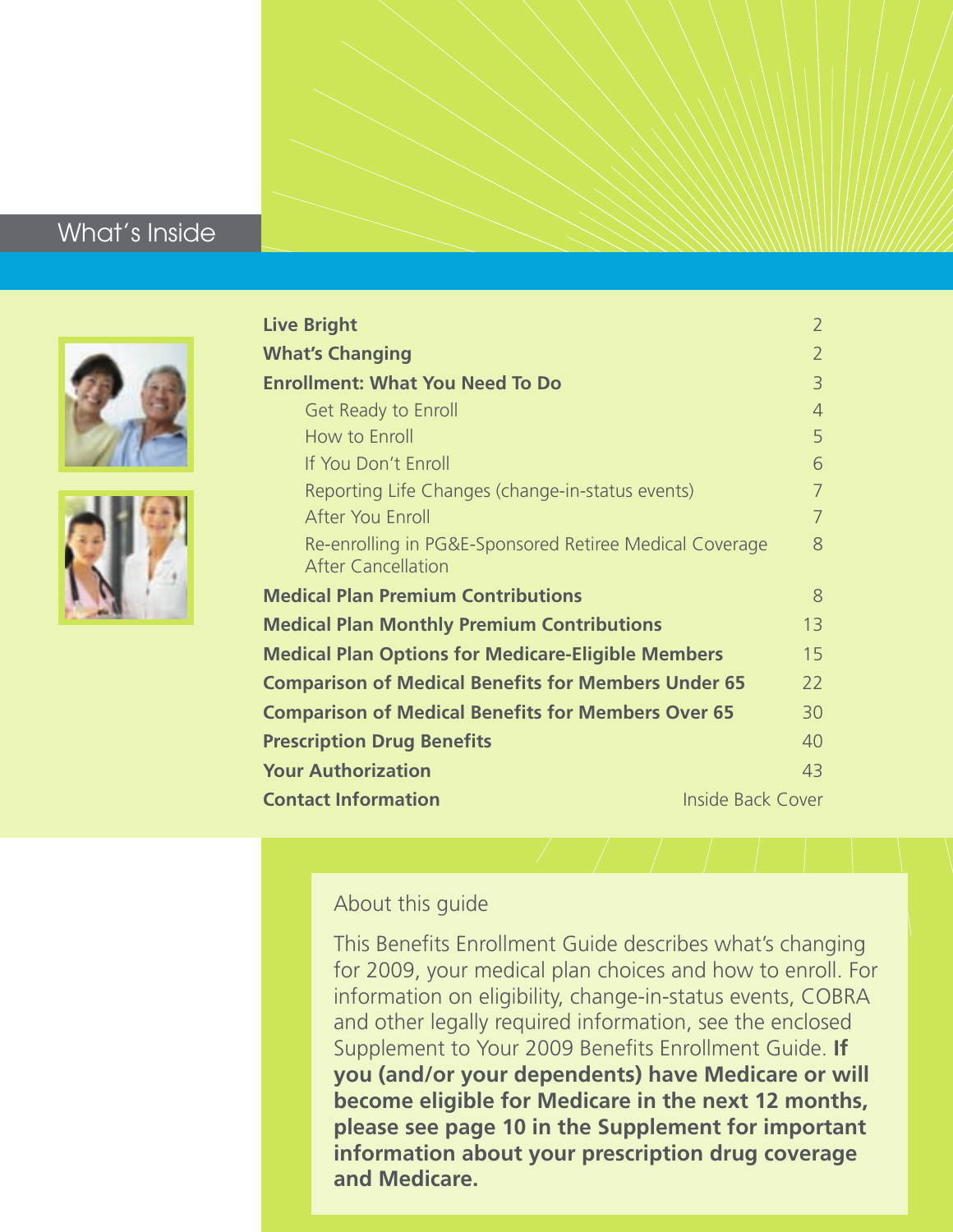# What's Inside

| | |
|---|---|
| **Live Bright** | 2 |
| **What's Changing** | 2 |
| **Enrollment: What You Need To Do** | 3 |
| Get Ready to Enroll | 4 |
| How to Enroll | 5 |
| If You Don't Enroll | 6 |
| Reporting Life Changes (change-in-status events) | 7 |
| After You Enroll | 7 |
| Re-enrolling in PG&E-Sponsored Retiree Medical Coverage After Cancellation | 8 |
| **Medical Plan Premium Contributions** | 8 |
| **Medical Plan Monthly Premium Contributions** | 13 |
| **Medical Plan Options for Medicare-Eligible Members** | 15 |
| **Comparison of Medical Benefits for Members Under 65** | 22 |
| **Comparison of Medical Benefits for Members Over 65** | 30 |
| **Prescription Drug Benefits** | 40 |
| **Your Authorization** | 43 |
| **Contact Information** | Inside Back Cover |

## About this guide

This Benefits Enrollment Guide describes what's changing for 2009, your medical plan choices and how to enroll. For information on eligibility, change-in-status events, COBRA and other legally required information, see the enclosed Supplement to Your 2009 Benefits Enrollment Guide. **If you (and/or your dependents) have Medicare or will become eligible for Medicare in the next 12 months, please see page 10 in the Supplement for important information about your prescription drug coverage and Medicare.**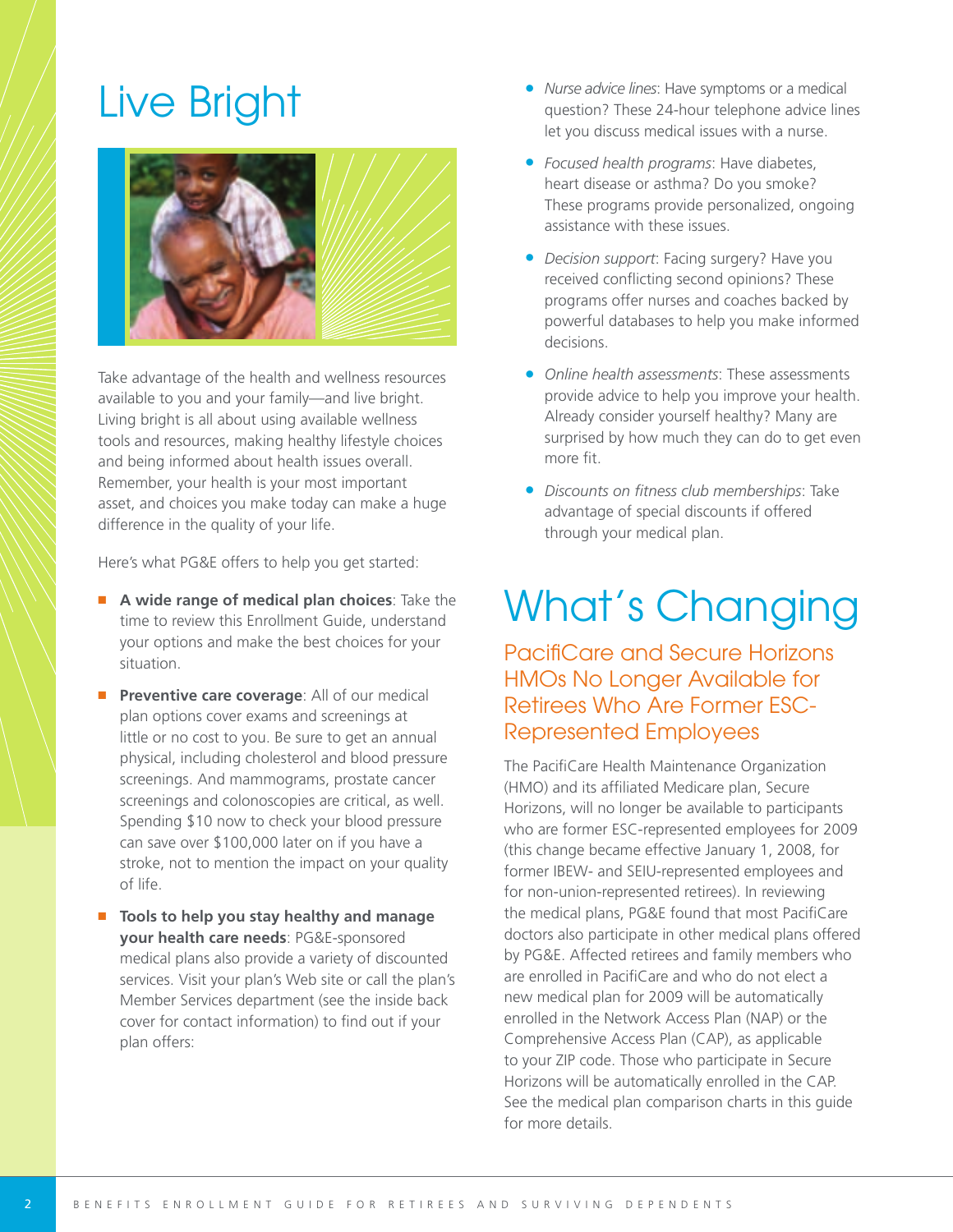# Live Bright

Take advantage of the health and wellness resources available to you and your family—and live bright. Living bright is all about using available wellness tools and resources, making healthy lifestyle choices and being informed about health issues overall. Remember, your health is your most important asset, and choices you make today can make a huge difference in the quality of your life.

Here's what PG&E offers to help you get started:

- **A wide range of medical plan choices**: Take the time to review this Enrollment Guide, understand your options and make the best choices for your situation.
- **Preventive care coverage**: All of our medical plan options cover exams and screenings at little or no cost to you. Be sure to get an annual physical, including cholesterol and blood pressure screenings. And mammograms, prostate cancer screenings and colonoscopies are critical, as well. Spending $10 now to check your blood pressure can save over $100,000 later on if you have a stroke, not to mention the impact on your quality of life.
- **Tools to help you stay healthy and manage your health care needs**: PG&E-sponsored medical plans also provide a variety of discounted services. Visit your plan's Web site or call the plan's Member Services department (see the inside back cover for contact information) to find out if your plan offers:
  - *Nurse advice lines*: Have symptoms or a medical question? These 24-hour telephone advice lines let you discuss medical issues with a nurse.
  - *Focused health programs*: Have diabetes, heart disease or asthma? Do you smoke? These programs provide personalized, ongoing assistance with these issues.
  - *Decision support*: Facing surgery? Have you received conflicting second opinions? These programs offer nurses and coaches backed by powerful databases to help you make informed decisions.
  - *Online health assessments*: These assessments provide advice to help you improve your health. Already consider yourself healthy? Many are surprised by how much they can do to get even more fit.
  - *Discounts on fitness club memberships*: Take advantage of special discounts if offered through your medical plan.

# What's Changing

## PacifiCare and Secure Horizons HMOs No Longer Available for Retirees Who Are Former ESC-Represented Employees

The PacifiCare Health Maintenance Organization (HMO) and its affiliated Medicare plan, Secure Horizons, will no longer be available to participants who are former ESC-represented employees for 2009 (this change became effective January 1, 2008, for former IBEW- and SEIU-represented employees and for non-union-represented retirees). In reviewing the medical plans, PG&E found that most PacifiCare doctors also participate in other medical plans offered by PG&E. Affected retirees and family members who are enrolled in PacifiCare and who do not elect a new medical plan for 2009 will be automatically enrolled in the Network Access Plan (NAP) or the Comprehensive Access Plan (CAP), as applicable to your ZIP code. Those who participate in Secure Horizons will be automatically enrolled in the CAP. See the medical plan comparison charts in this guide for more details.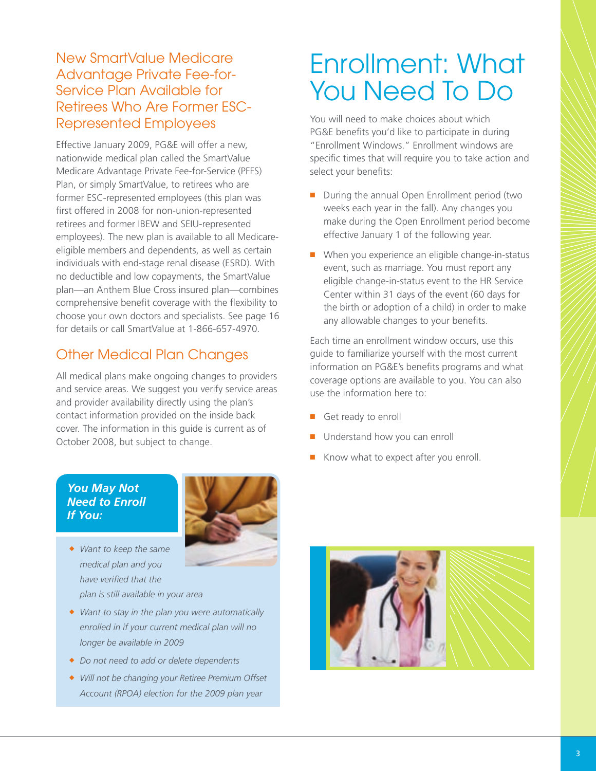## New SmartValue Medicare Advantage Private Fee-for-Service Plan Available for Retirees Who Are Former ESC-Represented Employees

Effective January 2009, PG&E will offer a new, nationwide medical plan called the SmartValue Medicare Advantage Private Fee-for-Service (PFFS) Plan, or simply SmartValue, to retirees who are former ESC-represented employees (this plan was first offered in 2008 for non-union-represented retirees and former IBEW and SEIU-represented employees). The new plan is available to all Medicare-eligible members and dependents, as well as certain individuals with end-stage renal disease (ESRD). With no deductible and low copayments, the SmartValue plan—an Anthem Blue Cross insured plan—combines comprehensive benefit coverage with the flexibility to choose your own doctors and specialists. See page 16 for details or call SmartValue at 1-866-657-4970.

## Other Medical Plan Changes

All medical plans make ongoing changes to providers and service areas. We suggest you verify service areas and provider availability directly using the plan's contact information provided on the inside back cover. The information in this guide is current as of October 2008, but subject to change.

***You May Not Need to Enroll If You:***

- *Want to keep the same medical plan and you have verified that the plan is still available in your area*
- *Want to stay in the plan you were automatically enrolled in if your current medical plan will no longer be available in 2009*
- *Do not need to add or delete dependents*
- *Will not be changing your Retiree Premium Offset Account (RPOA) election for the 2009 plan year*

# Enrollment: What You Need To Do

You will need to make choices about which PG&E benefits you'd like to participate in during "Enrollment Windows." Enrollment windows are specific times that will require you to take action and select your benefits:

- During the annual Open Enrollment period (two weeks each year in the fall). Any changes you make during the Open Enrollment period become effective January 1 of the following year.
- When you experience an eligible change-in-status event, such as marriage. You must report any eligible change-in-status event to the HR Service Center within 31 days of the event (60 days for the birth or adoption of a child) in order to make any allowable changes to your benefits.

Each time an enrollment window occurs, use this guide to familiarize yourself with the most current information on PG&E's benefits programs and what coverage options are available to you. You can also use the information here to:

- Get ready to enroll
- Understand how you can enroll
- Know what to expect after you enroll.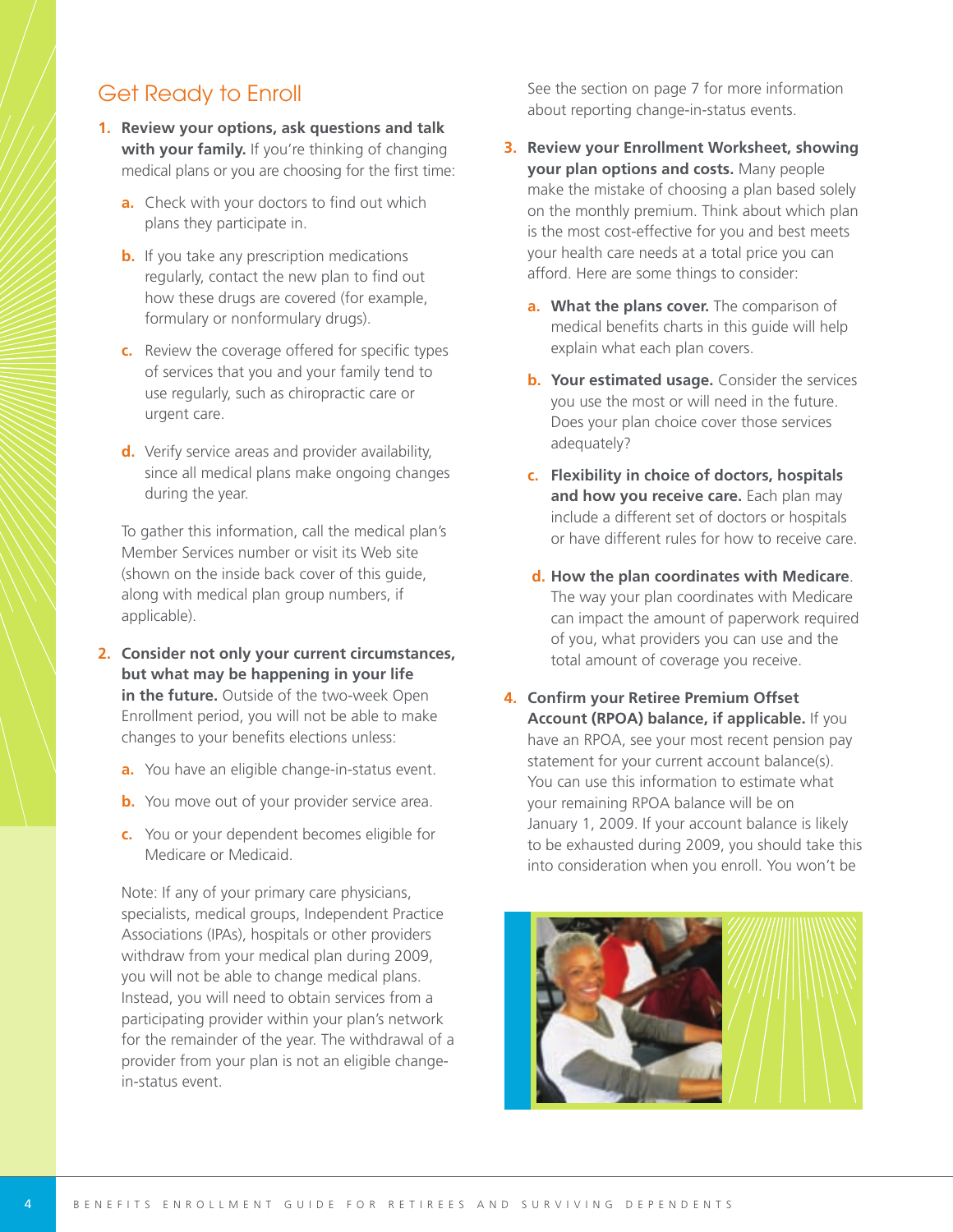## Get Ready to Enroll

1. **Review your options, ask questions and talk with your family.** If you're thinking of changing medical plans or you are choosing for the first time:

   a. Check with your doctors to find out which plans they participate in.

   b. If you take any prescription medications regularly, contact the new plan to find out how these drugs are covered (for example, formulary or nonformulary drugs).

   c. Review the coverage offered for specific types of services that you and your family tend to use regularly, such as chiropractic care or urgent care.

   d. Verify service areas and provider availability, since all medical plans make ongoing changes during the year.

   To gather this information, call the medical plan's Member Services number or visit its Web site (shown on the inside back cover of this guide, along with medical plan group numbers, if applicable).

2. **Consider not only your current circumstances, but what may be happening in your life in the future.** Outside of the two-week Open Enrollment period, you will not be able to make changes to your benefits elections unless:

   a. You have an eligible change-in-status event.

   b. You move out of your provider service area.

   c. You or your dependent becomes eligible for Medicare or Medicaid.

   Note: If any of your primary care physicians, specialists, medical groups, Independent Practice Associations (IPAs), hospitals or other providers withdraw from your medical plan during 2009, you will not be able to change medical plans. Instead, you will need to obtain services from a participating provider within your plan's network for the remainder of the year. The withdrawal of a provider from your plan is not an eligible change-in-status event.

   See the section on page 7 for more information about reporting change-in-status events.

3. **Review your Enrollment Worksheet, showing your plan options and costs.** Many people make the mistake of choosing a plan based solely on the monthly premium. Think about which plan is the most cost-effective for you and best meets your health care needs at a total price you can afford. Here are some things to consider:

   a. **What the plans cover.** The comparison of medical benefits charts in this guide will help explain what each plan covers.

   b. **Your estimated usage.** Consider the services you use the most or will need in the future. Does your plan choice cover those services adequately?

   c. **Flexibility in choice of doctors, hospitals and how you receive care.** Each plan may include a different set of doctors or hospitals or have different rules for how to receive care.

   d. **How the plan coordinates with Medicare**. The way your plan coordinates with Medicare can impact the amount of paperwork required of you, what providers you can use and the total amount of coverage you receive.

4. **Confirm your Retiree Premium Offset Account (RPOA) balance, if applicable.** If you have an RPOA, see your most recent pension pay statement for your current account balance(s). You can use this information to estimate what your remaining RPOA balance will be on January 1, 2009. If your account balance is likely to be exhausted during 2009, you should take this into consideration when you enroll. You won't be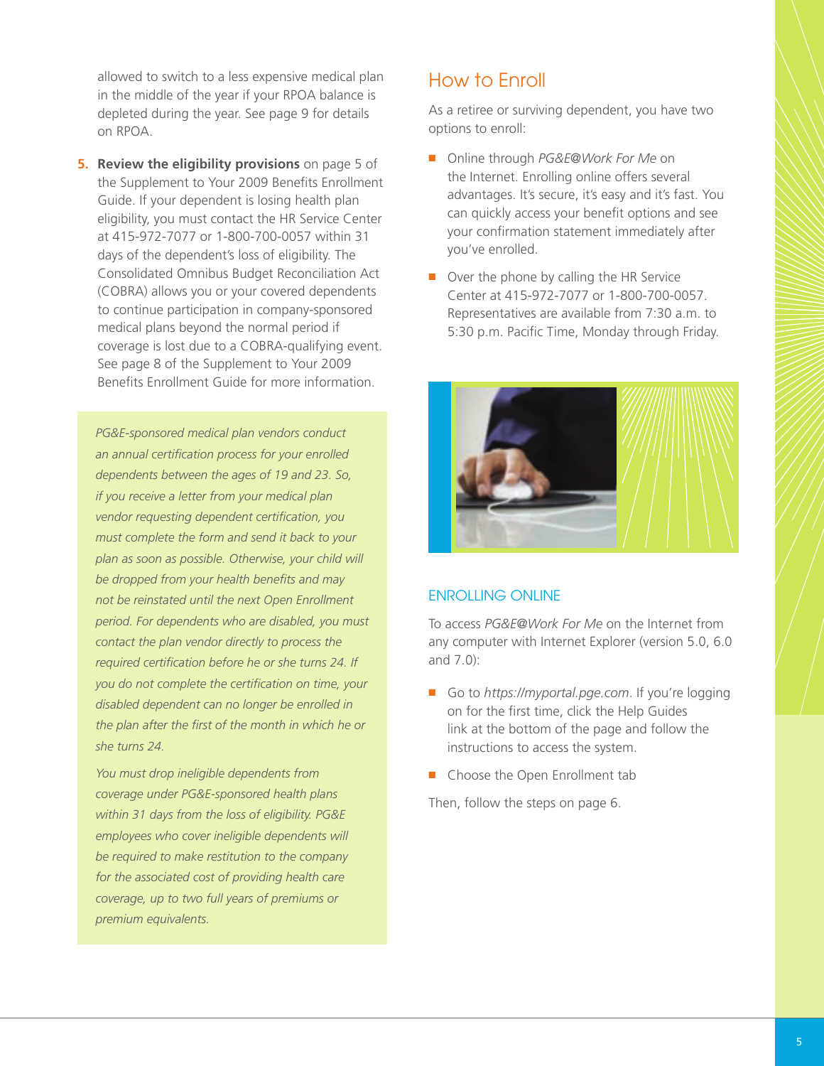allowed to switch to a less expensive medical plan in the middle of the year if your RPOA balance is depleted during the year. See page 9 for details on RPOA.

5. **Review the eligibility provisions** on page 5 of the Supplement to Your 2009 Benefits Enrollment Guide. If your dependent is losing health plan eligibility, you must contact the HR Service Center at 415-972-7077 or 1-800-700-0057 within 31 days of the dependent's loss of eligibility. The Consolidated Omnibus Budget Reconciliation Act (COBRA) allows you or your covered dependents to continue participation in company-sponsored medical plans beyond the normal period if coverage is lost due to a COBRA-qualifying event. See page 8 of the Supplement to Your 2009 Benefits Enrollment Guide for more information.

*PG&E-sponsored medical plan vendors conduct an annual certification process for your enrolled dependents between the ages of 19 and 23. So, if you receive a letter from your medical plan vendor requesting dependent certification, you must complete the form and send it back to your plan as soon as possible. Otherwise, your child will be dropped from your health benefits and may not be reinstated until the next Open Enrollment period. For dependents who are disabled, you must contact the plan vendor directly to process the required certification before he or she turns 24. If you do not complete the certification on time, your disabled dependent can no longer be enrolled in the plan after the first of the month in which he or she turns 24.*

*You must drop ineligible dependents from coverage under PG&E-sponsored health plans within 31 days from the loss of eligibility. PG&E employees who cover ineligible dependents will be required to make restitution to the company for the associated cost of providing health care coverage, up to two full years of premiums or premium equivalents.*

## How to Enroll

As a retiree or surviving dependent, you have two options to enroll:

- Online through *PG&E@Work For Me* on the Internet. Enrolling online offers several advantages. It's secure, it's easy and it's fast. You can quickly access your benefit options and see your confirmation statement immediately after you've enrolled.
- Over the phone by calling the HR Service Center at 415-972-7077 or 1-800-700-0057. Representatives are available from 7:30 a.m. to 5:30 p.m. Pacific Time, Monday through Friday.

### ENROLLING ONLINE

To access *PG&E@Work For Me* on the Internet from any computer with Internet Explorer (version 5.0, 6.0 and 7.0):

- Go to *https://myportal.pge.com*. If you're logging on for the first time, click the Help Guides link at the bottom of the page and follow the instructions to access the system.
- Choose the Open Enrollment tab

Then, follow the steps on page 6.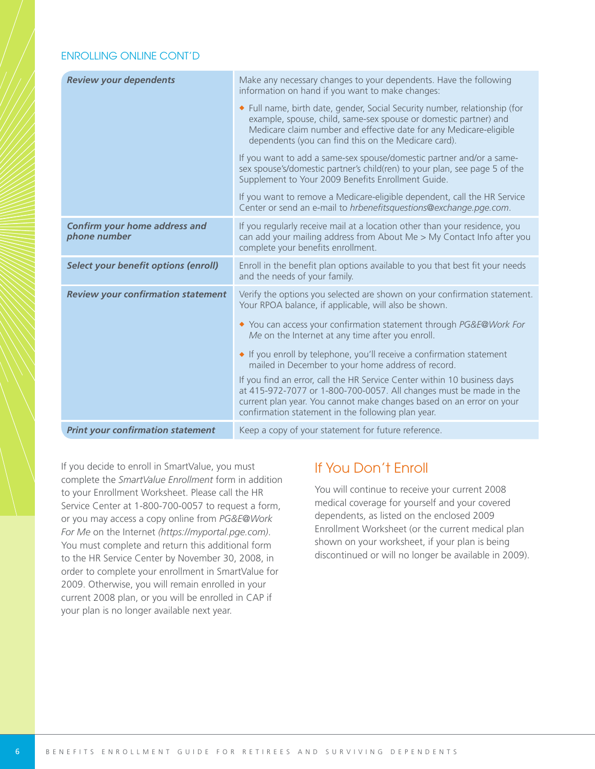## ENROLLING ONLINE CONT'D

| | |
|---|---|
| ***Review your dependents*** | Make any necessary changes to your dependents. Have the following information on hand if you want to make changes:<br>◆ Full name, birth date, gender, Social Security number, relationship (for example, spouse, child, same-sex spouse or domestic partner) and Medicare claim number and effective date for any Medicare-eligible dependents (you can find this on the Medicare card).<br>If you want to add a same-sex spouse/domestic partner and/or a same-sex spouse's/domestic partner's child(ren) to your plan, see page 5 of the Supplement to Your 2009 Benefits Enrollment Guide.<br>If you want to remove a Medicare-eligible dependent, call the HR Service Center or send an e-mail to *hrbenefitsquestions@exchange.pge.com*. |
| ***Confirm your home address and phone number*** | If you regularly receive mail at a location other than your residence, you can add your mailing address from About Me > My Contact Info after you complete your benefits enrollment. |
| ***Select your benefit options (enroll)*** | Enroll in the benefit plan options available to you that best fit your needs and the needs of your family. |
| ***Review your confirmation statement*** | Verify the options you selected are shown on your confirmation statement. Your RPOA balance, if applicable, will also be shown.<br>◆ You can access your confirmation statement through *PG&E@Work For Me* on the Internet at any time after you enroll.<br>◆ If you enroll by telephone, you'll receive a confirmation statement mailed in December to your home address of record.<br>If you find an error, call the HR Service Center within 10 business days at 415-972-7077 or 1-800-700-0057. All changes must be made in the current plan year. You cannot make changes based on an error on your confirmation statement in the following plan year. |
| ***Print your confirmation statement*** | Keep a copy of your statement for future reference. |

If you decide to enroll in SmartValue, you must complete the *SmartValue Enrollment* form in addition to your Enrollment Worksheet. Please call the HR Service Center at 1-800-700-0057 to request a form, or you may access a copy online from *PG&E@Work For Me* on the Internet *(https://myportal.pge.com)*. You must complete and return this additional form to the HR Service Center by November 30, 2008, in order to complete your enrollment in SmartValue for 2009. Otherwise, you will remain enrolled in your current 2008 plan, or you will be enrolled in CAP if your plan is no longer available next year.

## If You Don't Enroll

You will continue to receive your current 2008 medical coverage for yourself and your covered dependents, as listed on the enclosed 2009 Enrollment Worksheet (or the current medical plan shown on your worksheet, if your plan is being discontinued or will no longer be available in 2009).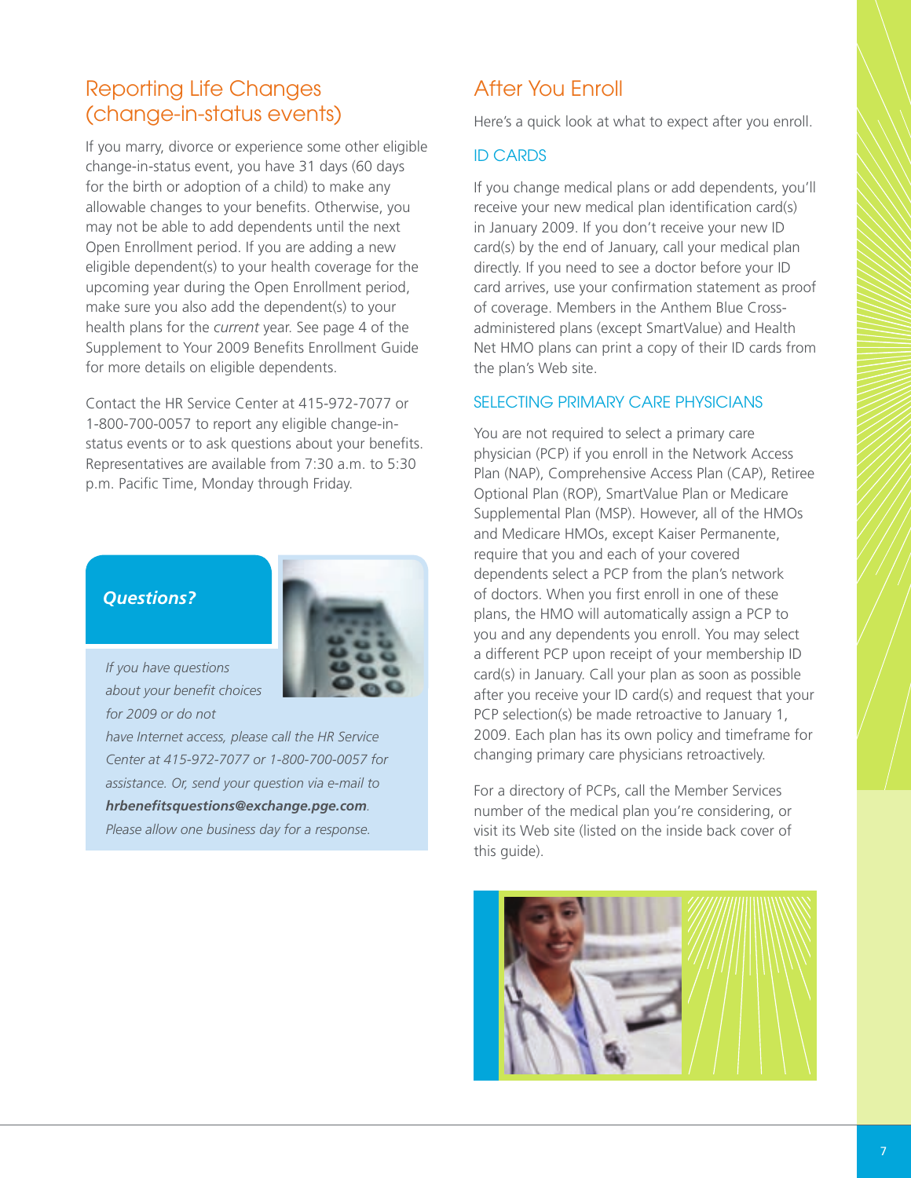## Reporting Life Changes (change-in-status events)

If you marry, divorce or experience some other eligible change-in-status event, you have 31 days (60 days for the birth or adoption of a child) to make any allowable changes to your benefits. Otherwise, you may not be able to add dependents until the next Open Enrollment period. If you are adding a new eligible dependent(s) to your health coverage for the upcoming year during the Open Enrollment period, make sure you also add the dependent(s) to your health plans for the *current* year. See page 4 of the Supplement to Your 2009 Benefits Enrollment Guide for more details on eligible dependents.

Contact the HR Service Center at 415-972-7077 or 1-800-700-0057 to report any eligible change-in-status events or to ask questions about your benefits. Representatives are available from 7:30 a.m. to 5:30 p.m. Pacific Time, Monday through Friday.

### *Questions?*

*If you have questions about your benefit choices for 2009 or do not have Internet access, please call the HR Service Center at 415-972-7077 or 1-800-700-0057 for assistance. Or, send your question via e-mail to* ***hrbenefitsquestions@exchange.pge.com****. Please allow one business day for a response.*

## After You Enroll

Here's a quick look at what to expect after you enroll.

### ID CARDS

If you change medical plans or add dependents, you'll receive your new medical plan identification card(s) in January 2009. If you don't receive your new ID card(s) by the end of January, call your medical plan directly. If you need to see a doctor before your ID card arrives, use your confirmation statement as proof of coverage. Members in the Anthem Blue Cross-administered plans (except SmartValue) and Health Net HMO plans can print a copy of their ID cards from the plan's Web site.

### SELECTING PRIMARY CARE PHYSICIANS

You are not required to select a primary care physician (PCP) if you enroll in the Network Access Plan (NAP), Comprehensive Access Plan (CAP), Retiree Optional Plan (ROP), SmartValue Plan or Medicare Supplemental Plan (MSP). However, all of the HMOs and Medicare HMOs, except Kaiser Permanente, require that you and each of your covered dependents select a PCP from the plan's network of doctors. When you first enroll in one of these plans, the HMO will automatically assign a PCP to you and any dependents you enroll. You may select a different PCP upon receipt of your membership ID card(s) in January. Call your plan as soon as possible after you receive your ID card(s) and request that your PCP selection(s) be made retroactive to January 1, 2009. Each plan has its own policy and timeframe for changing primary care physicians retroactively.

For a directory of PCPs, call the Member Services number of the medical plan you're considering, or visit its Web site (listed on the inside back cover of this guide).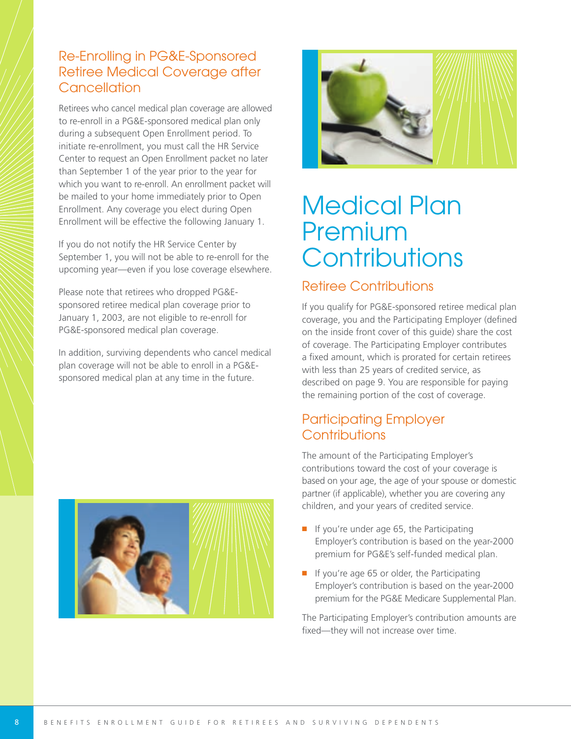## Re-Enrolling in PG&E-Sponsored Retiree Medical Coverage after Cancellation

Retirees who cancel medical plan coverage are allowed to re-enroll in a PG&E-sponsored medical plan only during a subsequent Open Enrollment period. To initiate re-enrollment, you must call the HR Service Center to request an Open Enrollment packet no later than September 1 of the year prior to the year for which you want to re-enroll. An enrollment packet will be mailed to your home immediately prior to Open Enrollment. Any coverage you elect during Open Enrollment will be effective the following January 1.

If you do not notify the HR Service Center by September 1, you will not be able to re-enroll for the upcoming year—even if you lose coverage elsewhere.

Please note that retirees who dropped PG&E-sponsored retiree medical plan coverage prior to January 1, 2003, are not eligible to re-enroll for PG&E-sponsored medical plan coverage.

In addition, surviving dependents who cancel medical plan coverage will not be able to enroll in a PG&E-sponsored medical plan at any time in the future.

# Medical Plan Premium Contributions

## Retiree Contributions

If you qualify for PG&E-sponsored retiree medical plan coverage, you and the Participating Employer (defined on the inside front cover of this guide) share the cost of coverage. The Participating Employer contributes a fixed amount, which is prorated for certain retirees with less than 25 years of credited service, as described on page 9. You are responsible for paying the remaining portion of the cost of coverage.

## Participating Employer Contributions

The amount of the Participating Employer's contributions toward the cost of your coverage is based on your age, the age of your spouse or domestic partner (if applicable), whether you are covering any children, and your years of credited service.

- If you're under age 65, the Participating Employer's contribution is based on the year-2000 premium for PG&E's self-funded medical plan.
- If you're age 65 or older, the Participating Employer's contribution is based on the year-2000 premium for the PG&E Medicare Supplemental Plan.

The Participating Employer's contribution amounts are fixed—they will not increase over time.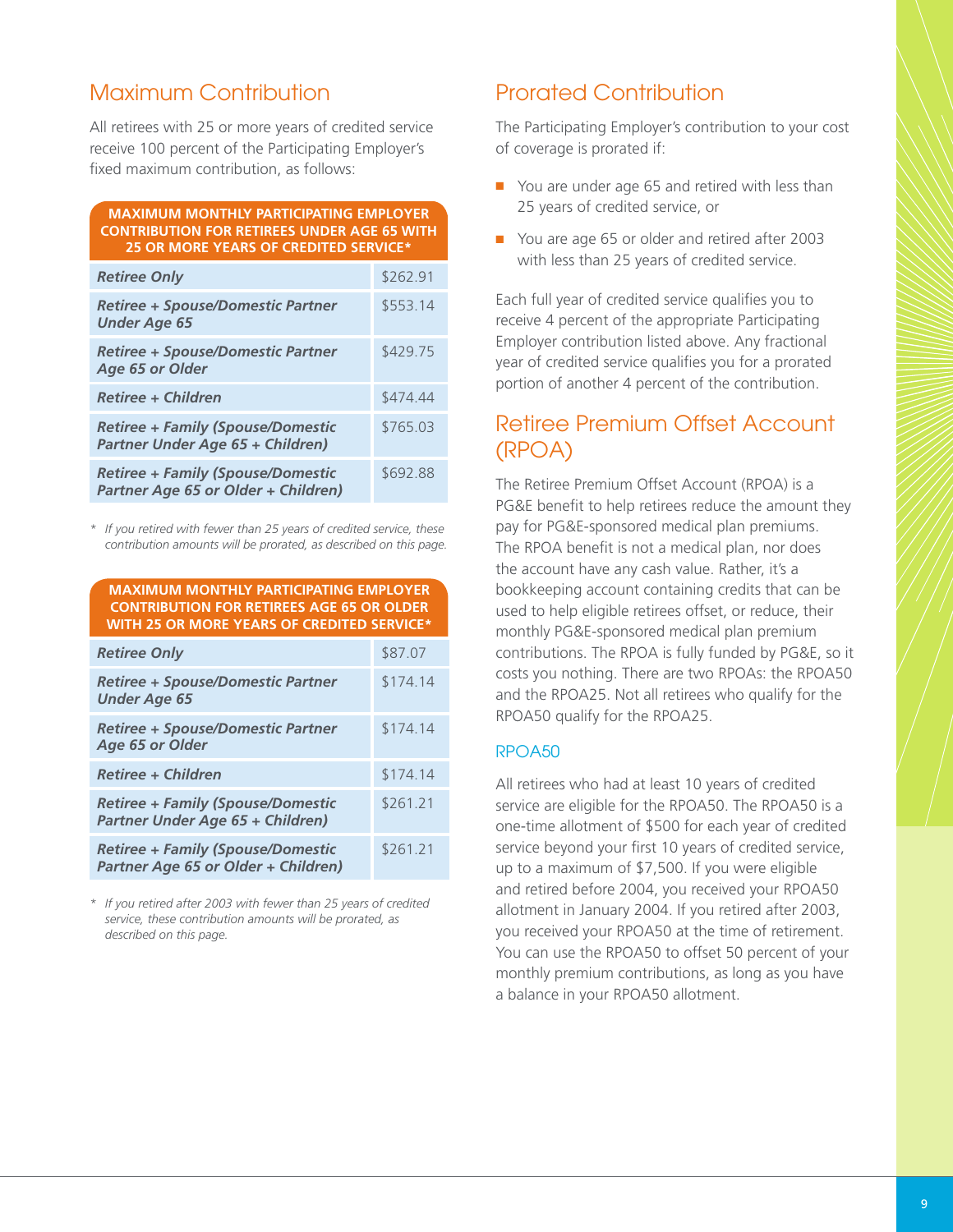## Maximum Contribution

All retirees with 25 or more years of credited service receive 100 percent of the Participating Employer's fixed maximum contribution, as follows:

| MAXIMUM MONTHLY PARTICIPATING EMPLOYER CONTRIBUTION FOR RETIREES UNDER AGE 65 WITH 25 OR MORE YEARS OF CREDITED SERVICE* | |
|---|---|
| ***Retiree Only*** | $262.91 |
| ***Retiree + Spouse/Domestic Partner Under Age 65*** | $553.14 |
| ***Retiree + Spouse/Domestic Partner Age 65 or Older*** | $429.75 |
| ***Retiree + Children*** | $474.44 |
| ***Retiree + Family (Spouse/Domestic Partner Under Age 65 + Children)*** | $765.03 |
| ***Retiree + Family (Spouse/Domestic Partner Age 65 or Older + Children)*** | $692.88 |

\* *If you retired with fewer than 25 years of credited service, these contribution amounts will be prorated, as described on this page.*

| MAXIMUM MONTHLY PARTICIPATING EMPLOYER CONTRIBUTION FOR RETIREES AGE 65 OR OLDER WITH 25 OR MORE YEARS OF CREDITED SERVICE* | |
|---|---|
| ***Retiree Only*** | $87.07 |
| ***Retiree + Spouse/Domestic Partner Under Age 65*** | $174.14 |
| ***Retiree + Spouse/Domestic Partner Age 65 or Older*** | $174.14 |
| ***Retiree + Children*** | $174.14 |
| ***Retiree + Family (Spouse/Domestic Partner Under Age 65 + Children)*** | $261.21 |
| ***Retiree + Family (Spouse/Domestic Partner Age 65 or Older + Children)*** | $261.21 |

\* *If you retired after 2003 with fewer than 25 years of credited service, these contribution amounts will be prorated, as described on this page.*

## Prorated Contribution

The Participating Employer's contribution to your cost of coverage is prorated if:

- You are under age 65 and retired with less than 25 years of credited service, or
- You are age 65 or older and retired after 2003 with less than 25 years of credited service.

Each full year of credited service qualifies you to receive 4 percent of the appropriate Participating Employer contribution listed above. Any fractional year of credited service qualifies you for a prorated portion of another 4 percent of the contribution.

## Retiree Premium Offset Account (RPOA)

The Retiree Premium Offset Account (RPOA) is a PG&E benefit to help retirees reduce the amount they pay for PG&E-sponsored medical plan premiums. The RPOA benefit is not a medical plan, nor does the account have any cash value. Rather, it's a bookkeeping account containing credits that can be used to help eligible retirees offset, or reduce, their monthly PG&E-sponsored medical plan premium contributions. The RPOA is fully funded by PG&E, so it costs you nothing. There are two RPOAs: the RPOA50 and the RPOA25. Not all retirees who qualify for the RPOA50 qualify for the RPOA25.

### RPOA50

All retirees who had at least 10 years of credited service are eligible for the RPOA50. The RPOA50 is a one-time allotment of $500 for each year of credited service beyond your first 10 years of credited service, up to a maximum of $7,500. If you were eligible and retired before 2004, you received your RPOA50 allotment in January 2004. If you retired after 2003, you received your RPOA50 at the time of retirement. You can use the RPOA50 to offset 50 percent of your monthly premium contributions, as long as you have a balance in your RPOA50 allotment.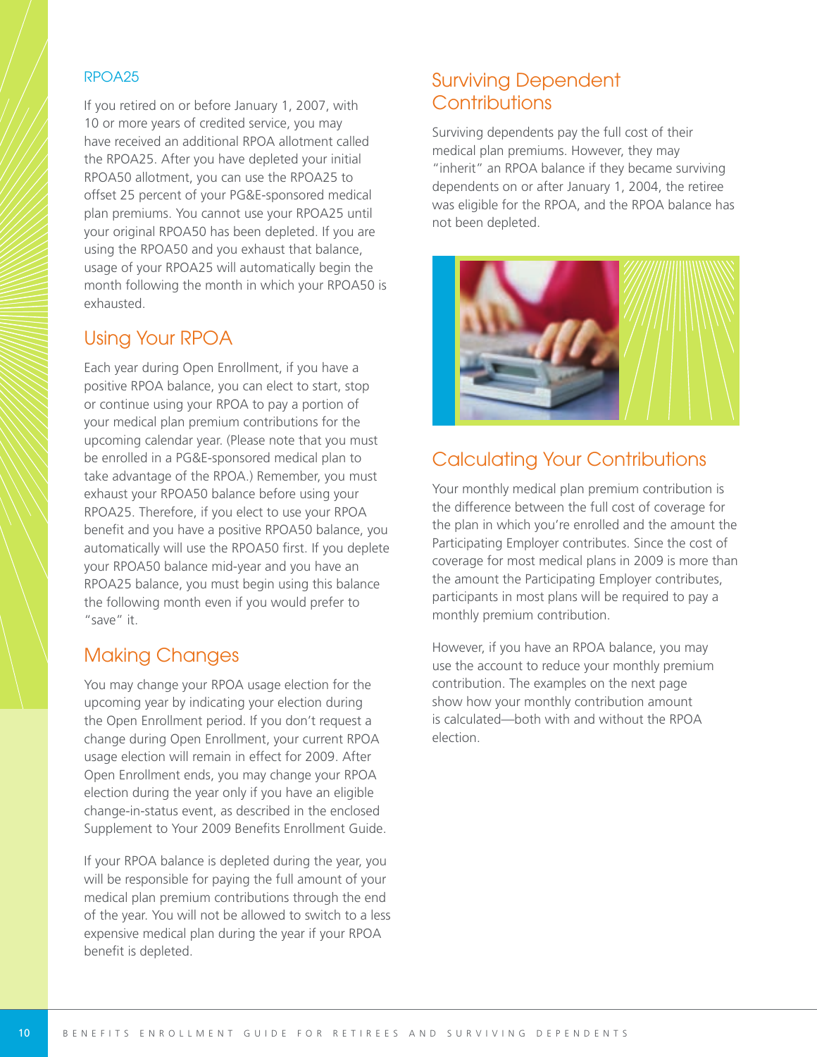### RPOA25

If you retired on or before January 1, 2007, with 10 or more years of credited service, you may have received an additional RPOA allotment called the RPOA25. After you have depleted your initial RPOA50 allotment, you can use the RPOA25 to offset 25 percent of your PG&E-sponsored medical plan premiums. You cannot use your RPOA25 until your original RPOA50 has been depleted. If you are using the RPOA50 and you exhaust that balance, usage of your RPOA25 will automatically begin the month following the month in which your RPOA50 is exhausted.

## Using Your RPOA

Each year during Open Enrollment, if you have a positive RPOA balance, you can elect to start, stop or continue using your RPOA to pay a portion of your medical plan premium contributions for the upcoming calendar year. (Please note that you must be enrolled in a PG&E-sponsored medical plan to take advantage of the RPOA.) Remember, you must exhaust your RPOA50 balance before using your RPOA25. Therefore, if you elect to use your RPOA benefit and you have a positive RPOA50 balance, you automatically will use the RPOA50 first. If you deplete your RPOA50 balance mid-year and you have an RPOA25 balance, you must begin using this balance the following month even if you would prefer to "save" it.

## Making Changes

You may change your RPOA usage election for the upcoming year by indicating your election during the Open Enrollment period. If you don't request a change during Open Enrollment, your current RPOA usage election will remain in effect for 2009. After Open Enrollment ends, you may change your RPOA election during the year only if you have an eligible change-in-status event, as described in the enclosed Supplement to Your 2009 Benefits Enrollment Guide.

If your RPOA balance is depleted during the year, you will be responsible for paying the full amount of your medical plan premium contributions through the end of the year. You will not be allowed to switch to a less expensive medical plan during the year if your RPOA benefit is depleted.

## Surviving Dependent Contributions

Surviving dependents pay the full cost of their medical plan premiums. However, they may "inherit" an RPOA balance if they became surviving dependents on or after January 1, 2004, the retiree was eligible for the RPOA, and the RPOA balance has not been depleted.

## Calculating Your Contributions

Your monthly medical plan premium contribution is the difference between the full cost of coverage for the plan in which you're enrolled and the amount the Participating Employer contributes. Since the cost of coverage for most medical plans in 2009 is more than the amount the Participating Employer contributes, participants in most plans will be required to pay a monthly premium contribution.

However, if you have an RPOA balance, you may use the account to reduce your monthly premium contribution. The examples on the next page show how your monthly contribution amount is calculated—both with and without the RPOA election.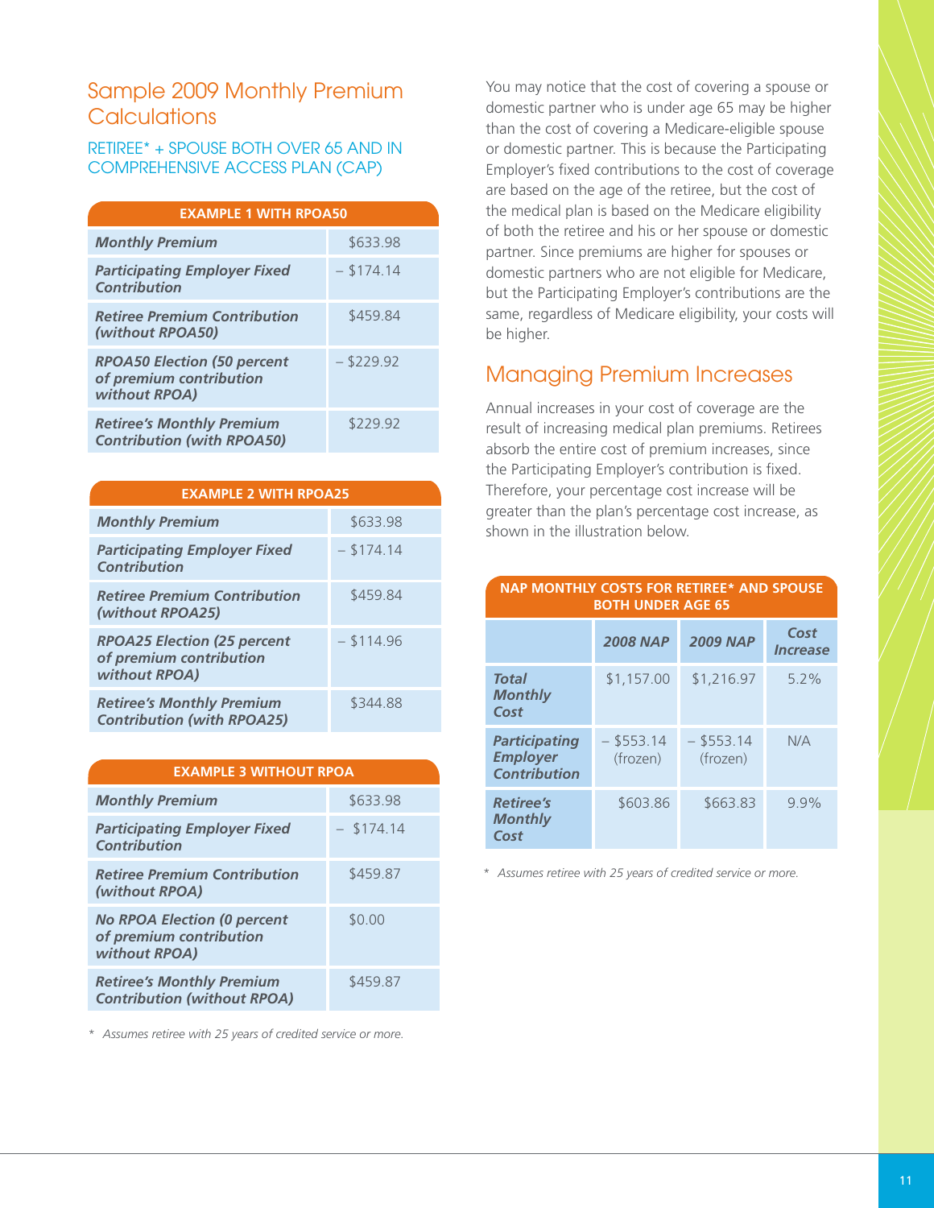## Sample 2009 Monthly Premium Calculations

### RETIREE* + SPOUSE BOTH OVER 65 AND IN COMPREHENSIVE ACCESS PLAN (CAP)

| EXAMPLE 1 WITH RPOA50 | |
|---|---|
| ***Monthly Premium*** | $633.98 |
| ***Participating Employer Fixed Contribution*** | – $174.14 |
| ***Retiree Premium Contribution (without RPOA50)*** | $459.84 |
| ***RPOA50 Election (50 percent of premium contribution without RPOA)*** | – $229.92 |
| ***Retiree's Monthly Premium Contribution (with RPOA50)*** | $229.92 |

| EXAMPLE 2 WITH RPOA25 | |
|---|---|
| ***Monthly Premium*** | $633.98 |
| ***Participating Employer Fixed Contribution*** | – $174.14 |
| ***Retiree Premium Contribution (without RPOA25)*** | $459.84 |
| ***RPOA25 Election (25 percent of premium contribution without RPOA)*** | – $114.96 |
| ***Retiree's Monthly Premium Contribution (with RPOA25)*** | $344.88 |

| EXAMPLE 3 WITHOUT RPOA | |
|---|---|
| ***Monthly Premium*** | $633.98 |
| ***Participating Employer Fixed Contribution*** | – $174.14 |
| ***Retiree Premium Contribution (without RPOA)*** | $459.87 |
| ***No RPOA Election (0 percent of premium contribution without RPOA)*** | $0.00 |
| ***Retiree's Monthly Premium Contribution (without RPOA)*** | $459.87 |

*\* Assumes retiree with 25 years of credited service or more.*

You may notice that the cost of covering a spouse or domestic partner who is under age 65 may be higher than the cost of covering a Medicare-eligible spouse or domestic partner. This is because the Participating Employer's fixed contributions to the cost of coverage are based on the age of the retiree, but the cost of the medical plan is based on the Medicare eligibility of both the retiree and his or her spouse or domestic partner. Since premiums are higher for spouses or domestic partners who are not eligible for Medicare, but the Participating Employer's contributions are the same, regardless of Medicare eligibility, your costs will be higher.

## Managing Premium Increases

Annual increases in your cost of coverage are the result of increasing medical plan premiums. Retirees absorb the entire cost of premium increases, since the Participating Employer's contribution is fixed. Therefore, your percentage cost increase will be greater than the plan's percentage cost increase, as shown in the illustration below.

| NAP MONTHLY COSTS FOR RETIREE* AND SPOUSE BOTH UNDER AGE 65 | | | |
|---|---|---|---|
| | ***2008 NAP*** | ***2009 NAP*** | ***Cost Increase*** |
| ***Total Monthly Cost*** | $1,157.00 | $1,216.97 | 5.2% |
| ***Participating Employer Contribution*** | – $553.14 (frozen) | – $553.14 (frozen) | N/A |
| ***Retiree's Monthly Cost*** | $603.86 | $663.83 | 9.9% |

*\* Assumes retiree with 25 years of credited service or more.*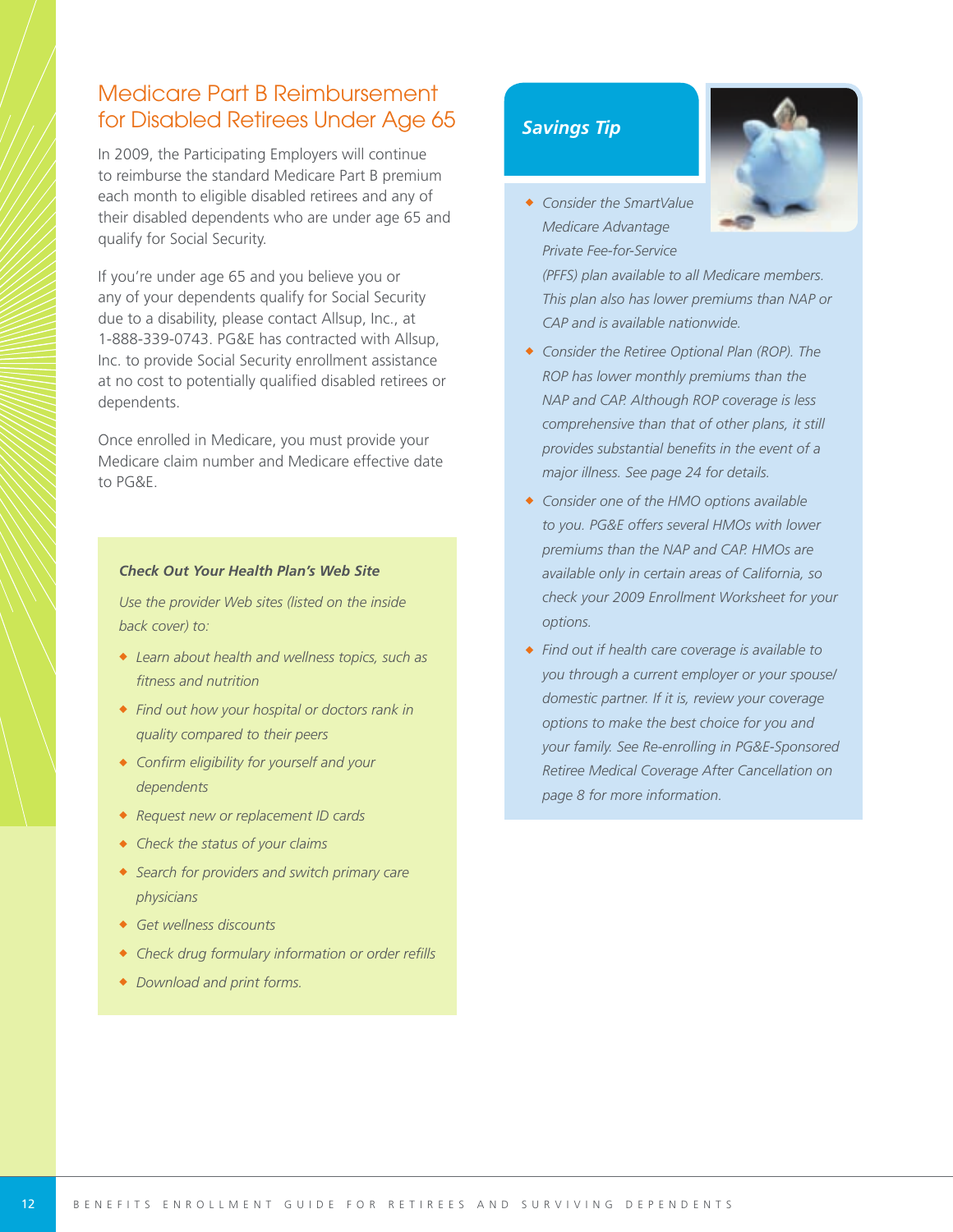## Medicare Part B Reimbursement for Disabled Retirees Under Age 65

In 2009, the Participating Employers will continue to reimburse the standard Medicare Part B premium each month to eligible disabled retirees and any of their disabled dependents who are under age 65 and qualify for Social Security.

If you're under age 65 and you believe you or any of your dependents qualify for Social Security due to a disability, please contact Allsup, Inc., at 1-888-339-0743. PG&E has contracted with Allsup, Inc. to provide Social Security enrollment assistance at no cost to potentially qualified disabled retirees or dependents.

Once enrolled in Medicare, you must provide your Medicare claim number and Medicare effective date to PG&E.

**_Check Out Your Health Plan's Web Site_**

*Use the provider Web sites (listed on the inside back cover) to:*

- *Learn about health and wellness topics, such as fitness and nutrition*
- *Find out how your hospital or doctors rank in quality compared to their peers*
- *Confirm eligibility for yourself and your dependents*
- *Request new or replacement ID cards*
- *Check the status of your claims*
- *Search for providers and switch primary care physicians*
- *Get wellness discounts*
- *Check drug formulary information or order refills*
- *Download and print forms.*

**_Savings Tip_**

- *Consider the SmartValue Medicare Advantage Private Fee-for-Service (PFFS) plan available to all Medicare members. This plan also has lower premiums than NAP or CAP and is available nationwide.*
- *Consider the Retiree Optional Plan (ROP). The ROP has lower monthly premiums than the NAP and CAP. Although ROP coverage is less comprehensive than that of other plans, it still provides substantial benefits in the event of a major illness. See page 24 for details.*
- *Consider one of the HMO options available to you. PG&E offers several HMOs with lower premiums than the NAP and CAP. HMOs are available only in certain areas of California, so check your 2009 Enrollment Worksheet for your options.*
- *Find out if health care coverage is available to you through a current employer or your spouse/domestic partner. If it is, review your coverage options to make the best choice for you and your family. See Re-enrolling in PG&E-Sponsored Retiree Medical Coverage After Cancellation on page 8 for more information.*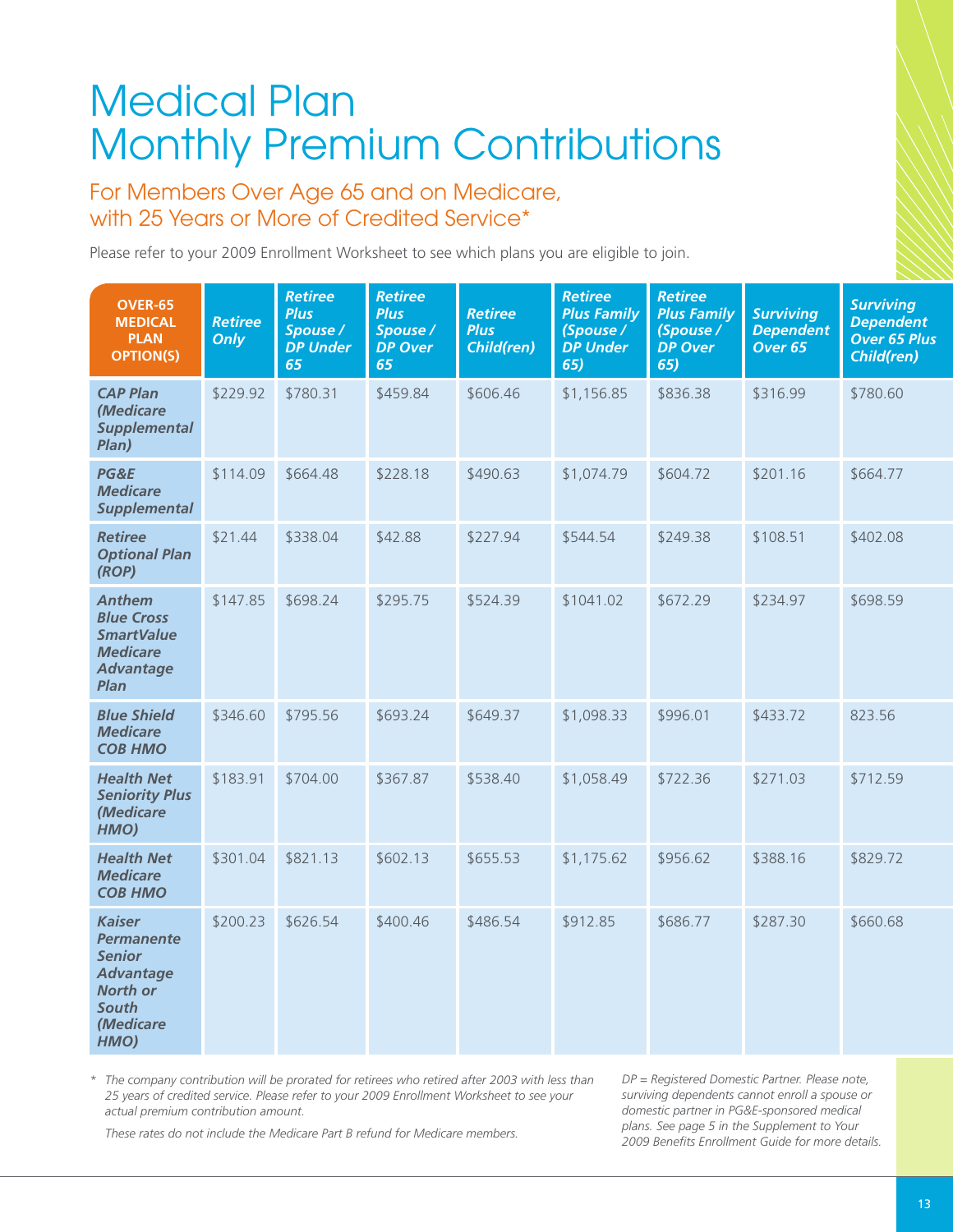# Medical Plan Monthly Premium Contributions

## For Members Over Age 65 and on Medicare, with 25 Years or More of Credited Service*

Please refer to your 2009 Enrollment Worksheet to see which plans you are eligible to join.

| OVER-65 MEDICAL PLAN OPTION(S) | *Retiree Only* | *Retiree Plus Spouse / DP Under 65* | *Retiree Plus Spouse / DP Over 65* | *Retiree Plus Child(ren)* | *Retiree Plus Family (Spouse / DP Under 65)* | *Retiree Plus Family (Spouse / DP Over 65)* | *Surviving Dependent Over 65* | *Surviving Dependent Over 65 Plus Child(ren)* |
|---|---|---|---|---|---|---|---|---|
| ***CAP Plan (Medicare Supplemental Plan)*** | $229.92 | $780.31 | $459.84 | $606.46 | $1,156.85 | $836.38 | $316.99 | $780.60 |
| ***PG&E Medicare Supplemental*** | $114.09 | $664.48 | $228.18 | $490.63 | $1,074.79 | $604.72 | $201.16 | $664.77 |
| ***Retiree Optional Plan (ROP)*** | $21.44 | $338.04 | $42.88 | $227.94 | $544.54 | $249.38 | $108.51 | $402.08 |
| ***Anthem Blue Cross SmartValue Medicare Advantage Plan*** | $147.85 | $698.24 | $295.75 | $524.39 | $1041.02 | $672.29 | $234.97 | $698.59 |
| ***Blue Shield Medicare COB HMO*** | $346.60 | $795.56 | $693.24 | $649.37 | $1,098.33 | $996.01 | $433.72 | 823.56 |
| ***Health Net Seniority Plus (Medicare HMO)*** | $183.91 | $704.00 | $367.87 | $538.40 | $1,058.49 | $722.36 | $271.03 | $712.59 |
| ***Health Net Medicare COB HMO*** | $301.04 | $821.13 | $602.13 | $655.53 | $1,175.62 | $956.62 | $388.16 | $829.72 |
| ***Kaiser Permanente Senior Advantage North or South (Medicare HMO)*** | $200.23 | $626.54 | $400.46 | $486.54 | $912.85 | $686.77 | $287.30 | $660.68 |

*\* The company contribution will be prorated for retirees who retired after 2003 with less than 25 years of credited service. Please refer to your 2009 Enrollment Worksheet to see your actual premium contribution amount.*

*These rates do not include the Medicare Part B refund for Medicare members.*

*DP = Registered Domestic Partner. Please note, surviving dependents cannot enroll a spouse or domestic partner in PG&E-sponsored medical plans. See page 5 in the Supplement to Your 2009 Benefits Enrollment Guide for more details.*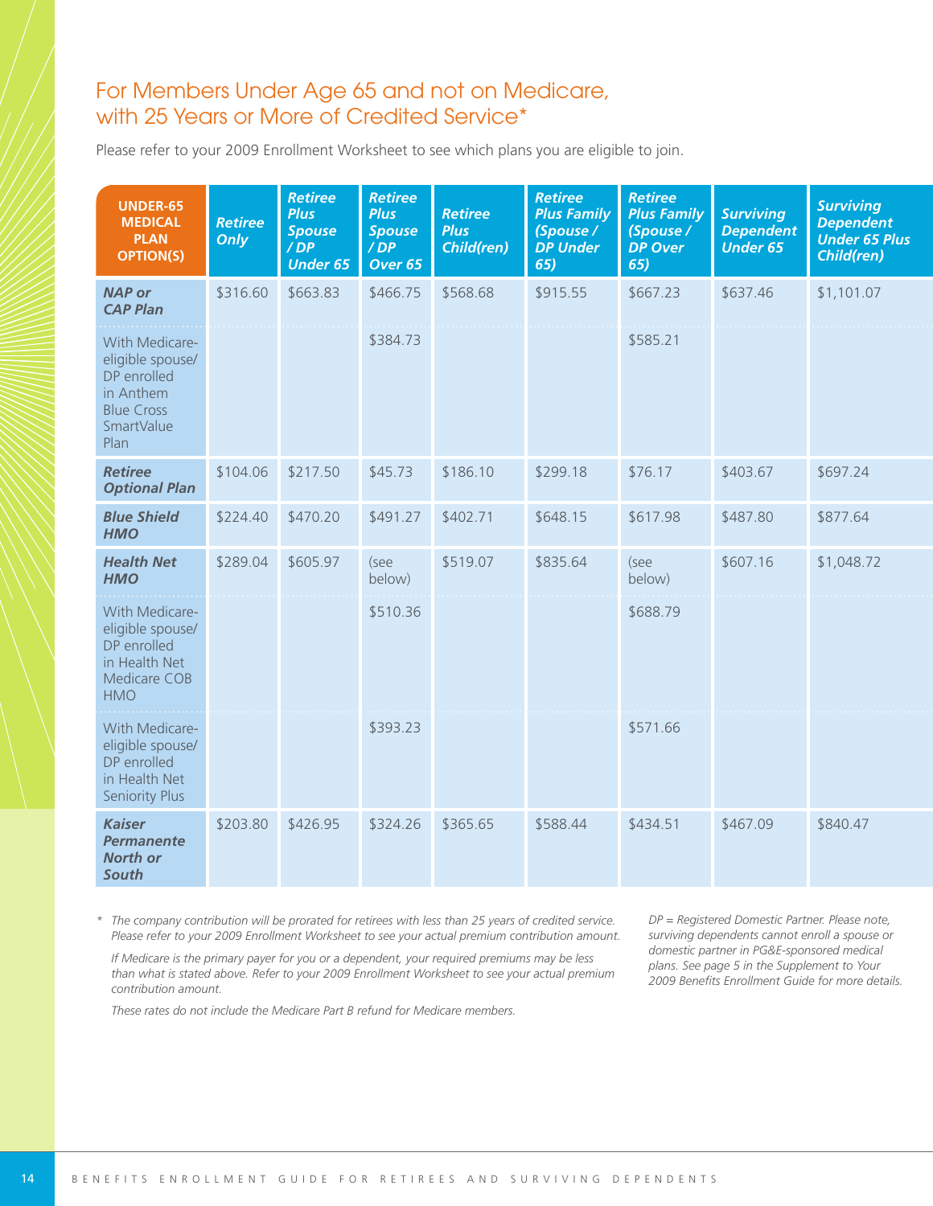## For Members Under Age 65 and not on Medicare, with 25 Years or More of Credited Service*

Please refer to your 2009 Enrollment Worksheet to see which plans you are eligible to join.

| UNDER-65 MEDICAL PLAN OPTION(S) | Retiree Only | Retiree Plus Spouse / DP Under 65 | Retiree Plus Spouse / DP Over 65 | Retiree Plus Child(ren) | Retiree Plus Family (Spouse / DP Under 65) | Retiree Plus Family (Spouse / DP Over 65) | Surviving Dependent Under 65 | Surviving Dependent Under 65 Plus Child(ren) |
|---|---|---|---|---|---|---|---|---|
| ***NAP or CAP Plan*** | $316.60 | $663.83 | $466.75 | $568.68 | $915.55 | $667.23 | $637.46 | $1,101.07 |
| With Medicare-eligible spouse/ DP enrolled in Anthem Blue Cross SmartValue Plan | | | $384.73 | | | $585.21 | | |
| ***Retiree Optional Plan*** | $104.06 | $217.50 | $45.73 | $186.10 | $299.18 | $76.17 | $403.67 | $697.24 |
| ***Blue Shield HMO*** | $224.40 | $470.20 | $491.27 | $402.71 | $648.15 | $617.98 | $487.80 | $877.64 |
| ***Health Net HMO*** | $289.04 | $605.97 | (see below) | $519.07 | $835.64 | (see below) | $607.16 | $1,048.72 |
| With Medicare-eligible spouse/ DP enrolled in Health Net Medicare COB HMO | | | $510.36 | | | $688.79 | | |
| With Medicare-eligible spouse/ DP enrolled in Health Net Seniority Plus | | | $393.23 | | | $571.66 | | |
| ***Kaiser Permanente North or South*** | $203.80 | $426.95 | $324.26 | $365.65 | $588.44 | $434.51 | $467.09 | $840.47 |

*\* The company contribution will be prorated for retirees with less than 25 years of credited service. Please refer to your 2009 Enrollment Worksheet to see your actual premium contribution amount.*

*If Medicare is the primary payer for you or a dependent, your required premiums may be less than what is stated above. Refer to your 2009 Enrollment Worksheet to see your actual premium contribution amount.*

*These rates do not include the Medicare Part B refund for Medicare members.*

*DP = Registered Domestic Partner. Please note, surviving dependents cannot enroll a spouse or domestic partner in PG&E-sponsored medical plans. See page 5 in the Supplement to Your 2009 Benefits Enrollment Guide for more details.*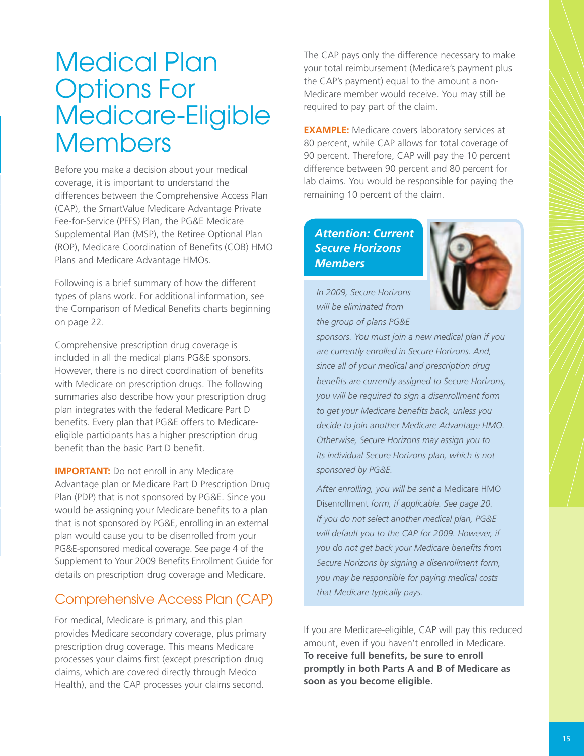# Medical Plan Options For Medicare-Eligible Members

Before you make a decision about your medical coverage, it is important to understand the differences between the Comprehensive Access Plan (CAP), the SmartValue Medicare Advantage Private Fee-for-Service (PFFS) Plan, the PG&E Medicare Supplemental Plan (MSP), the Retiree Optional Plan (ROP), Medicare Coordination of Benefits (COB) HMO Plans and Medicare Advantage HMOs.

Following is a brief summary of how the different types of plans work. For additional information, see the Comparison of Medical Benefits charts beginning on page 22.

Comprehensive prescription drug coverage is included in all the medical plans PG&E sponsors. However, there is no direct coordination of benefits with Medicare on prescription drugs. The following summaries also describe how your prescription drug plan integrates with the federal Medicare Part D benefits. Every plan that PG&E offers to Medicare-eligible participants has a higher prescription drug benefit than the basic Part D benefit.

**IMPORTANT:** Do not enroll in any Medicare Advantage plan or Medicare Part D Prescription Drug Plan (PDP) that is not sponsored by PG&E. Since you would be assigning your Medicare benefits to a plan that is not sponsored by PG&E, enrolling in an external plan would cause you to be disenrolled from your PG&E-sponsored medical coverage. See page 4 of the Supplement to Your 2009 Benefits Enrollment Guide for details on prescription drug coverage and Medicare.

## Comprehensive Access Plan (CAP)

For medical, Medicare is primary, and this plan provides Medicare secondary coverage, plus primary prescription drug coverage. This means Medicare processes your claims first (except prescription drug claims, which are covered directly through Medco Health), and the CAP processes your claims second.

The CAP pays only the difference necessary to make your total reimbursement (Medicare's payment plus the CAP's payment) equal to the amount a non-Medicare member would receive. You may still be required to pay part of the claim.

**EXAMPLE:** Medicare covers laboratory services at 80 percent, while CAP allows for total coverage of 90 percent. Therefore, CAP will pay the 10 percent difference between 90 percent and 80 percent for lab claims. You would be responsible for paying the remaining 10 percent of the claim.

### *Attention: Current Secure Horizons Members*

*In 2009, Secure Horizons will be eliminated from the group of plans PG&E sponsors. You must join a new medical plan if you are currently enrolled in Secure Horizons. And, since all of your medical and prescription drug benefits are currently assigned to Secure Horizons, you will be required to sign a disenrollment form to get your Medicare benefits back, unless you decide to join another Medicare Advantage HMO. Otherwise, Secure Horizons may assign you to its individual Secure Horizons plan, which is not sponsored by PG&E.*

*After enrolling, you will be sent a* Medicare HMO Disenrollment *form, if applicable. See page 20. If you do not select another medical plan, PG&E will default you to the CAP for 2009. However, if you do not get back your Medicare benefits from Secure Horizons by signing a disenrollment form, you may be responsible for paying medical costs that Medicare typically pays.*

If you are Medicare-eligible, CAP will pay this reduced amount, even if you haven't enrolled in Medicare. **To receive full benefits, be sure to enroll promptly in both Parts A and B of Medicare as soon as you become eligible.**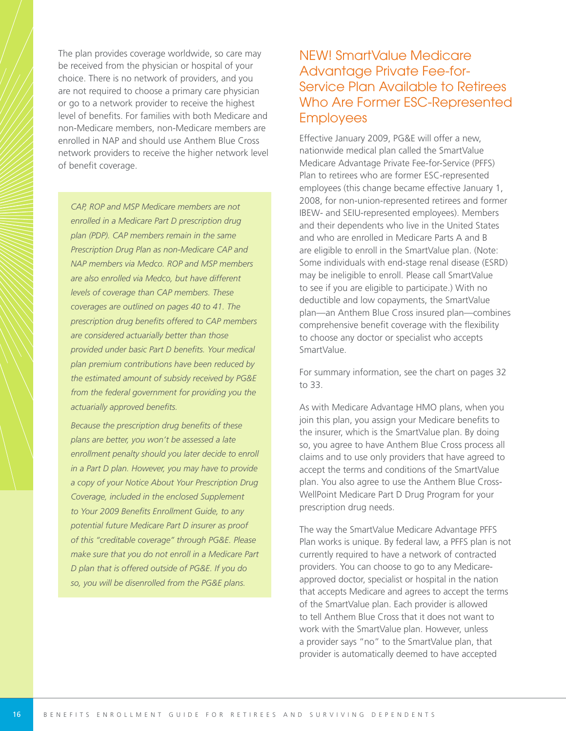The plan provides coverage worldwide, so care may be received from the physician or hospital of your choice. There is no network of providers, and you are not required to choose a primary care physician or go to a network provider to receive the highest level of benefits. For families with both Medicare and non-Medicare members, non-Medicare members are enrolled in NAP and should use Anthem Blue Cross network providers to receive the higher network level of benefit coverage.

*CAP, ROP and MSP Medicare members are not enrolled in a Medicare Part D prescription drug plan (PDP). CAP members remain in the same Prescription Drug Plan as non-Medicare CAP and NAP members via Medco. ROP and MSP members are also enrolled via Medco, but have different levels of coverage than CAP members. These coverages are outlined on pages 40 to 41. The prescription drug benefits offered to CAP members are considered actuarially better than those provided under basic Part D benefits. Your medical plan premium contributions have been reduced by the estimated amount of subsidy received by PG&E from the federal government for providing you the actuarially approved benefits.*

*Because the prescription drug benefits of these plans are better, you won't be assessed a late enrollment penalty should you later decide to enroll in a Part D plan. However, you may have to provide a copy of your Notice About Your Prescription Drug Coverage, included in the enclosed Supplement to Your 2009 Benefits Enrollment Guide, to any potential future Medicare Part D insurer as proof of this "creditable coverage" through PG&E. Please make sure that you do not enroll in a Medicare Part D plan that is offered outside of PG&E. If you do so, you will be disenrolled from the PG&E plans.*

## NEW! SmartValue Medicare Advantage Private Fee-for-Service Plan Available to Retirees Who Are Former ESC-Represented Employees

Effective January 2009, PG&E will offer a new, nationwide medical plan called the SmartValue Medicare Advantage Private Fee-for-Service (PFFS) Plan to retirees who are former ESC-represented employees (this change became effective January 1, 2008, for non-union-represented retirees and former IBEW- and SEIU-represented employees). Members and their dependents who live in the United States and who are enrolled in Medicare Parts A and B are eligible to enroll in the SmartValue plan. (Note: Some individuals with end-stage renal disease (ESRD) may be ineligible to enroll. Please call SmartValue to see if you are eligible to participate.) With no deductible and low copayments, the SmartValue plan—an Anthem Blue Cross insured plan—combines comprehensive benefit coverage with the flexibility to choose any doctor or specialist who accepts SmartValue.

For summary information, see the chart on pages 32 to 33.

As with Medicare Advantage HMO plans, when you join this plan, you assign your Medicare benefits to the insurer, which is the SmartValue plan. By doing so, you agree to have Anthem Blue Cross process all claims and to use only providers that have agreed to accept the terms and conditions of the SmartValue plan. You also agree to use the Anthem Blue Cross-WellPoint Medicare Part D Drug Program for your prescription drug needs.

The way the SmartValue Medicare Advantage PFFS Plan works is unique. By federal law, a PFFS plan is not currently required to have a network of contracted providers. You can choose to go to any Medicare-approved doctor, specialist or hospital in the nation that accepts Medicare and agrees to accept the terms of the SmartValue plan. Each provider is allowed to tell Anthem Blue Cross that it does not want to work with the SmartValue plan. However, unless a provider says "no" to the SmartValue plan, that provider is automatically deemed to have accepted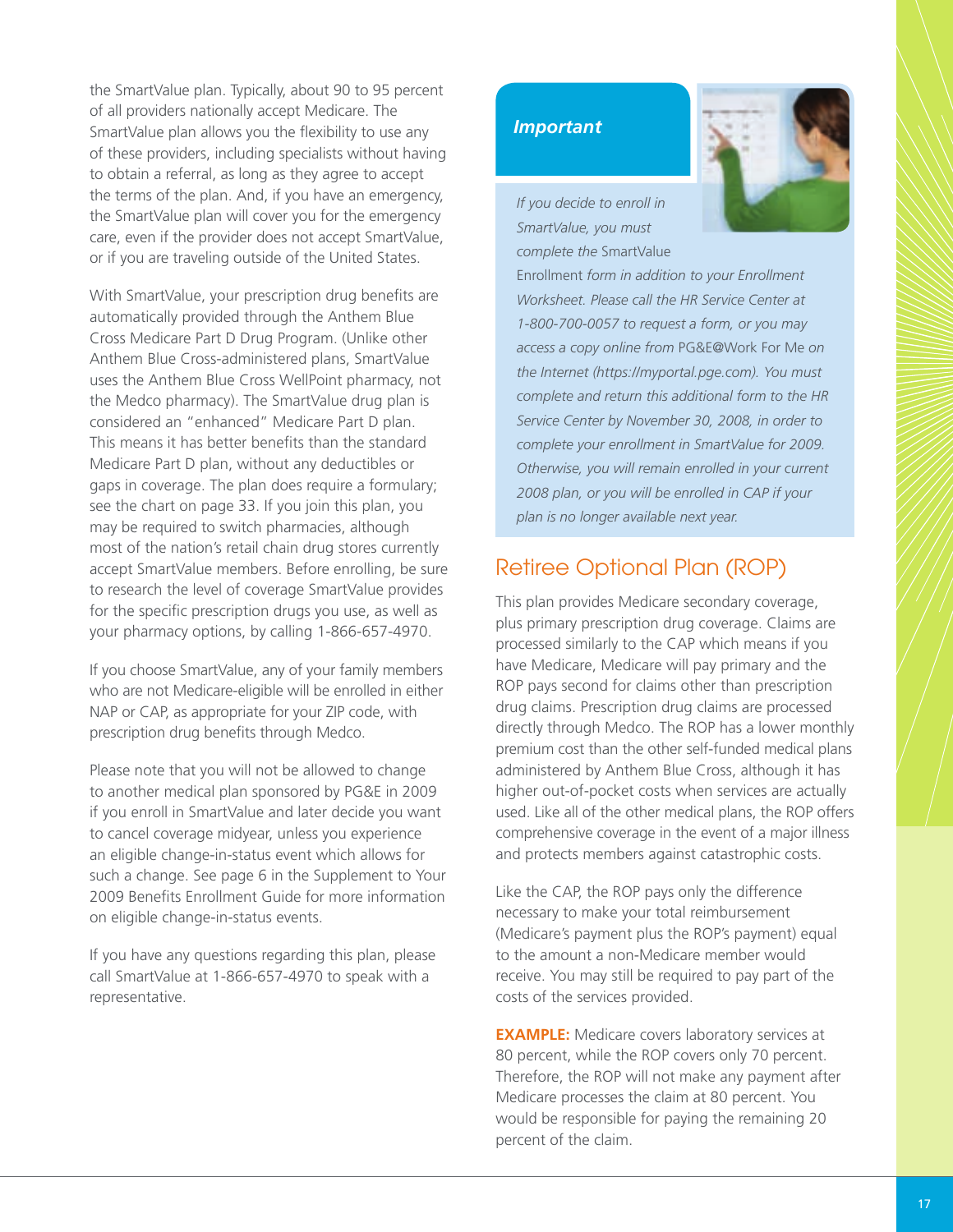the SmartValue plan. Typically, about 90 to 95 percent of all providers nationally accept Medicare. The SmartValue plan allows you the flexibility to use any of these providers, including specialists without having to obtain a referral, as long as they agree to accept the terms of the plan. And, if you have an emergency, the SmartValue plan will cover you for the emergency care, even if the provider does not accept SmartValue, or if you are traveling outside of the United States.

With SmartValue, your prescription drug benefits are automatically provided through the Anthem Blue Cross Medicare Part D Drug Program. (Unlike other Anthem Blue Cross-administered plans, SmartValue uses the Anthem Blue Cross WellPoint pharmacy, not the Medco pharmacy). The SmartValue drug plan is considered an "enhanced" Medicare Part D plan. This means it has better benefits than the standard Medicare Part D plan, without any deductibles or gaps in coverage. The plan does require a formulary; see the chart on page 33. If you join this plan, you may be required to switch pharmacies, although most of the nation's retail chain drug stores currently accept SmartValue members. Before enrolling, be sure to research the level of coverage SmartValue provides for the specific prescription drugs you use, as well as your pharmacy options, by calling 1-866-657-4970.

If you choose SmartValue, any of your family members who are not Medicare-eligible will be enrolled in either NAP or CAP, as appropriate for your ZIP code, with prescription drug benefits through Medco.

Please note that you will not be allowed to change to another medical plan sponsored by PG&E in 2009 if you enroll in SmartValue and later decide you want to cancel coverage midyear, unless you experience an eligible change-in-status event which allows for such a change. See page 6 in the Supplement to Your 2009 Benefits Enrollment Guide for more information on eligible change-in-status events.

If you have any questions regarding this plan, please call SmartValue at 1-866-657-4970 to speak with a representative.

***Important***

*If you decide to enroll in SmartValue, you must complete the* SmartValue Enrollment *form in addition to your Enrollment Worksheet. Please call the HR Service Center at 1-800-700-0057 to request a form, or you may access a copy online from* PG&E@Work For Me *on the Internet (https://myportal.pge.com). You must complete and return this additional form to the HR Service Center by November 30, 2008, in order to complete your enrollment in SmartValue for 2009. Otherwise, you will remain enrolled in your current 2008 plan, or you will be enrolled in CAP if your plan is no longer available next year.*

## Retiree Optional Plan (ROP)

This plan provides Medicare secondary coverage, plus primary prescription drug coverage. Claims are processed similarly to the CAP which means if you have Medicare, Medicare will pay primary and the ROP pays second for claims other than prescription drug claims. Prescription drug claims are processed directly through Medco. The ROP has a lower monthly premium cost than the other self-funded medical plans administered by Anthem Blue Cross, although it has higher out-of-pocket costs when services are actually used. Like all of the other medical plans, the ROP offers comprehensive coverage in the event of a major illness and protects members against catastrophic costs.

Like the CAP, the ROP pays only the difference necessary to make your total reimbursement (Medicare's payment plus the ROP's payment) equal to the amount a non-Medicare member would receive. You may still be required to pay part of the costs of the services provided.

**EXAMPLE:** Medicare covers laboratory services at 80 percent, while the ROP covers only 70 percent. Therefore, the ROP will not make any payment after Medicare processes the claim at 80 percent. You would be responsible for paying the remaining 20 percent of the claim.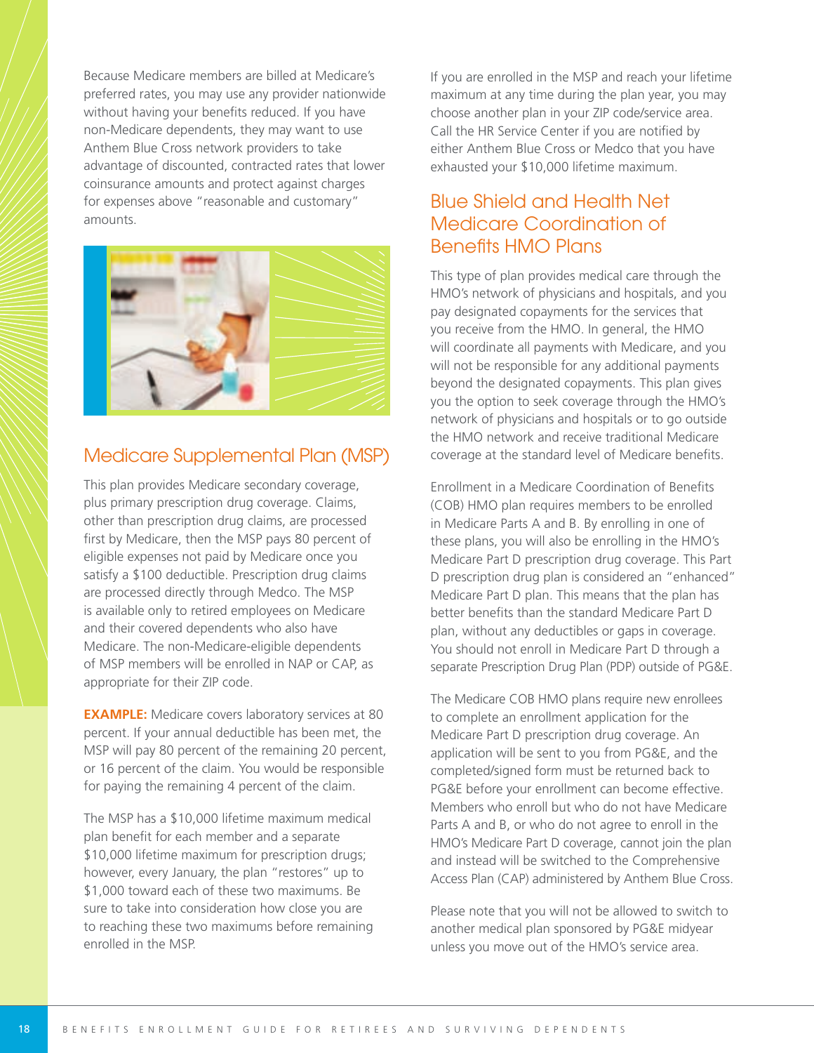Because Medicare members are billed at Medicare's preferred rates, you may use any provider nationwide without having your benefits reduced. If you have non-Medicare dependents, they may want to use Anthem Blue Cross network providers to take advantage of discounted, contracted rates that lower coinsurance amounts and protect against charges for expenses above "reasonable and customary" amounts.

## Medicare Supplemental Plan (MSP)

This plan provides Medicare secondary coverage, plus primary prescription drug coverage. Claims, other than prescription drug claims, are processed first by Medicare, then the MSP pays 80 percent of eligible expenses not paid by Medicare once you satisfy a $100 deductible. Prescription drug claims are processed directly through Medco. The MSP is available only to retired employees on Medicare and their covered dependents who also have Medicare. The non-Medicare-eligible dependents of MSP members will be enrolled in NAP or CAP, as appropriate for their ZIP code.

**EXAMPLE:** Medicare covers laboratory services at 80 percent. If your annual deductible has been met, the MSP will pay 80 percent of the remaining 20 percent, or 16 percent of the claim. You would be responsible for paying the remaining 4 percent of the claim.

The MSP has a $10,000 lifetime maximum medical plan benefit for each member and a separate $10,000 lifetime maximum for prescription drugs; however, every January, the plan "restores" up to $1,000 toward each of these two maximums. Be sure to take into consideration how close you are to reaching these two maximums before remaining enrolled in the MSP.

If you are enrolled in the MSP and reach your lifetime maximum at any time during the plan year, you may choose another plan in your ZIP code/service area. Call the HR Service Center if you are notified by either Anthem Blue Cross or Medco that you have exhausted your $10,000 lifetime maximum.

## Blue Shield and Health Net Medicare Coordination of Benefits HMO Plans

This type of plan provides medical care through the HMO's network of physicians and hospitals, and you pay designated copayments for the services that you receive from the HMO. In general, the HMO will coordinate all payments with Medicare, and you will not be responsible for any additional payments beyond the designated copayments. This plan gives you the option to seek coverage through the HMO's network of physicians and hospitals or to go outside the HMO network and receive traditional Medicare coverage at the standard level of Medicare benefits.

Enrollment in a Medicare Coordination of Benefits (COB) HMO plan requires members to be enrolled in Medicare Parts A and B. By enrolling in one of these plans, you will also be enrolling in the HMO's Medicare Part D prescription drug coverage. This Part D prescription drug plan is considered an "enhanced" Medicare Part D plan. This means that the plan has better benefits than the standard Medicare Part D plan, without any deductibles or gaps in coverage. You should not enroll in Medicare Part D through a separate Prescription Drug Plan (PDP) outside of PG&E.

The Medicare COB HMO plans require new enrollees to complete an enrollment application for the Medicare Part D prescription drug coverage. An application will be sent to you from PG&E, and the completed/signed form must be returned back to PG&E before your enrollment can become effective. Members who enroll but who do not have Medicare Parts A and B, or who do not agree to enroll in the HMO's Medicare Part D coverage, cannot join the plan and instead will be switched to the Comprehensive Access Plan (CAP) administered by Anthem Blue Cross.

Please note that you will not be allowed to switch to another medical plan sponsored by PG&E midyear unless you move out of the HMO's service area.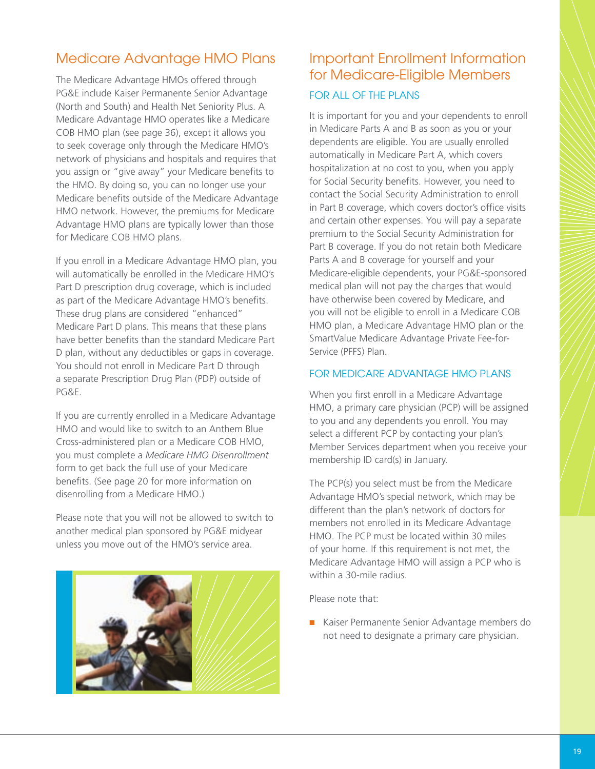## Medicare Advantage HMO Plans

The Medicare Advantage HMOs offered through PG&E include Kaiser Permanente Senior Advantage (North and South) and Health Net Seniority Plus. A Medicare Advantage HMO operates like a Medicare COB HMO plan (see page 36), except it allows you to seek coverage only through the Medicare HMO's network of physicians and hospitals and requires that you assign or "give away" your Medicare benefits to the HMO. By doing so, you can no longer use your Medicare benefits outside of the Medicare Advantage HMO network. However, the premiums for Medicare Advantage HMO plans are typically lower than those for Medicare COB HMO plans.

If you enroll in a Medicare Advantage HMO plan, you will automatically be enrolled in the Medicare HMO's Part D prescription drug coverage, which is included as part of the Medicare Advantage HMO's benefits. These drug plans are considered "enhanced" Medicare Part D plans. This means that these plans have better benefits than the standard Medicare Part D plan, without any deductibles or gaps in coverage. You should not enroll in Medicare Part D through a separate Prescription Drug Plan (PDP) outside of PG&E.

If you are currently enrolled in a Medicare Advantage HMO and would like to switch to an Anthem Blue Cross-administered plan or a Medicare COB HMO, you must complete a *Medicare HMO Disenrollment* form to get back the full use of your Medicare benefits. (See page 20 for more information on disenrolling from a Medicare HMO.)

Please note that you will not be allowed to switch to another medical plan sponsored by PG&E midyear unless you move out of the HMO's service area.

## Important Enrollment Information for Medicare-Eligible Members

### FOR ALL OF THE PLANS

It is important for you and your dependents to enroll in Medicare Parts A and B as soon as you or your dependents are eligible. You are usually enrolled automatically in Medicare Part A, which covers hospitalization at no cost to you, when you apply for Social Security benefits. However, you need to contact the Social Security Administration to enroll in Part B coverage, which covers doctor's office visits and certain other expenses. You will pay a separate premium to the Social Security Administration for Part B coverage. If you do not retain both Medicare Parts A and B coverage for yourself and your Medicare-eligible dependents, your PG&E-sponsored medical plan will not pay the charges that would have otherwise been covered by Medicare, and you will not be eligible to enroll in a Medicare COB HMO plan, a Medicare Advantage HMO plan or the SmartValue Medicare Advantage Private Fee-for-Service (PFFS) Plan.

### FOR MEDICARE ADVANTAGE HMO PLANS

When you first enroll in a Medicare Advantage HMO, a primary care physician (PCP) will be assigned to you and any dependents you enroll. You may select a different PCP by contacting your plan's Member Services department when you receive your membership ID card(s) in January.

The PCP(s) you select must be from the Medicare Advantage HMO's special network, which may be different than the plan's network of doctors for members not enrolled in its Medicare Advantage HMO. The PCP must be located within 30 miles of your home. If this requirement is not met, the Medicare Advantage HMO will assign a PCP who is within a 30-mile radius.

Please note that:

- Kaiser Permanente Senior Advantage members do not need to designate a primary care physician.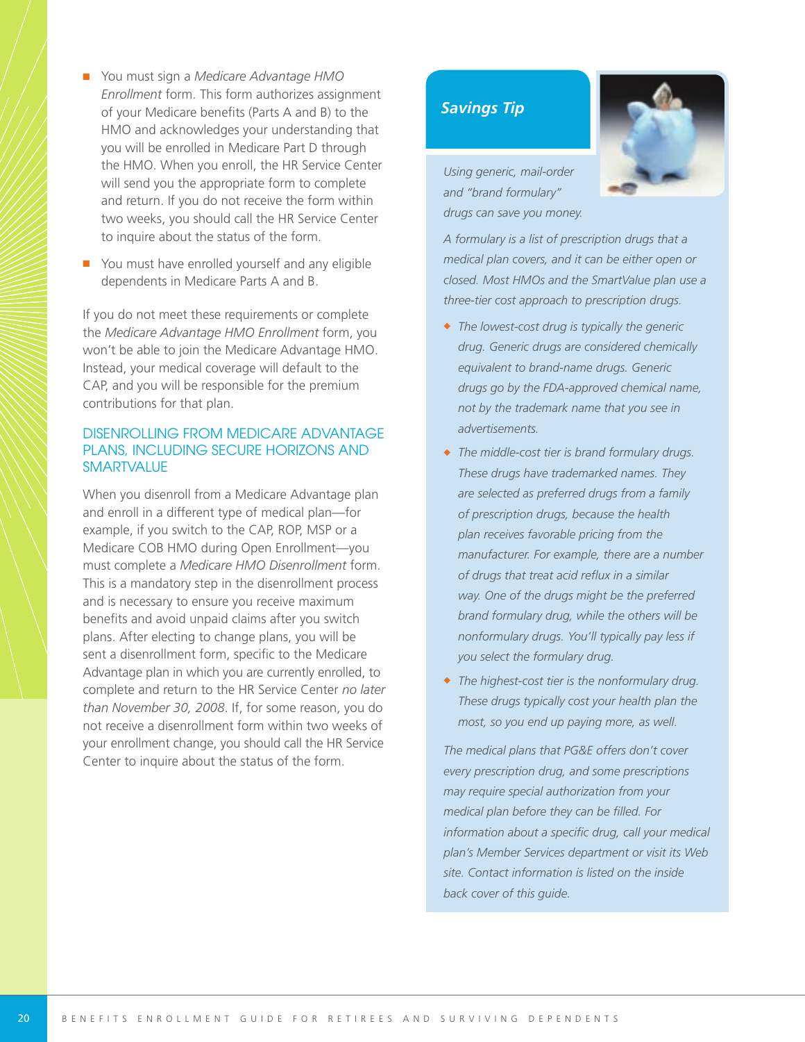- You must sign a *Medicare Advantage HMO Enrollment* form. This form authorizes assignment of your Medicare benefits (Parts A and B) to the HMO and acknowledges your understanding that you will be enrolled in Medicare Part D through the HMO. When you enroll, the HR Service Center will send you the appropriate form to complete and return. If you do not receive the form within two weeks, you should call the HR Service Center to inquire about the status of the form.
- You must have enrolled yourself and any eligible dependents in Medicare Parts A and B.

If you do not meet these requirements or complete the *Medicare Advantage HMO Enrollment* form, you won't be able to join the Medicare Advantage HMO. Instead, your medical coverage will default to the CAP, and you will be responsible for the premium contributions for that plan.

### DISENROLLING FROM MEDICARE ADVANTAGE PLANS, INCLUDING SECURE HORIZONS AND SMARTVALUE

When you disenroll from a Medicare Advantage plan and enroll in a different type of medical plan—for example, if you switch to the CAP, ROP, MSP or a Medicare COB HMO during Open Enrollment—you must complete a *Medicare HMO Disenrollment* form. This is a mandatory step in the disenrollment process and is necessary to ensure you receive maximum benefits and avoid unpaid claims after you switch plans. After electing to change plans, you will be sent a disenrollment form, specific to the Medicare Advantage plan in which you are currently enrolled, to complete and return to the HR Service Center *no later than November 30, 2008*. If, for some reason, you do not receive a disenrollment form within two weeks of your enrollment change, you should call the HR Service Center to inquire about the status of the form.

### *Savings Tip*

*Using generic, mail-order and "brand formulary" drugs can save you money.*

*A formulary is a list of prescription drugs that a medical plan covers, and it can be either open or closed. Most HMOs and the SmartValue plan use a three-tier cost approach to prescription drugs.*

- *The lowest-cost drug is typically the generic drug. Generic drugs are considered chemically equivalent to brand-name drugs. Generic drugs go by the FDA-approved chemical name, not by the trademark name that you see in advertisements.*
- *The middle-cost tier is brand formulary drugs. These drugs have trademarked names. They are selected as preferred drugs from a family of prescription drugs, because the health plan receives favorable pricing from the manufacturer. For example, there are a number of drugs that treat acid reflux in a similar way. One of the drugs might be the preferred brand formulary drug, while the others will be nonformulary drugs. You'll typically pay less if you select the formulary drug.*
- *The highest-cost tier is the nonformulary drug. These drugs typically cost your health plan the most, so you end up paying more, as well.*

*The medical plans that PG&E offers don't cover every prescription drug, and some prescriptions may require special authorization from your medical plan before they can be filled. For information about a specific drug, call your medical plan's Member Services department or visit its Web site. Contact information is listed on the inside back cover of this guide.*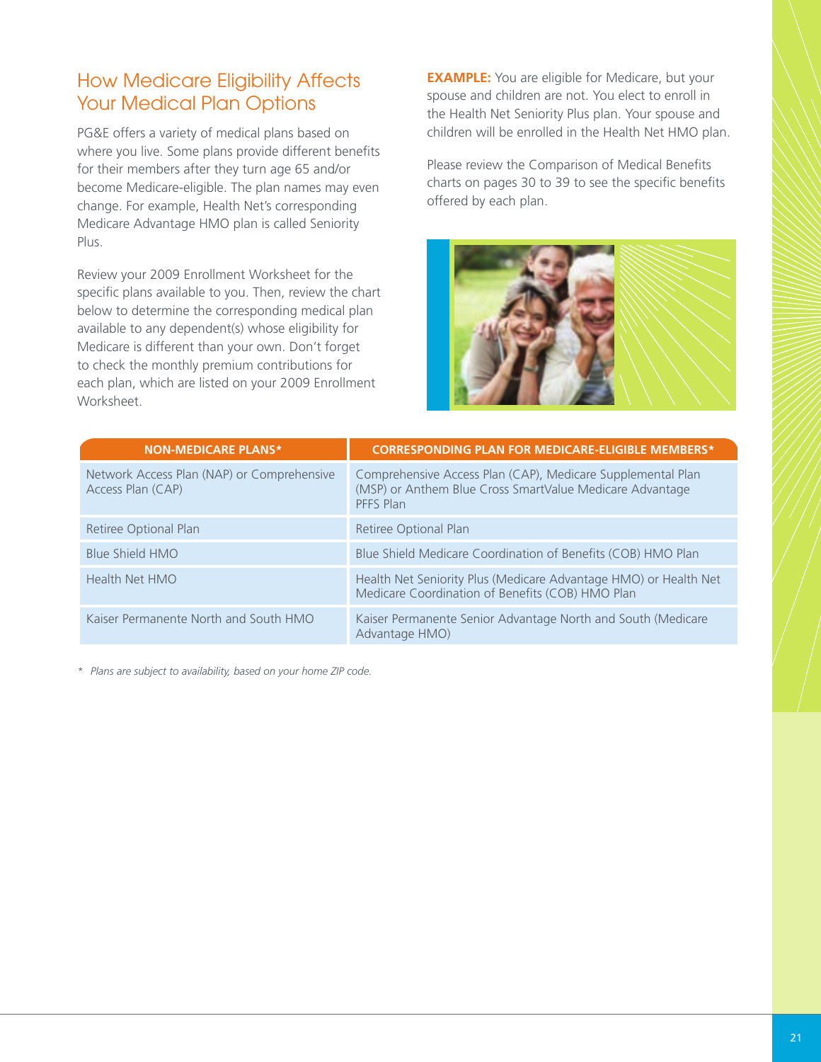## How Medicare Eligibility Affects Your Medical Plan Options

PG&E offers a variety of medical plans based on where you live. Some plans provide different benefits for their members after they turn age 65 and/or become Medicare-eligible. The plan names may even change. For example, Health Net's corresponding Medicare Advantage HMO plan is called Seniority Plus.

Review your 2009 Enrollment Worksheet for the specific plans available to you. Then, review the chart below to determine the corresponding medical plan available to any dependent(s) whose eligibility for Medicare is different than your own. Don't forget to check the monthly premium contributions for each plan, which are listed on your 2009 Enrollment Worksheet.

**EXAMPLE:** You are eligible for Medicare, but your spouse and children are not. You elect to enroll in the Health Net Seniority Plus plan. Your spouse and children will be enrolled in the Health Net HMO plan.

Please review the Comparison of Medical Benefits charts on pages 30 to 39 to see the specific benefits offered by each plan.

| NON-MEDICARE PLANS* | CORRESPONDING PLAN FOR MEDICARE-ELIGIBLE MEMBERS* |
|---|---|
| Network Access Plan (NAP) or Comprehensive Access Plan (CAP) | Comprehensive Access Plan (CAP), Medicare Supplemental Plan (MSP) or Anthem Blue Cross SmartValue Medicare Advantage PFFS Plan |
| Retiree Optional Plan | Retiree Optional Plan |
| Blue Shield HMO | Blue Shield Medicare Coordination of Benefits (COB) HMO Plan |
| Health Net HMO | Health Net Seniority Plus (Medicare Advantage HMO) or Health Net Medicare Coordination of Benefits (COB) HMO Plan |
| Kaiser Permanente North and South HMO | Kaiser Permanente Senior Advantage North and South (Medicare Advantage HMO) |

\* *Plans are subject to availability, based on your home ZIP code.*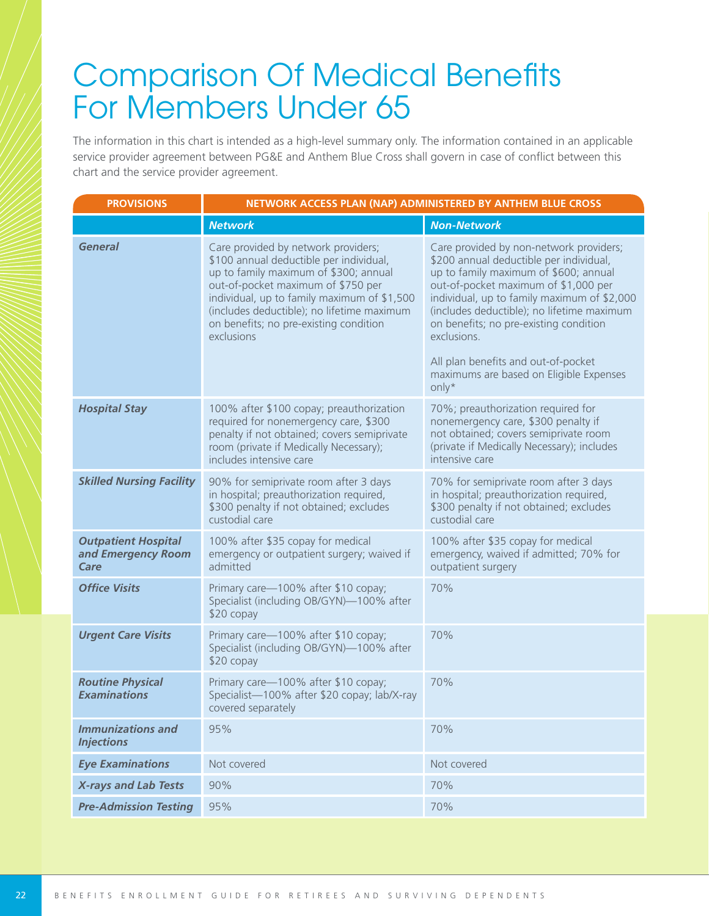# Comparison Of Medical Benefits For Members Under 65

The information in this chart is intended as a high-level summary only. The information contained in an applicable service provider agreement between PG&E and Anthem Blue Cross shall govern in case of conflict between this chart and the service provider agreement.

| PROVISIONS | NETWORK ACCESS PLAN (NAP) ADMINISTERED BY ANTHEM BLUE CROSS | |
|---|---|---|
| | ***Network*** | ***Non-Network*** |
| ***General*** | Care provided by network providers; $100 annual deductible per individual, up to family maximum of $300; annual out-of-pocket maximum of $750 per individual, up to family maximum of $1,500 (includes deductible); no lifetime maximum on benefits; no pre-existing condition exclusions | Care provided by non-network providers; $200 annual deductible per individual, up to family maximum of $600; annual out-of-pocket maximum of $1,000 per individual, up to family maximum of $2,000 (includes deductible); no lifetime maximum on benefits; no pre-existing condition exclusions. All plan benefits and out-of-pocket maximums are based on Eligible Expenses only* |
| ***Hospital Stay*** | 100% after $100 copay; preauthorization required for nonemergency care, $300 penalty if not obtained; covers semiprivate room (private if Medically Necessary); includes intensive care | 70%; preauthorization required for nonemergency care, $300 penalty if not obtained; covers semiprivate room (private if Medically Necessary); includes intensive care |
| ***Skilled Nursing Facility*** | 90% for semiprivate room after 3 days in hospital; preauthorization required, $300 penalty if not obtained; excludes custodial care | 70% for semiprivate room after 3 days in hospital; preauthorization required, $300 penalty if not obtained; excludes custodial care |
| ***Outpatient Hospital and Emergency Room Care*** | 100% after $35 copay for medical emergency or outpatient surgery; waived if admitted | 100% after $35 copay for medical emergency, waived if admitted; 70% for outpatient surgery |
| ***Office Visits*** | Primary care—100% after $10 copay; Specialist (including OB/GYN)—100% after $20 copay | 70% |
| ***Urgent Care Visits*** | Primary care—100% after $10 copay; Specialist (including OB/GYN)—100% after $20 copay | 70% |
| ***Routine Physical Examinations*** | Primary care—100% after $10 copay; Specialist—100% after $20 copay; lab/X-ray covered separately | 70% |
| ***Immunizations and Injections*** | 95% | 70% |
| ***Eye Examinations*** | Not covered | Not covered |
| ***X-rays and Lab Tests*** | 90% | 70% |
| ***Pre-Admission Testing*** | 95% | 70% |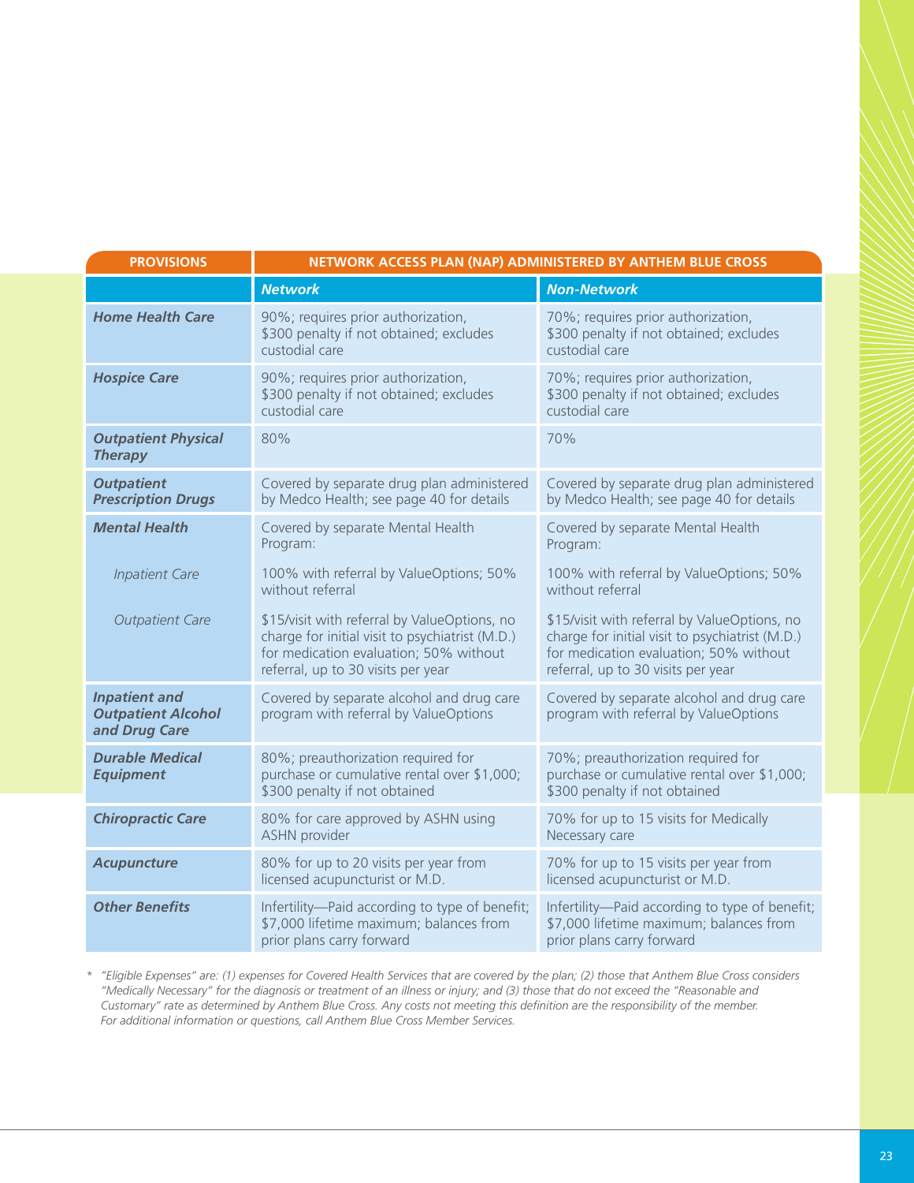| PROVISIONS | NETWORK ACCESS PLAN (NAP) ADMINISTERED BY ANTHEM BLUE CROSS | |
|---|---|---|
| | ***Network*** | ***Non-Network*** |
| ***Home Health Care*** | 90%; requires prior authorization, $300 penalty if not obtained; excludes custodial care | 70%; requires prior authorization, $300 penalty if not obtained; excludes custodial care |
| ***Hospice Care*** | 90%; requires prior authorization, $300 penalty if not obtained; excludes custodial care | 70%; requires prior authorization, $300 penalty if not obtained; excludes custodial care |
| ***Outpatient Physical Therapy*** | 80% | 70% |
| ***Outpatient Prescription Drugs*** | Covered by separate drug plan administered by Medco Health; see page 40 for details | Covered by separate drug plan administered by Medco Health; see page 40 for details |
| ***Mental Health*** | Covered by separate Mental Health Program: | Covered by separate Mental Health Program: |
| *Inpatient Care* | 100% with referral by ValueOptions; 50% without referral | 100% with referral by ValueOptions; 50% without referral |
| *Outpatient Care* | $15/visit with referral by ValueOptions, no charge for initial visit to psychiatrist (M.D.) for medication evaluation; 50% without referral, up to 30 visits per year | $15/visit with referral by ValueOptions, no charge for initial visit to psychiatrist (M.D.) for medication evaluation; 50% without referral, up to 30 visits per year |
| ***Inpatient and Outpatient Alcohol and Drug Care*** | Covered by separate alcohol and drug care program with referral by ValueOptions | Covered by separate alcohol and drug care program with referral by ValueOptions |
| ***Durable Medical Equipment*** | 80%; preauthorization required for purchase or cumulative rental over $1,000; $300 penalty if not obtained | 70%; preauthorization required for purchase or cumulative rental over $1,000; $300 penalty if not obtained |
| ***Chiropractic Care*** | 80% for care approved by ASHN using ASHN provider | 70% for up to 15 visits for Medically Necessary care |
| ***Acupuncture*** | 80% for up to 20 visits per year from licensed acupuncturist or M.D. | 70% for up to 15 visits per year from licensed acupuncturist or M.D. |
| ***Other Benefits*** | Infertility—Paid according to type of benefit; $7,000 lifetime maximum; balances from prior plans carry forward | Infertility—Paid according to type of benefit; $7,000 lifetime maximum; balances from prior plans carry forward |

*\* "Eligible Expenses" are: (1) expenses for Covered Health Services that are covered by the plan; (2) those that Anthem Blue Cross considers "Medically Necessary" for the diagnosis or treatment of an illness or injury; and (3) those that do not exceed the "Reasonable and Customary" rate as determined by Anthem Blue Cross. Any costs not meeting this definition are the responsibility of the member. For additional information or questions, call Anthem Blue Cross Member Services.*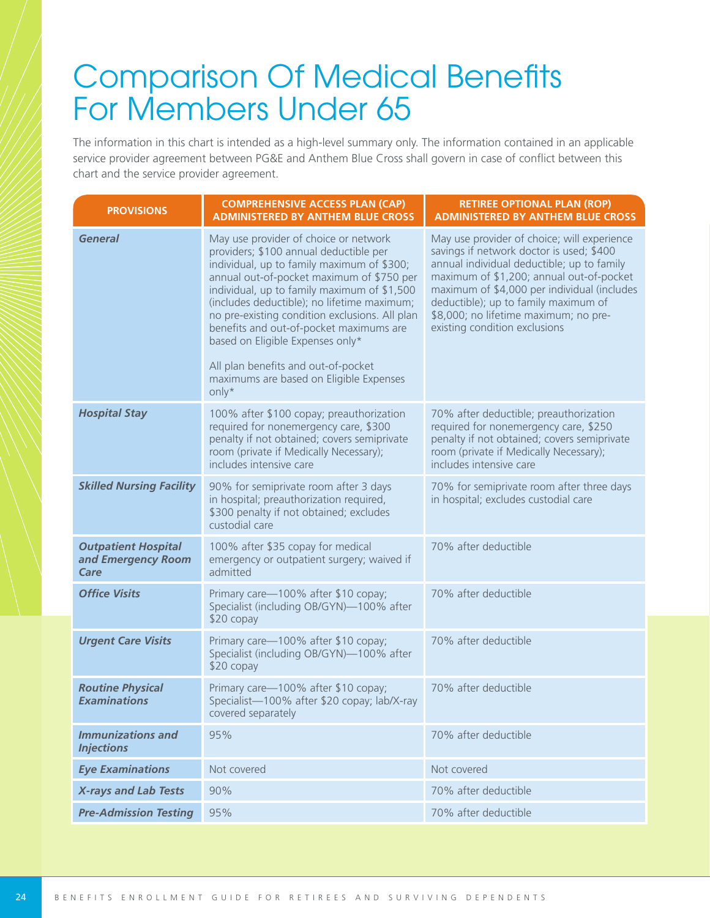# Comparison Of Medical Benefits For Members Under 65

The information in this chart is intended as a high-level summary only. The information contained in an applicable service provider agreement between PG&E and Anthem Blue Cross shall govern in case of conflict between this chart and the service provider agreement.

| PROVISIONS | COMPREHENSIVE ACCESS PLAN (CAP) ADMINISTERED BY ANTHEM BLUE CROSS | RETIREE OPTIONAL PLAN (ROP) ADMINISTERED BY ANTHEM BLUE CROSS |
|---|---|---|
| ***General*** | May use provider of choice or network providers; $100 annual deductible per individual, up to family maximum of $300; annual out-of-pocket maximum of $750 per individual, up to family maximum of $1,500 (includes deductible); no lifetime maximum; no pre-existing condition exclusions. All plan benefits and out-of-pocket maximums are based on Eligible Expenses only* <br><br> All plan benefits and out-of-pocket maximums are based on Eligible Expenses only* | May use provider of choice; will experience savings if network doctor is used; $400 annual individual deductible; up to family maximum of $1,200; annual out-of-pocket maximum of $4,000 per individual (includes deductible); up to family maximum of $8,000; no lifetime maximum; no pre-existing condition exclusions |
| ***Hospital Stay*** | 100% after $100 copay; preauthorization required for nonemergency care, $300 penalty if not obtained; covers semiprivate room (private if Medically Necessary); includes intensive care | 70% after deductible; preauthorization required for nonemergency care, $250 penalty if not obtained; covers semiprivate room (private if Medically Necessary); includes intensive care |
| ***Skilled Nursing Facility*** | 90% for semiprivate room after 3 days in hospital; preauthorization required, $300 penalty if not obtained; excludes custodial care | 70% for semiprivate room after three days in hospital; excludes custodial care |
| ***Outpatient Hospital and Emergency Room Care*** | 100% after $35 copay for medical emergency or outpatient surgery; waived if admitted | 70% after deductible |
| ***Office Visits*** | Primary care—100% after $10 copay; Specialist (including OB/GYN)—100% after $20 copay | 70% after deductible |
| ***Urgent Care Visits*** | Primary care—100% after $10 copay; Specialist (including OB/GYN)—100% after $20 copay | 70% after deductible |
| ***Routine Physical Examinations*** | Primary care—100% after $10 copay; Specialist—100% after $20 copay; lab/X-ray covered separately | 70% after deductible |
| ***Immunizations and Injections*** | 95% | 70% after deductible |
| ***Eye Examinations*** | Not covered | Not covered |
| ***X-rays and Lab Tests*** | 90% | 70% after deductible |
| ***Pre-Admission Testing*** | 95% | 70% after deductible |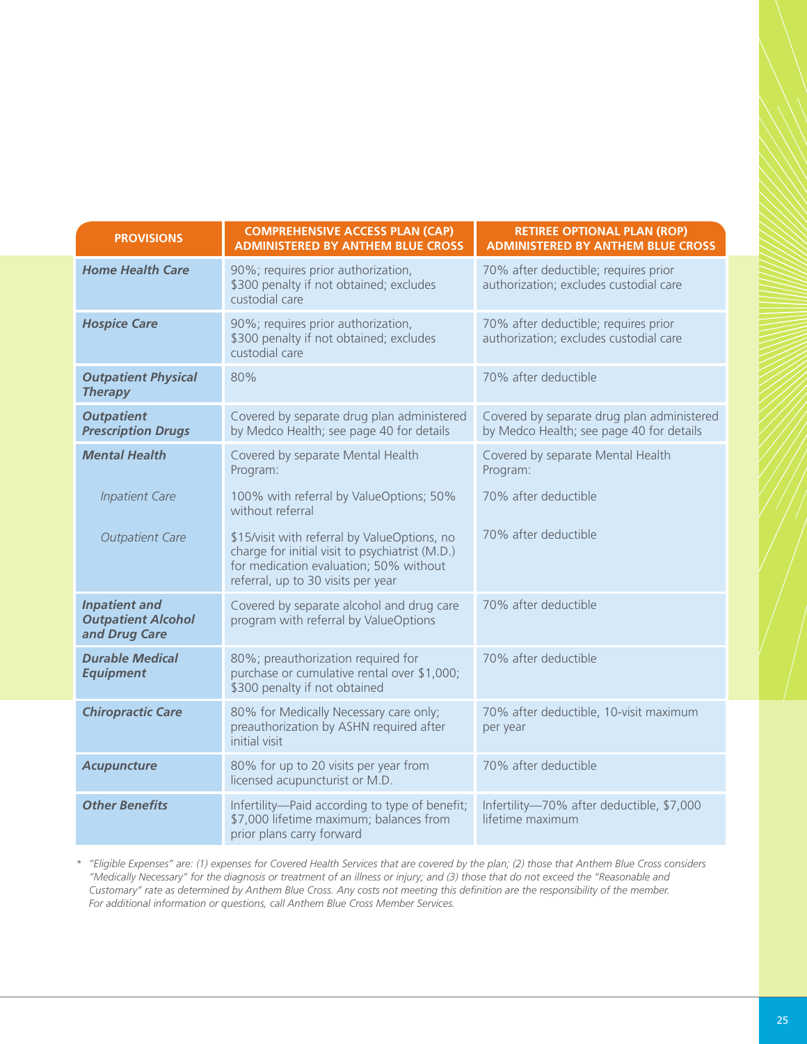| PROVISIONS | COMPREHENSIVE ACCESS PLAN (CAP) ADMINISTERED BY ANTHEM BLUE CROSS | RETIREE OPTIONAL PLAN (ROP) ADMINISTERED BY ANTHEM BLUE CROSS |
|---|---|---|
| ***Home Health Care*** | 90%; requires prior authorization, $300 penalty if not obtained; excludes custodial care | 70% after deductible; requires prior authorization; excludes custodial care |
| ***Hospice Care*** | 90%; requires prior authorization, $300 penalty if not obtained; excludes custodial care | 70% after deductible; requires prior authorization; excludes custodial care |
| ***Outpatient Physical Therapy*** | 80% | 70% after deductible |
| ***Outpatient Prescription Drugs*** | Covered by separate drug plan administered by Medco Health; see page 40 for details | Covered by separate drug plan administered by Medco Health; see page 40 for details |
| ***Mental Health*** | Covered by separate Mental Health Program: | Covered by separate Mental Health Program: |
| *Inpatient Care* | 100% with referral by ValueOptions; 50% without referral | 70% after deductible |
| *Outpatient Care* | $15/visit with referral by ValueOptions, no charge for initial visit to psychiatrist (M.D.) for medication evaluation; 50% without referral, up to 30 visits per year | 70% after deductible |
| ***Inpatient and Outpatient Alcohol and Drug Care*** | Covered by separate alcohol and drug care program with referral by ValueOptions | 70% after deductible |
| ***Durable Medical Equipment*** | 80%; preauthorization required for purchase or cumulative rental over $1,000; $300 penalty if not obtained | 70% after deductible |
| ***Chiropractic Care*** | 80% for Medically Necessary care only; preauthorization by ASHN required after initial visit | 70% after deductible, 10-visit maximum per year |
| ***Acupuncture*** | 80% for up to 20 visits per year from licensed acupuncturist or M.D. | 70% after deductible |
| ***Other Benefits*** | Infertility—Paid according to type of benefit; $7,000 lifetime maximum; balances from prior plans carry forward | Infertility—70% after deductible, $7,000 lifetime maximum |

*\* "Eligible Expenses" are: (1) expenses for Covered Health Services that are covered by the plan; (2) those that Anthem Blue Cross considers "Medically Necessary" for the diagnosis or treatment of an illness or injury; and (3) those that do not exceed the "Reasonable and Customary" rate as determined by Anthem Blue Cross. Any costs not meeting this definition are the responsibility of the member. For additional information or questions, call Anthem Blue Cross Member Services.*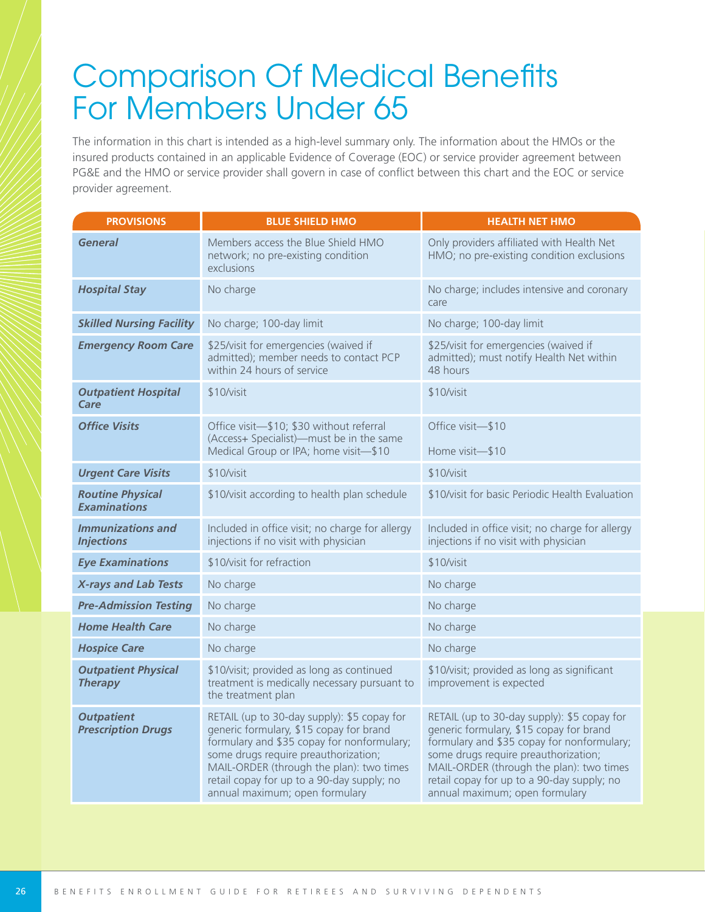# Comparison Of Medical Benefits For Members Under 65

The information in this chart is intended as a high-level summary only. The information about the HMOs or the insured products contained in an applicable Evidence of Coverage (EOC) or service provider agreement between PG&E and the HMO or service provider shall govern in case of conflict between this chart and the EOC or service provider agreement.

| PROVISIONS | BLUE SHIELD HMO | HEALTH NET HMO |
|---|---|---|
| ***General*** | Members access the Blue Shield HMO network; no pre-existing condition exclusions | Only providers affiliated with Health Net HMO; no pre-existing condition exclusions |
| ***Hospital Stay*** | No charge | No charge; includes intensive and coronary care |
| ***Skilled Nursing Facility*** | No charge; 100-day limit | No charge; 100-day limit |
| ***Emergency Room Care*** | $25/visit for emergencies (waived if admitted); member needs to contact PCP within 24 hours of service | $25/visit for emergencies (waived if admitted); must notify Health Net within 48 hours |
| ***Outpatient Hospital Care*** | $10/visit | $10/visit |
| ***Office Visits*** | Office visit—$10; $30 without referral (Access+ Specialist)—must be in the same Medical Group or IPA; home visit—$10 | Office visit—$10<br>Home visit—$10 |
| ***Urgent Care Visits*** | $10/visit | $10/visit |
| ***Routine Physical Examinations*** | $10/visit according to health plan schedule | $10/visit for basic Periodic Health Evaluation |
| ***Immunizations and Injections*** | Included in office visit; no charge for allergy injections if no visit with physician | Included in office visit; no charge for allergy injections if no visit with physician |
| ***Eye Examinations*** | $10/visit for refraction | $10/visit |
| ***X-rays and Lab Tests*** | No charge | No charge |
| ***Pre-Admission Testing*** | No charge | No charge |
| ***Home Health Care*** | No charge | No charge |
| ***Hospice Care*** | No charge | No charge |
| ***Outpatient Physical Therapy*** | $10/visit; provided as long as continued treatment is medically necessary pursuant to the treatment plan | $10/visit; provided as long as significant improvement is expected |
| ***Outpatient Prescription Drugs*** | RETAIL (up to 30-day supply): $5 copay for generic formulary, $15 copay for brand formulary and $35 copay for nonformulary; some drugs require preauthorization; MAIL-ORDER (through the plan): two times retail copay for up to a 90-day supply; no annual maximum; open formulary | RETAIL (up to 30-day supply): $5 copay for generic formulary, $15 copay for brand formulary and $35 copay for nonformulary; some drugs require preauthorization; MAIL-ORDER (through the plan): two times retail copay for up to a 90-day supply; no annual maximum; open formulary |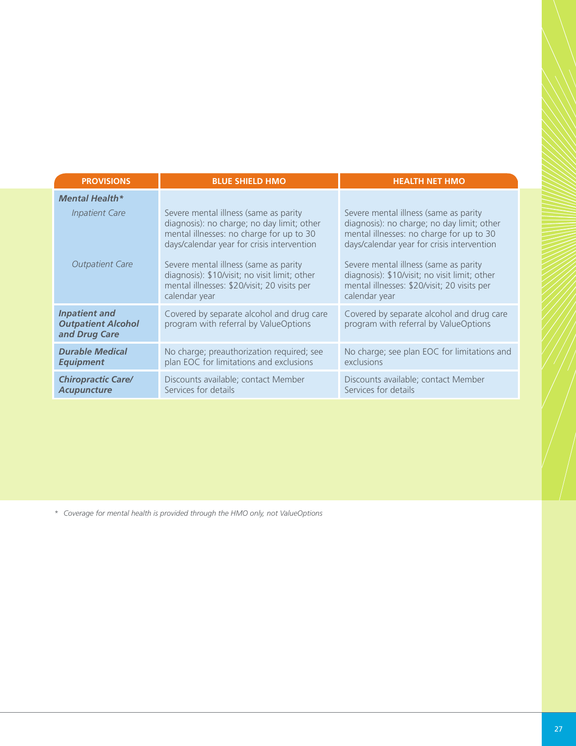| PROVISIONS | BLUE SHIELD HMO | HEALTH NET HMO |
| --- | --- | --- |
| ***Mental Health**** | | |
| *Inpatient Care* | Severe mental illness (same as parity diagnosis): no charge; no day limit; other mental illnesses: no charge for up to 30 days/calendar year for crisis intervention | Severe mental illness (same as parity diagnosis): no charge; no day limit; other mental illnesses: no charge for up to 30 days/calendar year for crisis intervention |
| *Outpatient Care* | Severe mental illness (same as parity diagnosis): $10/visit; no visit limit; other mental illnesses: $20/visit; 20 visits per calendar year | Severe mental illness (same as parity diagnosis): $10/visit; no visit limit; other mental illnesses: $20/visit; 20 visits per calendar year |
| ***Inpatient and Outpatient Alcohol and Drug Care*** | Covered by separate alcohol and drug care program with referral by ValueOptions | Covered by separate alcohol and drug care program with referral by ValueOptions |
| ***Durable Medical Equipment*** | No charge; preauthorization required; see plan EOC for limitations and exclusions | No charge; see plan EOC for limitations and exclusions |
| ***Chiropractic Care/ Acupuncture*** | Discounts available; contact Member Services for details | Discounts available; contact Member Services for details |

*\* Coverage for mental health is provided through the HMO only, not ValueOptions*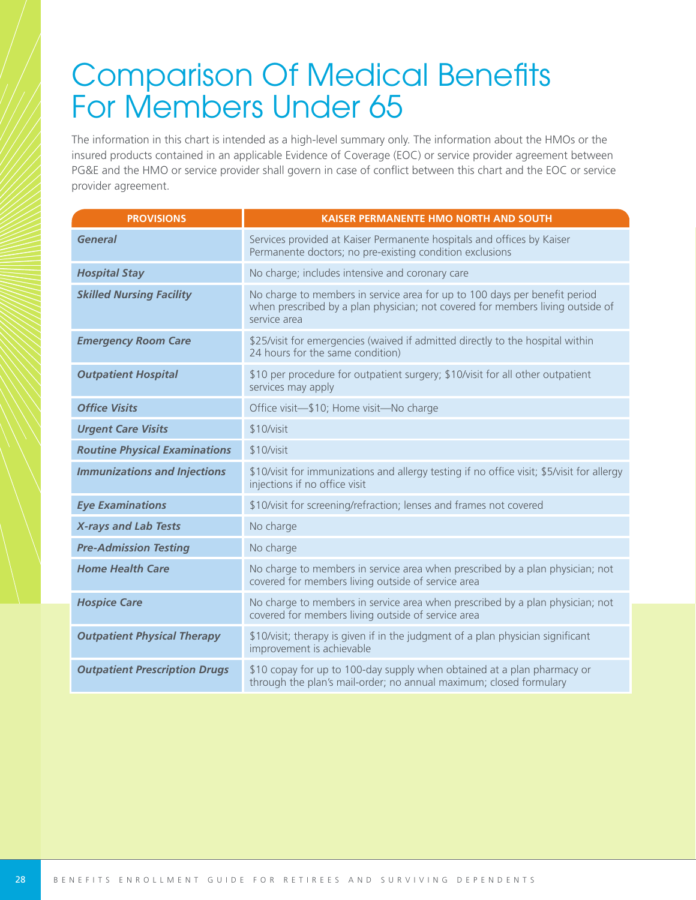# Comparison Of Medical Benefits For Members Under 65

The information in this chart is intended as a high-level summary only. The information about the HMOs or the insured products contained in an applicable Evidence of Coverage (EOC) or service provider agreement between PG&E and the HMO or service provider shall govern in case of conflict between this chart and the EOC or service provider agreement.

| PROVISIONS | KAISER PERMANENTE HMO NORTH AND SOUTH |
|---|---|
| ***General*** | Services provided at Kaiser Permanente hospitals and offices by Kaiser Permanente doctors; no pre-existing condition exclusions |
| ***Hospital Stay*** | No charge; includes intensive and coronary care |
| ***Skilled Nursing Facility*** | No charge to members in service area for up to 100 days per benefit period when prescribed by a plan physician; not covered for members living outside of service area |
| ***Emergency Room Care*** | $25/visit for emergencies (waived if admitted directly to the hospital within 24 hours for the same condition) |
| ***Outpatient Hospital*** | $10 per procedure for outpatient surgery; $10/visit for all other outpatient services may apply |
| ***Office Visits*** | Office visit—$10; Home visit—No charge |
| ***Urgent Care Visits*** | $10/visit |
| ***Routine Physical Examinations*** | $10/visit |
| ***Immunizations and Injections*** | $10/visit for immunizations and allergy testing if no office visit; $5/visit for allergy injections if no office visit |
| ***Eye Examinations*** | $10/visit for screening/refraction; lenses and frames not covered |
| ***X-rays and Lab Tests*** | No charge |
| ***Pre-Admission Testing*** | No charge |
| ***Home Health Care*** | No charge to members in service area when prescribed by a plan physician; not covered for members living outside of service area |
| ***Hospice Care*** | No charge to members in service area when prescribed by a plan physician; not covered for members living outside of service area |
| ***Outpatient Physical Therapy*** | $10/visit; therapy is given if in the judgment of a plan physician significant improvement is achievable |
| ***Outpatient Prescription Drugs*** | $10 copay for up to 100-day supply when obtained at a plan pharmacy or through the plan's mail-order; no annual maximum; closed formulary |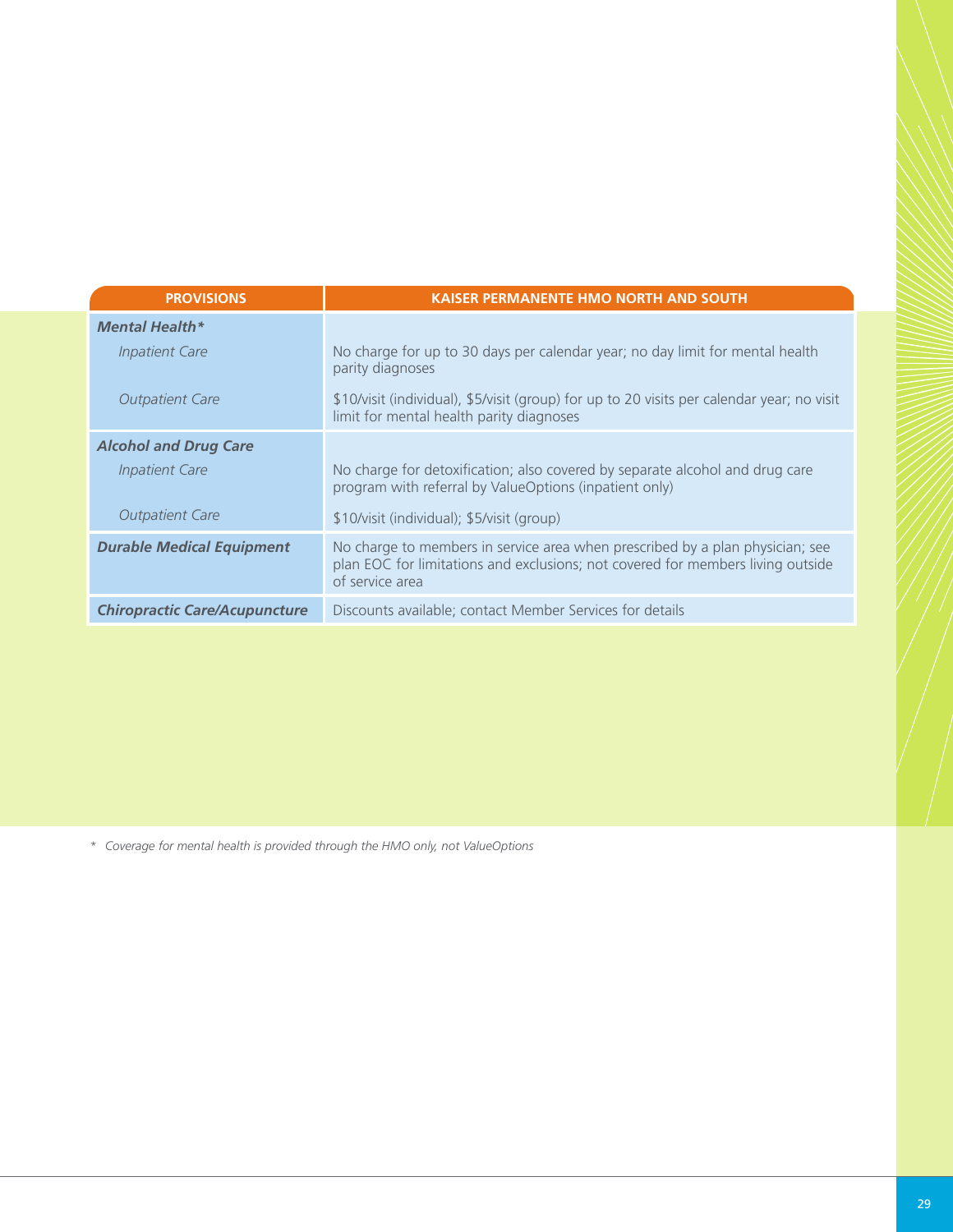| PROVISIONS | KAISER PERMANENTE HMO NORTH AND SOUTH |
|---|---|
| ***Mental Health**** | |
| *Inpatient Care* | No charge for up to 30 days per calendar year; no day limit for mental health parity diagnoses |
| *Outpatient Care* | $10/visit (individual), $5/visit (group) for up to 20 visits per calendar year; no visit limit for mental health parity diagnoses |
| ***Alcohol and Drug Care*** | |
| *Inpatient Care* | No charge for detoxification; also covered by separate alcohol and drug care program with referral by ValueOptions (inpatient only) |
| *Outpatient Care* | $10/visit (individual); $5/visit (group) |
| ***Durable Medical Equipment*** | No charge to members in service area when prescribed by a plan physician; see plan EOC for limitations and exclusions; not covered for members living outside of service area |
| ***Chiropractic Care/Acupuncture*** | Discounts available; contact Member Services for details |

\* *Coverage for mental health is provided through the HMO only, not ValueOptions*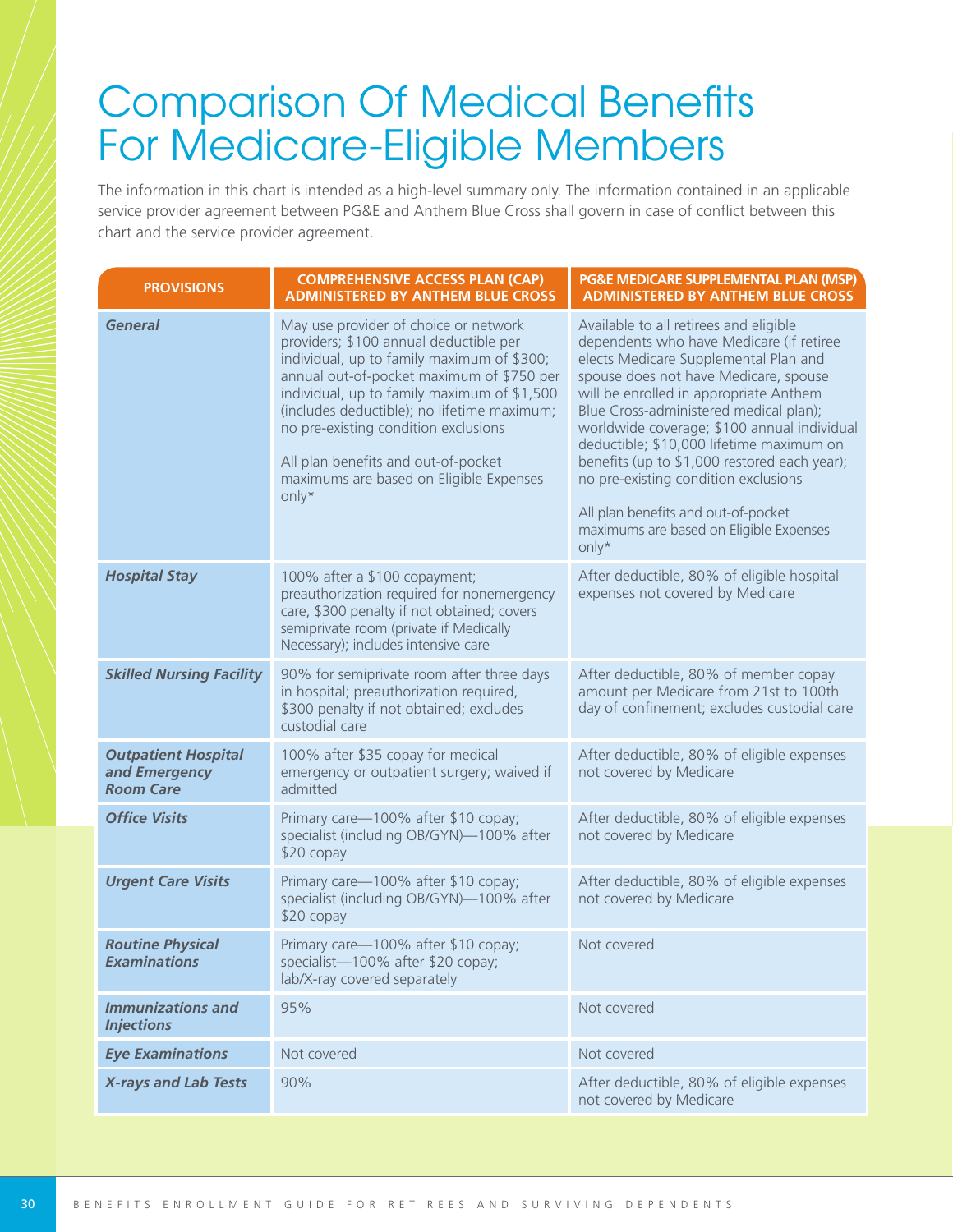# Comparison Of Medical Benefits For Medicare-Eligible Members

The information in this chart is intended as a high-level summary only. The information contained in an applicable service provider agreement between PG&E and Anthem Blue Cross shall govern in case of conflict between this chart and the service provider agreement.

| PROVISIONS | COMPREHENSIVE ACCESS PLAN (CAP) ADMINISTERED BY ANTHEM BLUE CROSS | PG&E MEDICARE SUPPLEMENTAL PLAN (MSP) ADMINISTERED BY ANTHEM BLUE CROSS |
|---|---|---|
| ***General*** | May use provider of choice or network providers; $100 annual deductible per individual, up to family maximum of $300; annual out-of-pocket maximum of $750 per individual, up to family maximum of $1,500 (includes deductible); no lifetime maximum; no pre-existing condition exclusions<br><br>All plan benefits and out-of-pocket maximums are based on Eligible Expenses only* | Available to all retirees and eligible dependents who have Medicare (if retiree elects Medicare Supplemental Plan and spouse does not have Medicare, spouse will be enrolled in appropriate Anthem Blue Cross-administered medical plan); worldwide coverage; $100 annual individual deductible; $10,000 lifetime maximum on benefits (up to $1,000 restored each year); no pre-existing condition exclusions<br><br>All plan benefits and out-of-pocket maximums are based on Eligible Expenses only* |
| ***Hospital Stay*** | 100% after a $100 copayment; preauthorization required for nonemergency care, $300 penalty if not obtained; covers semiprivate room (private if Medically Necessary); includes intensive care | After deductible, 80% of eligible hospital expenses not covered by Medicare |
| ***Skilled Nursing Facility*** | 90% for semiprivate room after three days in hospital; preauthorization required, $300 penalty if not obtained; excludes custodial care | After deductible, 80% of member copay amount per Medicare from 21st to 100th day of confinement; excludes custodial care |
| ***Outpatient Hospital and Emergency Room Care*** | 100% after $35 copay for medical emergency or outpatient surgery; waived if admitted | After deductible, 80% of eligible expenses not covered by Medicare |
| ***Office Visits*** | Primary care—100% after $10 copay; specialist (including OB/GYN)—100% after $20 copay | After deductible, 80% of eligible expenses not covered by Medicare |
| ***Urgent Care Visits*** | Primary care—100% after $10 copay; specialist (including OB/GYN)—100% after $20 copay | After deductible, 80% of eligible expenses not covered by Medicare |
| ***Routine Physical Examinations*** | Primary care—100% after $10 copay; specialist—100% after $20 copay; lab/X-ray covered separately | Not covered |
| ***Immunizations and Injections*** | 95% | Not covered |
| ***Eye Examinations*** | Not covered | Not covered |
| ***X-rays and Lab Tests*** | 90% | After deductible, 80% of eligible expenses not covered by Medicare |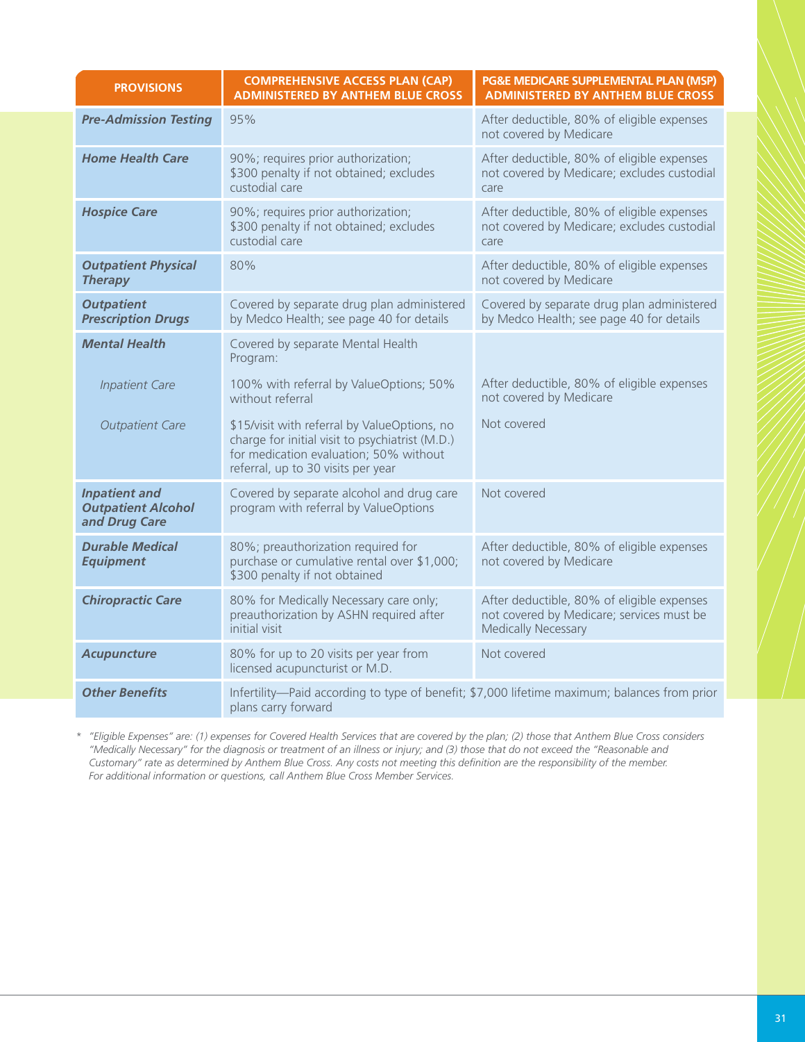| PROVISIONS | COMPREHENSIVE ACCESS PLAN (CAP) ADMINISTERED BY ANTHEM BLUE CROSS | PG&E MEDICARE SUPPLEMENTAL PLAN (MSP) ADMINISTERED BY ANTHEM BLUE CROSS |
|---|---|---|
| ***Pre-Admission Testing*** | 95% | After deductible, 80% of eligible expenses not covered by Medicare |
| ***Home Health Care*** | 90%; requires prior authorization; $300 penalty if not obtained; excludes custodial care | After deductible, 80% of eligible expenses not covered by Medicare; excludes custodial care |
| ***Hospice Care*** | 90%; requires prior authorization; $300 penalty if not obtained; excludes custodial care | After deductible, 80% of eligible expenses not covered by Medicare; excludes custodial care |
| ***Outpatient Physical Therapy*** | 80% | After deductible, 80% of eligible expenses not covered by Medicare |
| ***Outpatient Prescription Drugs*** | Covered by separate drug plan administered by Medco Health; see page 40 for details | Covered by separate drug plan administered by Medco Health; see page 40 for details |
| ***Mental Health*** | Covered by separate Mental Health Program: | |
| *Inpatient Care* | 100% with referral by ValueOptions; 50% without referral | After deductible, 80% of eligible expenses not covered by Medicare |
| *Outpatient Care* | $15/visit with referral by ValueOptions, no charge for initial visit to psychiatrist (M.D.) for medication evaluation; 50% without referral, up to 30 visits per year | Not covered |
| ***Inpatient and Outpatient Alcohol and Drug Care*** | Covered by separate alcohol and drug care program with referral by ValueOptions | Not covered |
| ***Durable Medical Equipment*** | 80%; preauthorization required for purchase or cumulative rental over $1,000; $300 penalty if not obtained | After deductible, 80% of eligible expenses not covered by Medicare |
| ***Chiropractic Care*** | 80% for Medically Necessary care only; preauthorization by ASHN required after initial visit | After deductible, 80% of eligible expenses not covered by Medicare; services must be Medically Necessary |
| ***Acupuncture*** | 80% for up to 20 visits per year from licensed acupuncturist or M.D. | Not covered |
| ***Other Benefits*** | Infertility—Paid according to type of benefit; $7,000 lifetime maximum; balances from prior plans carry forward | |

\* *"Eligible Expenses" are: (1) expenses for Covered Health Services that are covered by the plan; (2) those that Anthem Blue Cross considers "Medically Necessary" for the diagnosis or treatment of an illness or injury; and (3) those that do not exceed the "Reasonable and Customary" rate as determined by Anthem Blue Cross. Any costs not meeting this definition are the responsibility of the member. For additional information or questions, call Anthem Blue Cross Member Services.*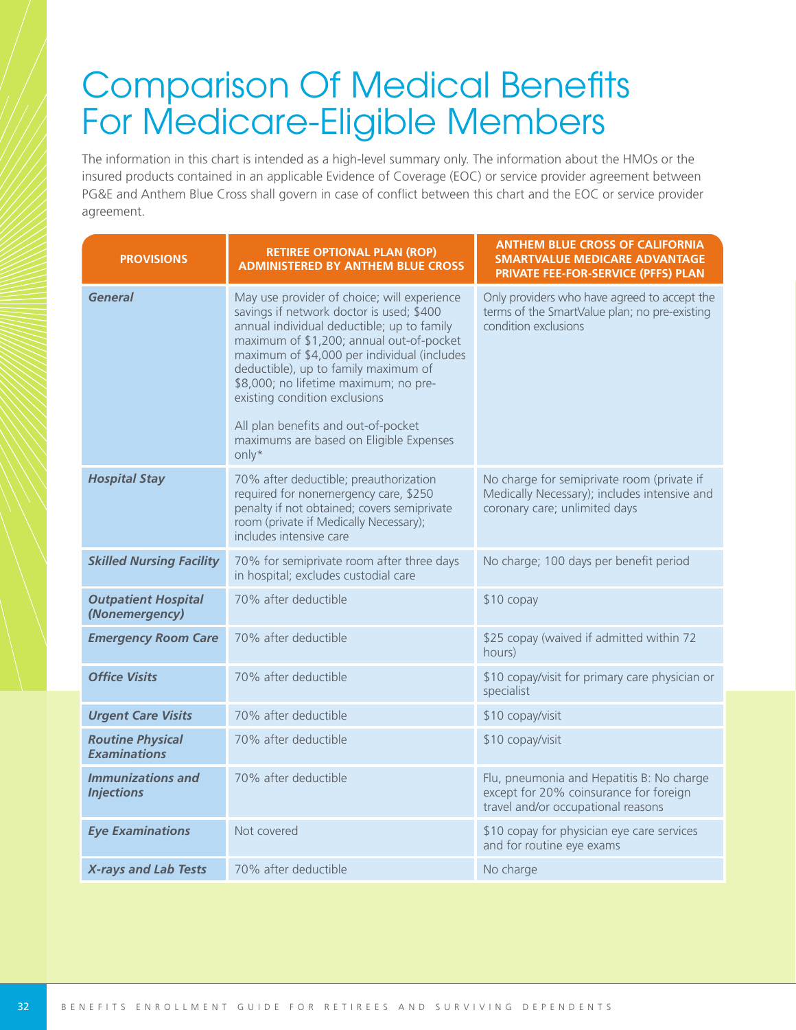# Comparison Of Medical Benefits For Medicare-Eligible Members

The information in this chart is intended as a high-level summary only. The information about the HMOs or the insured products contained in an applicable Evidence of Coverage (EOC) or service provider agreement between PG&E and Anthem Blue Cross shall govern in case of conflict between this chart and the EOC or service provider agreement.

| PROVISIONS | RETIREE OPTIONAL PLAN (ROP) ADMINISTERED BY ANTHEM BLUE CROSS | ANTHEM BLUE CROSS OF CALIFORNIA SMARTVALUE MEDICARE ADVANTAGE PRIVATE FEE-FOR-SERVICE (PFFS) PLAN |
|---|---|---|
| ***General*** | May use provider of choice; will experience savings if network doctor is used; $400 annual individual deductible; up to family maximum of $1,200; annual out-of-pocket maximum of $4,000 per individual (includes deductible), up to family maximum of $8,000; no lifetime maximum; no pre-existing condition exclusions<br><br>All plan benefits and out-of-pocket maximums are based on Eligible Expenses only* | Only providers who have agreed to accept the terms of the SmartValue plan; no pre-existing condition exclusions |
| ***Hospital Stay*** | 70% after deductible; preauthorization required for nonemergency care, $250 penalty if not obtained; covers semiprivate room (private if Medically Necessary); includes intensive care | No charge for semiprivate room (private if Medically Necessary); includes intensive and coronary care; unlimited days |
| ***Skilled Nursing Facility*** | 70% for semiprivate room after three days in hospital; excludes custodial care | No charge; 100 days per benefit period |
| ***Outpatient Hospital (Nonemergency)*** | 70% after deductible | $10 copay |
| ***Emergency Room Care*** | 70% after deductible | $25 copay (waived if admitted within 72 hours) |
| ***Office Visits*** | 70% after deductible | $10 copay/visit for primary care physician or specialist |
| ***Urgent Care Visits*** | 70% after deductible | $10 copay/visit |
| ***Routine Physical Examinations*** | 70% after deductible | $10 copay/visit |
| ***Immunizations and Injections*** | 70% after deductible | Flu, pneumonia and Hepatitis B: No charge except for 20% coinsurance for foreign travel and/or occupational reasons |
| ***Eye Examinations*** | Not covered | $10 copay for physician eye care services and for routine eye exams |
| ***X-rays and Lab Tests*** | 70% after deductible | No charge |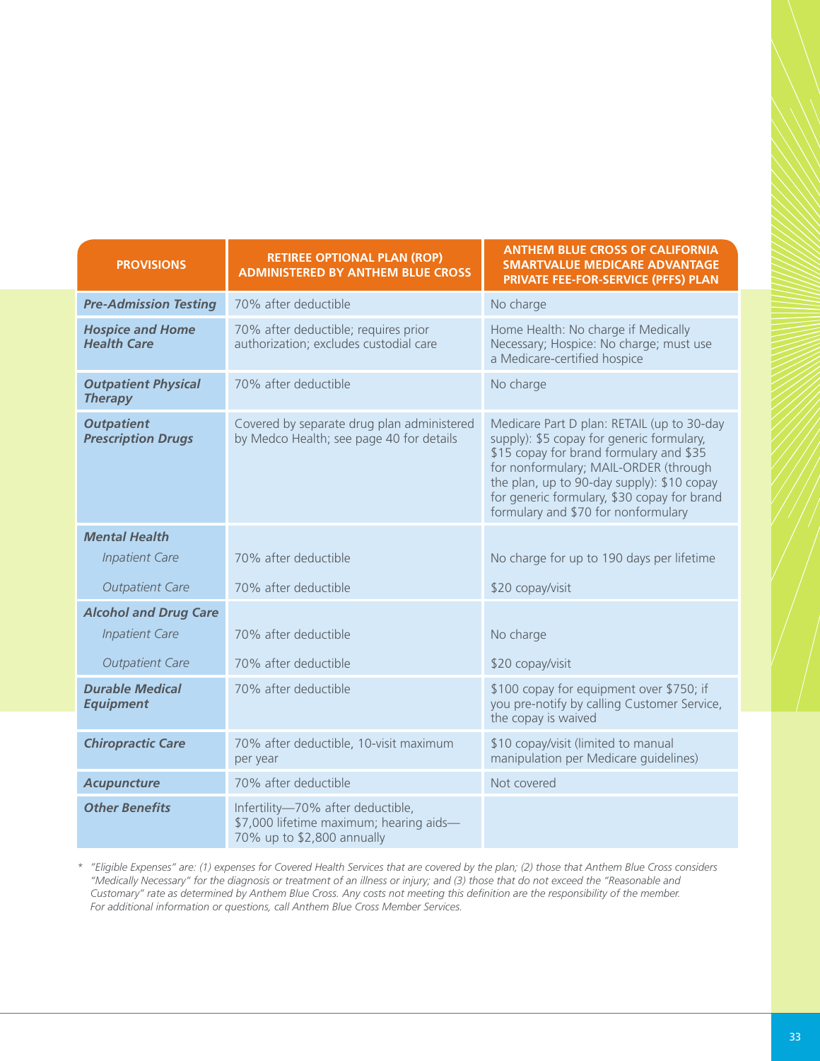| PROVISIONS | RETIREE OPTIONAL PLAN (ROP) ADMINISTERED BY ANTHEM BLUE CROSS | ANTHEM BLUE CROSS OF CALIFORNIA SMARTVALUE MEDICARE ADVANTAGE PRIVATE FEE-FOR-SERVICE (PFFS) PLAN |
|---|---|---|
| ***Pre-Admission Testing*** | 70% after deductible | No charge |
| ***Hospice and Home Health Care*** | 70% after deductible; requires prior authorization; excludes custodial care | Home Health: No charge if Medically Necessary; Hospice: No charge; must use a Medicare-certified hospice |
| ***Outpatient Physical Therapy*** | 70% after deductible | No charge |
| ***Outpatient Prescription Drugs*** | Covered by separate drug plan administered by Medco Health; see page 40 for details | Medicare Part D plan: RETAIL (up to 30-day supply): $5 copay for generic formulary, $15 copay for brand formulary and $35 for nonformulary; MAIL-ORDER (through the plan, up to 90-day supply): $10 copay for generic formulary, $30 copay for brand formulary and $70 for nonformulary |
| ***Mental Health*** | | |
| *Inpatient Care* | 70% after deductible | No charge for up to 190 days per lifetime |
| *Outpatient Care* | 70% after deductible | $20 copay/visit |
| ***Alcohol and Drug Care*** | | |
| *Inpatient Care* | 70% after deductible | No charge |
| *Outpatient Care* | 70% after deductible | $20 copay/visit |
| ***Durable Medical Equipment*** | 70% after deductible | $100 copay for equipment over $750; if you pre-notify by calling Customer Service, the copay is waived |
| ***Chiropractic Care*** | 70% after deductible, 10-visit maximum per year | $10 copay/visit (limited to manual manipulation per Medicare guidelines) |
| ***Acupuncture*** | 70% after deductible | Not covered |
| ***Other Benefits*** | Infertility—70% after deductible, $7,000 lifetime maximum; hearing aids—70% up to $2,800 annually | |

\* *"Eligible Expenses" are: (1) expenses for Covered Health Services that are covered by the plan; (2) those that Anthem Blue Cross considers "Medically Necessary" for the diagnosis or treatment of an illness or injury; and (3) those that do not exceed the "Reasonable and Customary" rate as determined by Anthem Blue Cross. Any costs not meeting this definition are the responsibility of the member. For additional information or questions, call Anthem Blue Cross Member Services.*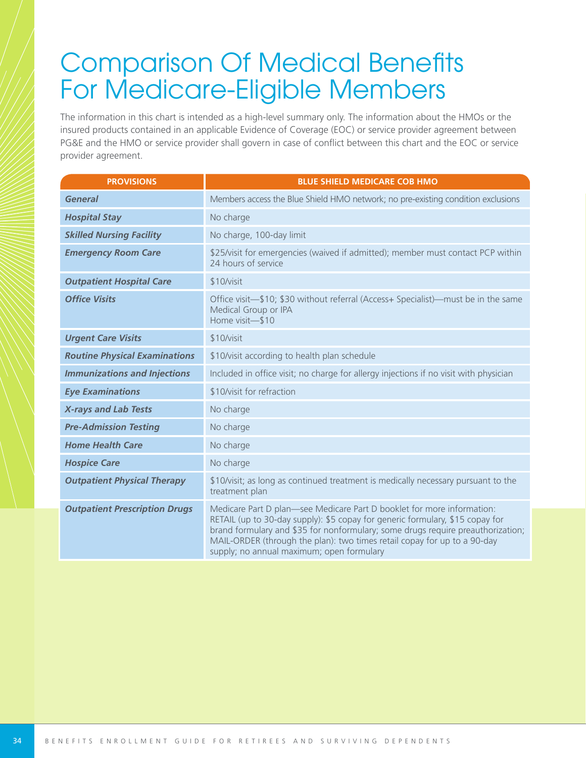# Comparison Of Medical Benefits For Medicare-Eligible Members

The information in this chart is intended as a high-level summary only. The information about the HMOs or the insured products contained in an applicable Evidence of Coverage (EOC) or service provider agreement between PG&E and the HMO or service provider shall govern in case of conflict between this chart and the EOC or service provider agreement.

| PROVISIONS | BLUE SHIELD MEDICARE COB HMO |
|---|---|
| ***General*** | Members access the Blue Shield HMO network; no pre-existing condition exclusions |
| ***Hospital Stay*** | No charge |
| ***Skilled Nursing Facility*** | No charge, 100-day limit |
| ***Emergency Room Care*** | $25/visit for emergencies (waived if admitted); member must contact PCP within 24 hours of service |
| ***Outpatient Hospital Care*** | $10/visit |
| ***Office Visits*** | Office visit—$10; $30 without referral (Access+ Specialist)—must be in the same Medical Group or IPA<br>Home visit—$10 |
| ***Urgent Care Visits*** | $10/visit |
| ***Routine Physical Examinations*** | $10/visit according to health plan schedule |
| ***Immunizations and Injections*** | Included in office visit; no charge for allergy injections if no visit with physician |
| ***Eye Examinations*** | $10/visit for refraction |
| ***X-rays and Lab Tests*** | No charge |
| ***Pre-Admission Testing*** | No charge |
| ***Home Health Care*** | No charge |
| ***Hospice Care*** | No charge |
| ***Outpatient Physical Therapy*** | $10/visit; as long as continued treatment is medically necessary pursuant to the treatment plan |
| ***Outpatient Prescription Drugs*** | Medicare Part D plan—see Medicare Part D booklet for more information: RETAIL (up to 30-day supply): $5 copay for generic formulary, $15 copay for brand formulary and $35 for nonformulary; some drugs require preauthorization; MAIL-ORDER (through the plan): two times retail copay for up to a 90-day supply; no annual maximum; open formulary |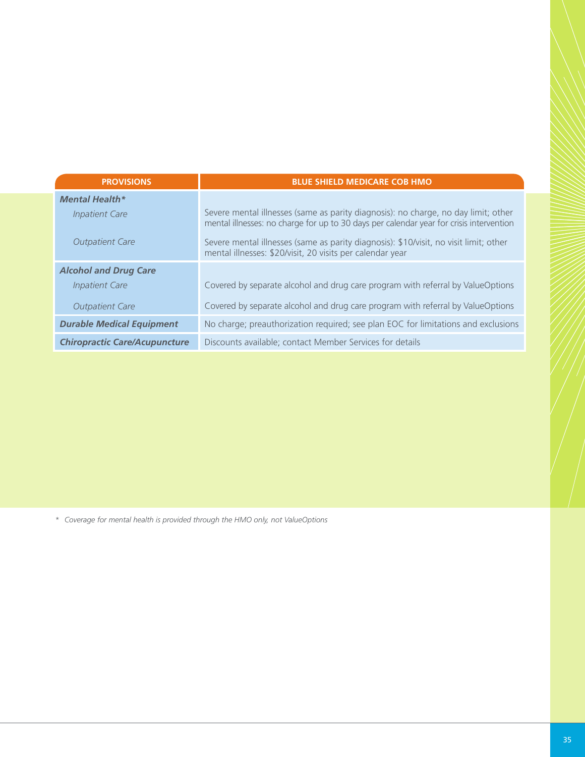| PROVISIONS | BLUE SHIELD MEDICARE COB HMO |
|---|---|
| ***Mental Health**** | |
| *Inpatient Care* | Severe mental illnesses (same as parity diagnosis): no charge, no day limit; other mental illnesses: no charge for up to 30 days per calendar year for crisis intervention |
| *Outpatient Care* | Severe mental illnesses (same as parity diagnosis): $10/visit, no visit limit; other mental illnesses: $20/visit, 20 visits per calendar year |
| ***Alcohol and Drug Care*** | |
| *Inpatient Care* | Covered by separate alcohol and drug care program with referral by ValueOptions |
| *Outpatient Care* | Covered by separate alcohol and drug care program with referral by ValueOptions |
| ***Durable Medical Equipment*** | No charge; preauthorization required; see plan EOC for limitations and exclusions |
| ***Chiropractic Care/Acupuncture*** | Discounts available; contact Member Services for details |

*\* Coverage for mental health is provided through the HMO only, not ValueOptions*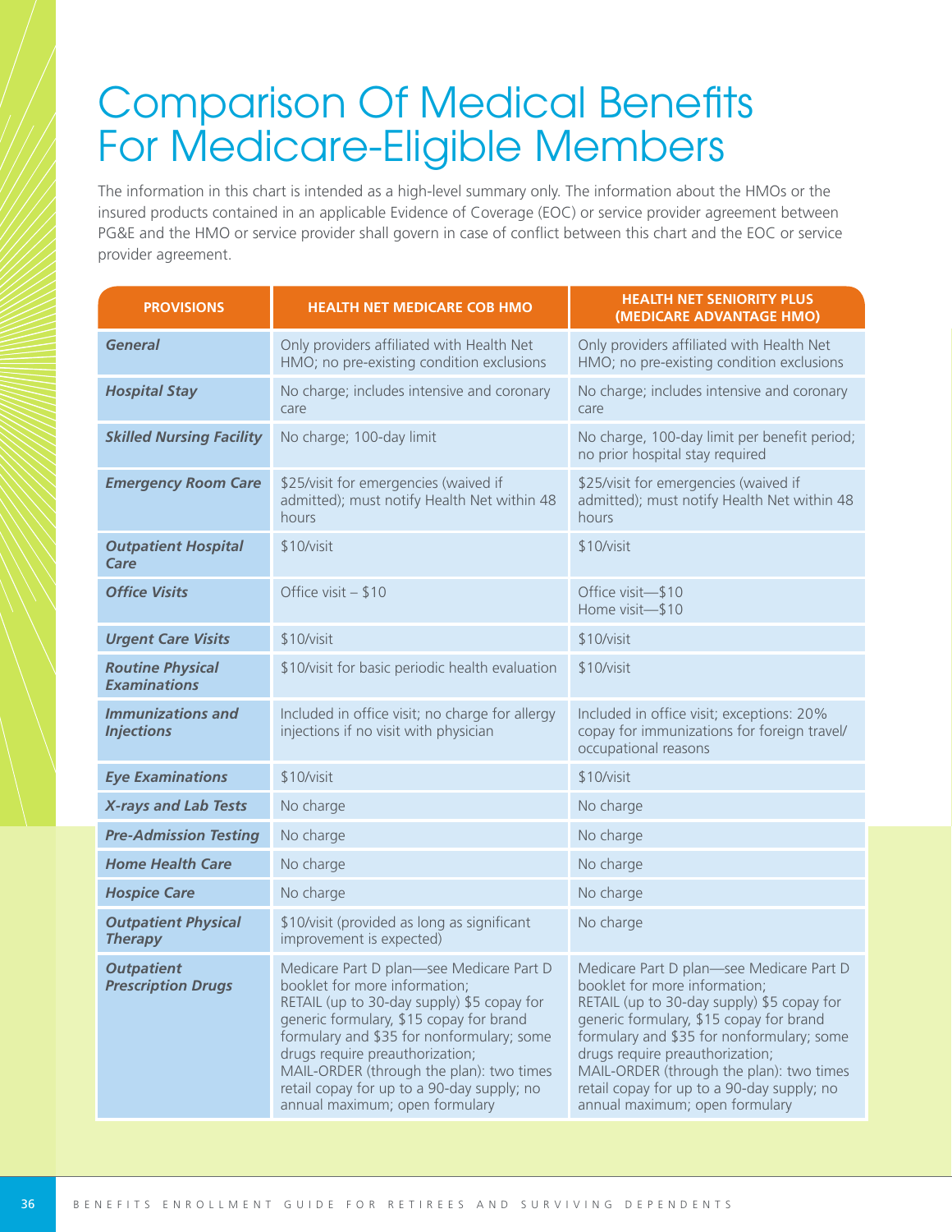# Comparison Of Medical Benefits For Medicare-Eligible Members

The information in this chart is intended as a high-level summary only. The information about the HMOs or the insured products contained in an applicable Evidence of Coverage (EOC) or service provider agreement between PG&E and the HMO or service provider shall govern in case of conflict between this chart and the EOC or service provider agreement.

| PROVISIONS | HEALTH NET MEDICARE COB HMO | HEALTH NET SENIORITY PLUS (MEDICARE ADVANTAGE HMO) |
|---|---|---|
| ***General*** | Only providers affiliated with Health Net HMO; no pre-existing condition exclusions | Only providers affiliated with Health Net HMO; no pre-existing condition exclusions |
| ***Hospital Stay*** | No charge; includes intensive and coronary care | No charge; includes intensive and coronary care |
| ***Skilled Nursing Facility*** | No charge; 100-day limit | No charge, 100-day limit per benefit period; no prior hospital stay required |
| ***Emergency Room Care*** | $25/visit for emergencies (waived if admitted); must notify Health Net within 48 hours | $25/visit for emergencies (waived if admitted); must notify Health Net within 48 hours |
| ***Outpatient Hospital Care*** | $10/visit | $10/visit |
| ***Office Visits*** | Office visit – $10 | Office visit—$10<br>Home visit—$10 |
| ***Urgent Care Visits*** | $10/visit | $10/visit |
| ***Routine Physical Examinations*** | $10/visit for basic periodic health evaluation | $10/visit |
| ***Immunizations and Injections*** | Included in office visit; no charge for allergy injections if no visit with physician | Included in office visit; exceptions: 20% copay for immunizations for foreign travel/ occupational reasons |
| ***Eye Examinations*** | $10/visit | $10/visit |
| ***X-rays and Lab Tests*** | No charge | No charge |
| ***Pre-Admission Testing*** | No charge | No charge |
| ***Home Health Care*** | No charge | No charge |
| ***Hospice Care*** | No charge | No charge |
| ***Outpatient Physical Therapy*** | $10/visit (provided as long as significant improvement is expected) | No charge |
| ***Outpatient Prescription Drugs*** | Medicare Part D plan—see Medicare Part D booklet for more information;<br>RETAIL (up to 30-day supply) $5 copay for generic formulary, $15 copay for brand formulary and $35 for nonformulary; some drugs require preauthorization;<br>MAIL-ORDER (through the plan): two times retail copay for up to a 90-day supply; no annual maximum; open formulary | Medicare Part D plan—see Medicare Part D booklet for more information;<br>RETAIL (up to 30-day supply) $5 copay for generic formulary, $15 copay for brand formulary and $35 for nonformulary; some drugs require preauthorization;<br>MAIL-ORDER (through the plan): two times retail copay for up to a 90-day supply; no annual maximum; open formulary |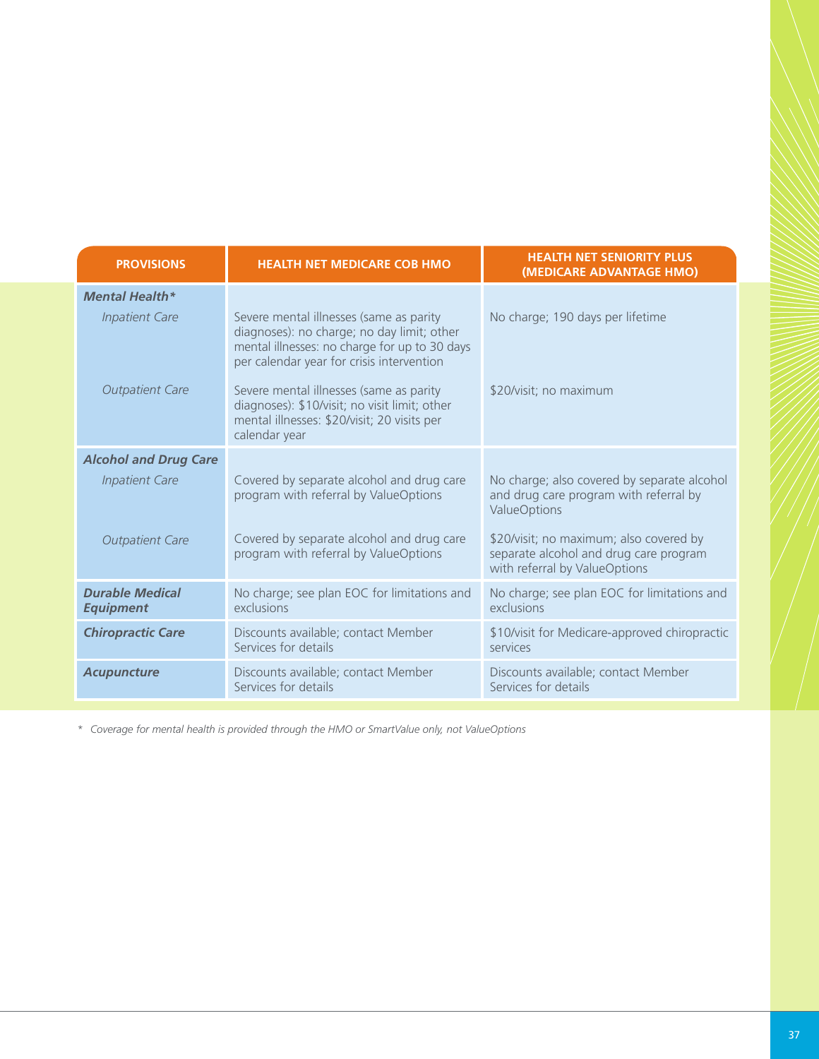| PROVISIONS | HEALTH NET MEDICARE COB HMO | HEALTH NET SENIORITY PLUS (MEDICARE ADVANTAGE HMO) |
|---|---|---|
| ***Mental Health**** | | |
| *Inpatient Care* | Severe mental illnesses (same as parity diagnoses): no charge; no day limit; other mental illnesses: no charge for up to 30 days per calendar year for crisis intervention | No charge; 190 days per lifetime |
| *Outpatient Care* | Severe mental illnesses (same as parity diagnoses): $10/visit; no visit limit; other mental illnesses: $20/visit; 20 visits per calendar year | $20/visit; no maximum |
| ***Alcohol and Drug Care*** | | |
| *Inpatient Care* | Covered by separate alcohol and drug care program with referral by ValueOptions | No charge; also covered by separate alcohol and drug care program with referral by ValueOptions |
| *Outpatient Care* | Covered by separate alcohol and drug care program with referral by ValueOptions | $20/visit; no maximum; also covered by separate alcohol and drug care program with referral by ValueOptions |
| ***Durable Medical Equipment*** | No charge; see plan EOC for limitations and exclusions | No charge; see plan EOC for limitations and exclusions |
| ***Chiropractic Care*** | Discounts available; contact Member Services for details | $10/visit for Medicare-approved chiropractic services |
| ***Acupuncture*** | Discounts available; contact Member Services for details | Discounts available; contact Member Services for details |

*\* Coverage for mental health is provided through the HMO or SmartValue only, not ValueOptions*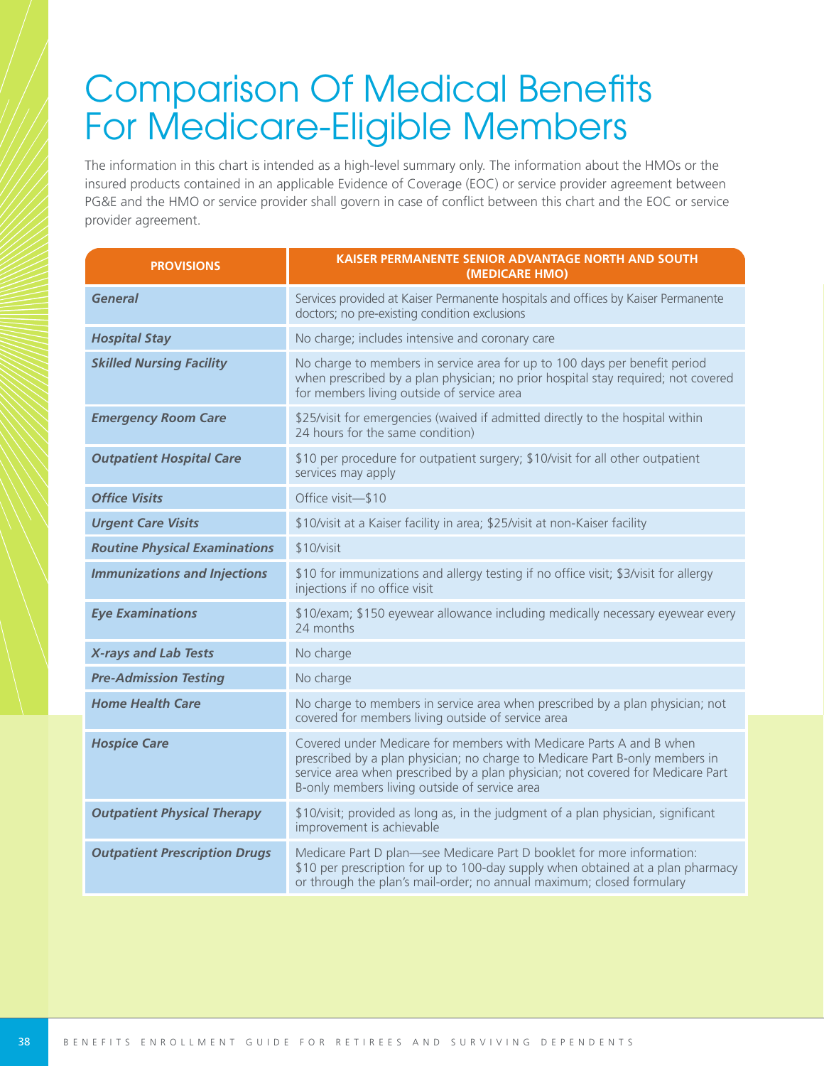# Comparison Of Medical Benefits For Medicare-Eligible Members

The information in this chart is intended as a high-level summary only. The information about the HMOs or the insured products contained in an applicable Evidence of Coverage (EOC) or service provider agreement between PG&E and the HMO or service provider shall govern in case of conflict between this chart and the EOC or service provider agreement.

| PROVISIONS | KAISER PERMANENTE SENIOR ADVANTAGE NORTH AND SOUTH (MEDICARE HMO) |
|---|---|
| ***General*** | Services provided at Kaiser Permanente hospitals and offices by Kaiser Permanente doctors; no pre-existing condition exclusions |
| ***Hospital Stay*** | No charge; includes intensive and coronary care |
| ***Skilled Nursing Facility*** | No charge to members in service area for up to 100 days per benefit period when prescribed by a plan physician; no prior hospital stay required; not covered for members living outside of service area |
| ***Emergency Room Care*** | $25/visit for emergencies (waived if admitted directly to the hospital within 24 hours for the same condition) |
| ***Outpatient Hospital Care*** | $10 per procedure for outpatient surgery; $10/visit for all other outpatient services may apply |
| ***Office Visits*** | Office visit—$10 |
| ***Urgent Care Visits*** | $10/visit at a Kaiser facility in area; $25/visit at non-Kaiser facility |
| ***Routine Physical Examinations*** | $10/visit |
| ***Immunizations and Injections*** | $10 for immunizations and allergy testing if no office visit; $3/visit for allergy injections if no office visit |
| ***Eye Examinations*** | $10/exam; $150 eyewear allowance including medically necessary eyewear every 24 months |
| ***X-rays and Lab Tests*** | No charge |
| ***Pre-Admission Testing*** | No charge |
| ***Home Health Care*** | No charge to members in service area when prescribed by a plan physician; not covered for members living outside of service area |
| ***Hospice Care*** | Covered under Medicare for members with Medicare Parts A and B when prescribed by a plan physician; no charge to Medicare Part B-only members in service area when prescribed by a plan physician; not covered for Medicare Part B-only members living outside of service area |
| ***Outpatient Physical Therapy*** | $10/visit; provided as long as, in the judgment of a plan physician, significant improvement is achievable |
| ***Outpatient Prescription Drugs*** | Medicare Part D plan—see Medicare Part D booklet for more information: $10 per prescription for up to 100-day supply when obtained at a plan pharmacy or through the plan's mail-order; no annual maximum; closed formulary |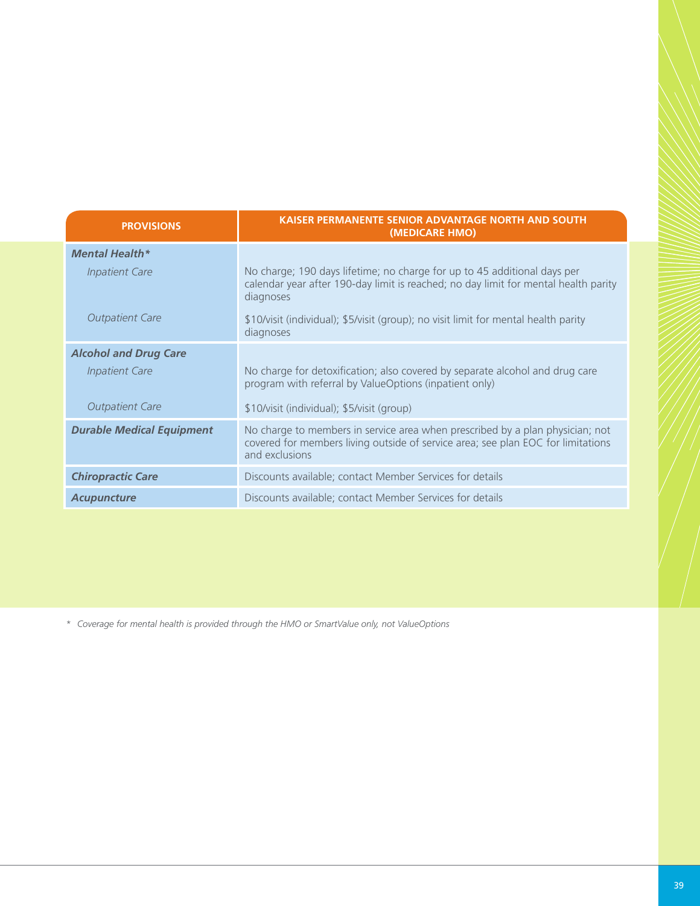| PROVISIONS | KAISER PERMANENTE SENIOR ADVANTAGE NORTH AND SOUTH (MEDICARE HMO) |
|---|---|
| ***Mental Health**** | |
| *Inpatient Care* | No charge; 190 days lifetime; no charge for up to 45 additional days per calendar year after 190-day limit is reached; no day limit for mental health parity diagnoses |
| *Outpatient Care* | $10/visit (individual); $5/visit (group); no visit limit for mental health parity diagnoses |
| ***Alcohol and Drug Care*** | |
| *Inpatient Care* | No charge for detoxification; also covered by separate alcohol and drug care program with referral by ValueOptions (inpatient only) |
| *Outpatient Care* | $10/visit (individual); $5/visit (group) |
| ***Durable Medical Equipment*** | No charge to members in service area when prescribed by a plan physician; not covered for members living outside of service area; see plan EOC for limitations and exclusions |
| ***Chiropractic Care*** | Discounts available; contact Member Services for details |
| ***Acupuncture*** | Discounts available; contact Member Services for details |

\* *Coverage for mental health is provided through the HMO or SmartValue only, not ValueOptions*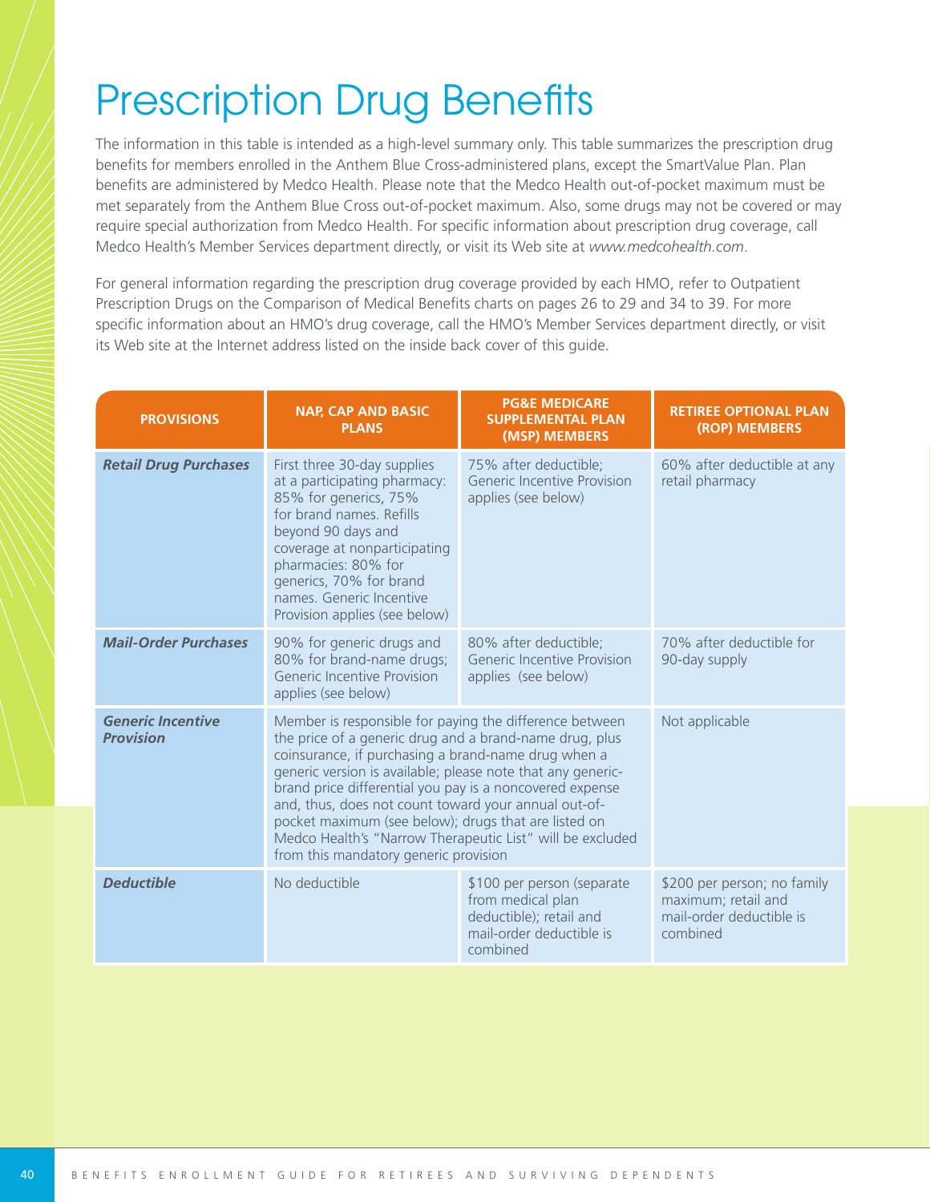# Prescription Drug Benefits

The information in this table is intended as a high-level summary only. This table summarizes the prescription drug benefits for members enrolled in the Anthem Blue Cross-administered plans, except the SmartValue Plan. Plan benefits are administered by Medco Health. Please note that the Medco Health out-of-pocket maximum must be met separately from the Anthem Blue Cross out-of-pocket maximum. Also, some drugs may not be covered or may require special authorization from Medco Health. For specific information about prescription drug coverage, call Medco Health's Member Services department directly, or visit its Web site at *www.medcohealth.com*.

For general information regarding the prescription drug coverage provided by each HMO, refer to Outpatient Prescription Drugs on the Comparison of Medical Benefits charts on pages 26 to 29 and 34 to 39. For more specific information about an HMO's drug coverage, call the HMO's Member Services department directly, or visit its Web site at the Internet address listed on the inside back cover of this guide.

| PROVISIONS | NAP, CAP AND BASIC PLANS | PG&E MEDICARE SUPPLEMENTAL PLAN (MSP) MEMBERS | RETIREE OPTIONAL PLAN (ROP) MEMBERS |
|---|---|---|---|
| ***Retail Drug Purchases*** | First three 30-day supplies at a participating pharmacy: 85% for generics, 75% for brand names. Refills beyond 90 days and coverage at nonparticipating pharmacies: 80% for generics, 70% for brand names. Generic Incentive Provision applies (see below) | 75% after deductible; Generic Incentive Provision applies (see below) | 60% after deductible at any retail pharmacy |
| ***Mail-Order Purchases*** | 90% for generic drugs and 80% for brand-name drugs; Generic Incentive Provision applies (see below) | 80% after deductible; Generic Incentive Provision applies (see below) | 70% after deductible for 90-day supply |
| ***Generic Incentive Provision*** | Member is responsible for paying the difference between the price of a generic drug and a brand-name drug, plus coinsurance, if purchasing a brand-name drug when a generic version is available; please note that any generic-brand price differential you pay is a noncovered expense and, thus, does not count toward your annual out-of-pocket maximum (see below); drugs that are listed on Medco Health's "Narrow Therapeutic List" will be excluded from this mandatory generic provision | | Not applicable |
| ***Deductible*** | No deductible | $100 per person (separate from medical plan deductible); retail and mail-order deductible is combined | $200 per person; no family maximum; retail and mail-order deductible is combined |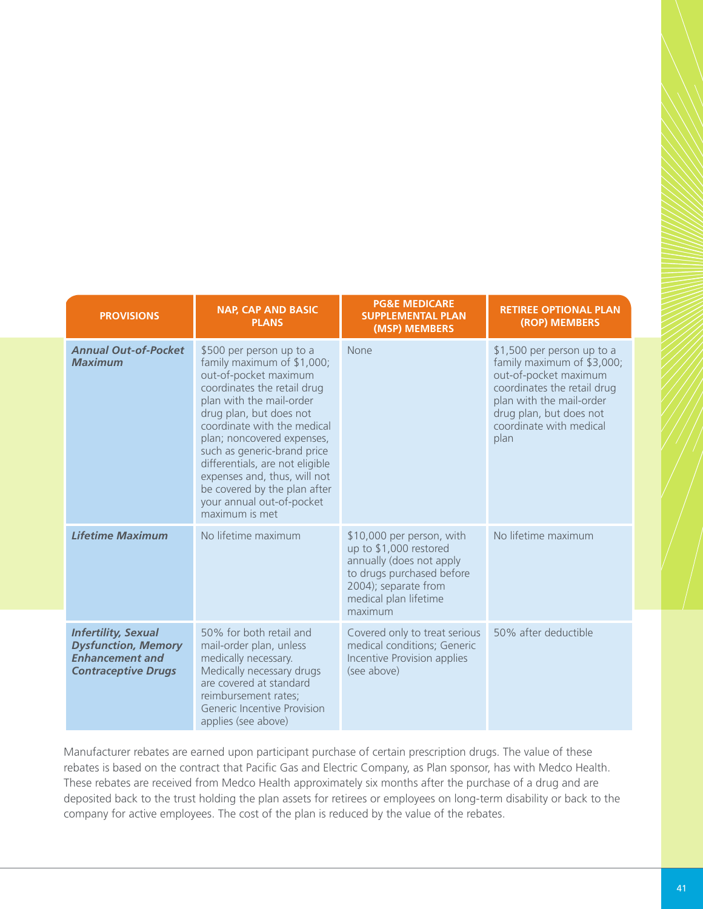| PROVISIONS | NAP, CAP AND BASIC PLANS | PG&E MEDICARE SUPPLEMENTAL PLAN (MSP) MEMBERS | RETIREE OPTIONAL PLAN (ROP) MEMBERS |
|---|---|---|---|
| ***Annual Out-of-Pocket Maximum*** | $500 per person up to a family maximum of $1,000; out-of-pocket maximum coordinates the retail drug plan with the mail-order drug plan, but does not coordinate with the medical plan; noncovered expenses, such as generic-brand price differentials, are not eligible expenses and, thus, will not be covered by the plan after your annual out-of-pocket maximum is met | None | $1,500 per person up to a family maximum of $3,000; out-of-pocket maximum coordinates the retail drug plan with the mail-order drug plan, but does not coordinate with medical plan |
| ***Lifetime Maximum*** | No lifetime maximum | $10,000 per person, with up to $1,000 restored annually (does not apply to drugs purchased before 2004); separate from medical plan lifetime maximum | No lifetime maximum |
| ***Infertility, Sexual Dysfunction, Memory Enhancement and Contraceptive Drugs*** | 50% for both retail and mail-order plan, unless medically necessary. Medically necessary drugs are covered at standard reimbursement rates; Generic Incentive Provision applies (see above) | Covered only to treat serious medical conditions; Generic Incentive Provision applies (see above) | 50% after deductible |

Manufacturer rebates are earned upon participant purchase of certain prescription drugs. The value of these rebates is based on the contract that Pacific Gas and Electric Company, as Plan sponsor, has with Medco Health. These rebates are received from Medco Health approximately six months after the purchase of a drug and are deposited back to the trust holding the plan assets for retirees or employees on long-term disability or back to the company for active employees. The cost of the plan is reduced by the value of the rebates.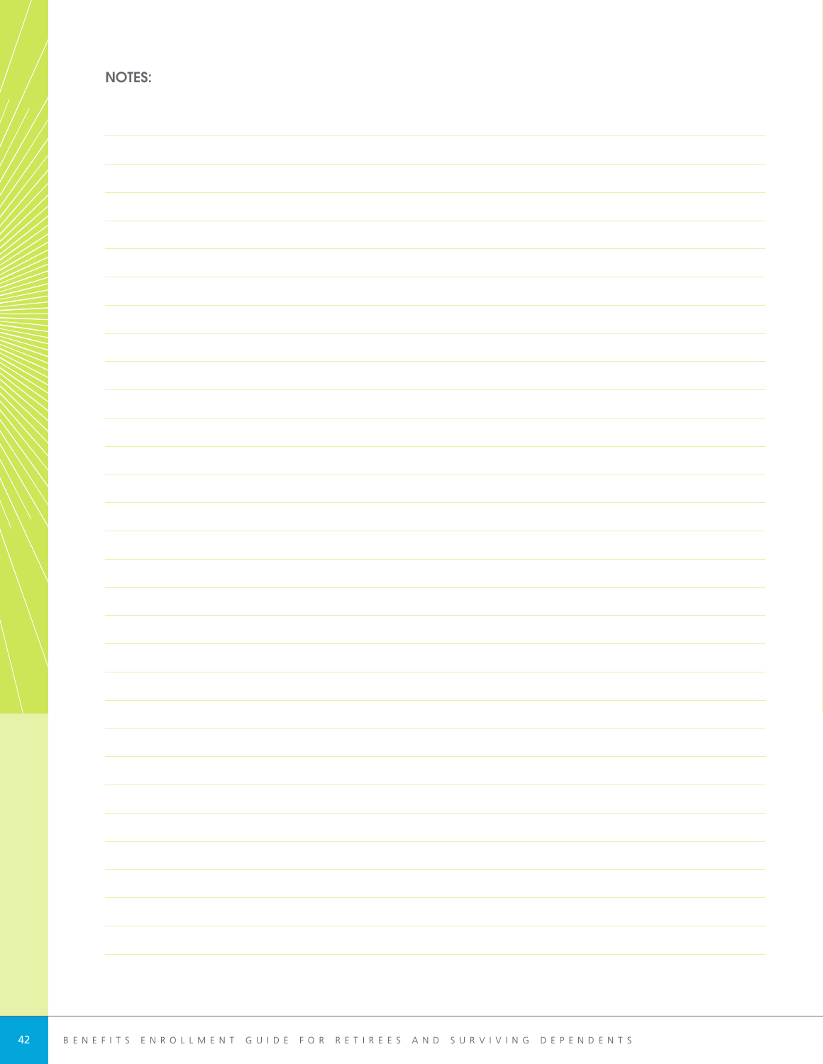**NOTES:**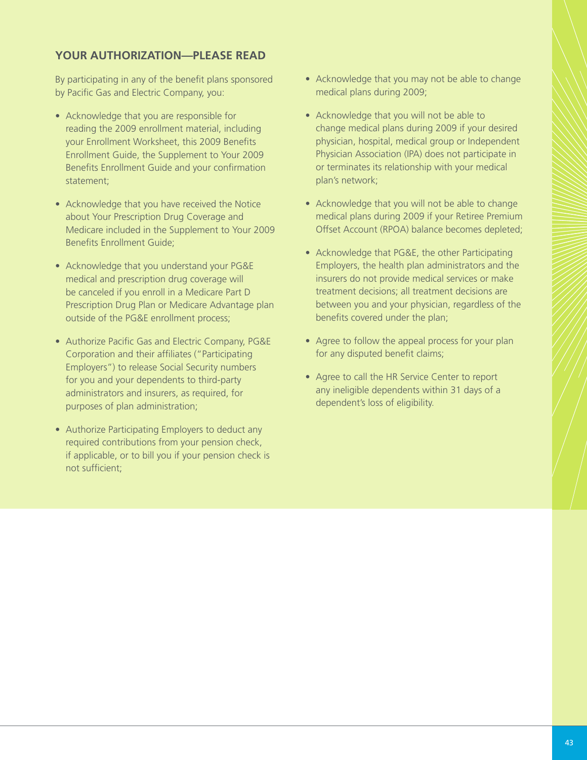## YOUR AUTHORIZATION—PLEASE READ

By participating in any of the benefit plans sponsored by Pacific Gas and Electric Company, you:

- Acknowledge that you are responsible for reading the 2009 enrollment material, including your Enrollment Worksheet, this 2009 Benefits Enrollment Guide, the Supplement to Your 2009 Benefits Enrollment Guide and your confirmation statement;
- Acknowledge that you have received the Notice about Your Prescription Drug Coverage and Medicare included in the Supplement to Your 2009 Benefits Enrollment Guide;
- Acknowledge that you understand your PG&E medical and prescription drug coverage will be canceled if you enroll in a Medicare Part D Prescription Drug Plan or Medicare Advantage plan outside of the PG&E enrollment process;
- Authorize Pacific Gas and Electric Company, PG&E Corporation and their affiliates ("Participating Employers") to release Social Security numbers for you and your dependents to third-party administrators and insurers, as required, for purposes of plan administration;
- Authorize Participating Employers to deduct any required contributions from your pension check, if applicable, or to bill you if your pension check is not sufficient;
- Acknowledge that you may not be able to change medical plans during 2009;
- Acknowledge that you will not be able to change medical plans during 2009 if your desired physician, hospital, medical group or Independent Physician Association (IPA) does not participate in or terminates its relationship with your medical plan's network;
- Acknowledge that you will not be able to change medical plans during 2009 if your Retiree Premium Offset Account (RPOA) balance becomes depleted;
- Acknowledge that PG&E, the other Participating Employers, the health plan administrators and the insurers do not provide medical services or make treatment decisions; all treatment decisions are between you and your physician, regardless of the benefits covered under the plan;
- Agree to follow the appeal process for your plan for any disputed benefit claims;
- Agree to call the HR Service Center to report any ineligible dependents within 31 days of a dependent's loss of eligibility.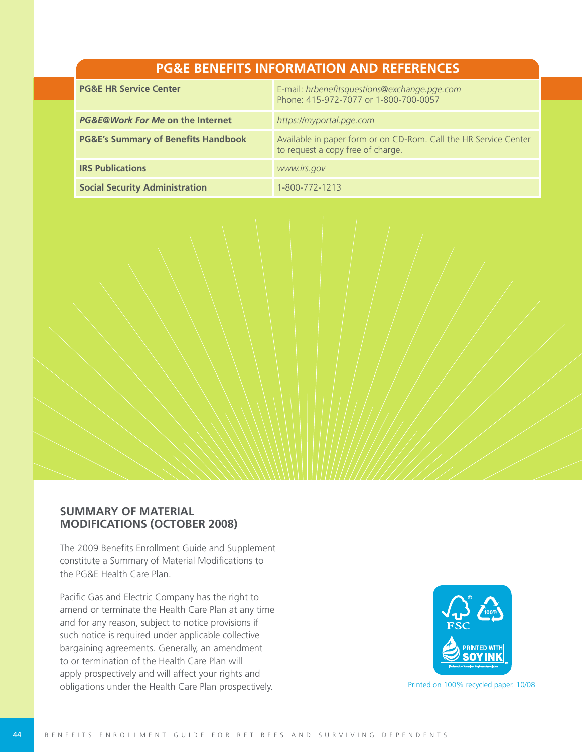## PG&E BENEFITS INFORMATION AND REFERENCES

| | |
|---|---|
| **PG&E HR Service Center** | E-mail: *hrbenefitsquestions@exchange.pge.com*<br>Phone: 415-972-7077 or 1-800-700-0057 |
| ***PG&E@Work For Me* on the Internet** | *https://myportal.pge.com* |
| **PG&E's Summary of Benefits Handbook** | Available in paper form or on CD-Rom. Call the HR Service Center to request a copy free of charge. |
| **IRS Publications** | *www.irs.gov* |
| **Social Security Administration** | 1-800-772-1213 |

## SUMMARY OF MATERIAL MODIFICATIONS (OCTOBER 2008)

The 2009 Benefits Enrollment Guide and Supplement constitute a Summary of Material Modifications to the PG&E Health Care Plan.

Pacific Gas and Electric Company has the right to amend or terminate the Health Care Plan at any time and for any reason, subject to notice provisions if such notice is required under applicable collective bargaining agreements. Generally, an amendment to or termination of the Health Care Plan will apply prospectively and will affect your rights and obligations under the Health Care Plan prospectively.

Printed on 100% recycled paper. 10/08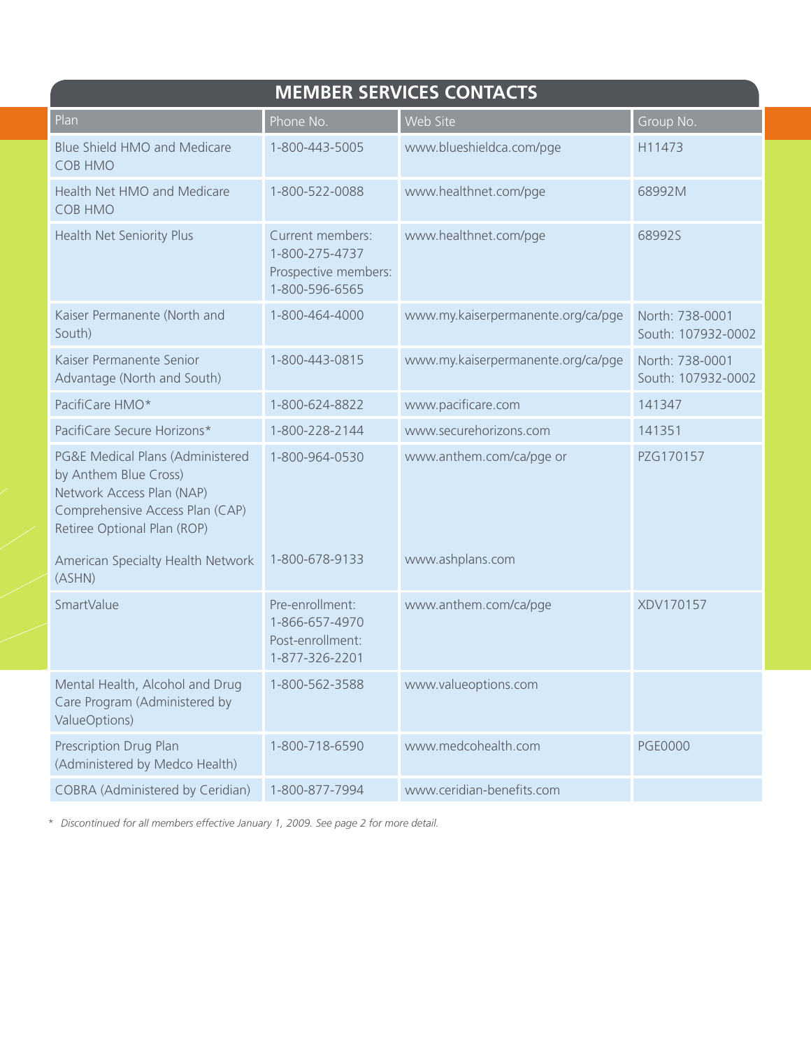## MEMBER SERVICES CONTACTS

| Plan | Phone No. | Web Site | Group No. |
|---|---|---|---|
| Blue Shield HMO and Medicare COB HMO | 1-800-443-5005 | www.blueshieldca.com/pge | H11473 |
| Health Net HMO and Medicare COB HMO | 1-800-522-0088 | www.healthnet.com/pge | 68992M |
| Health Net Seniority Plus | Current members: 1-800-275-4737<br>Prospective members: 1-800-596-6565 | www.healthnet.com/pge | 68992S |
| Kaiser Permanente (North and South) | 1-800-464-4000 | www.my.kaiserpermanente.org/ca/pge | North: 738-0001<br>South: 107932-0002 |
| Kaiser Permanente Senior Advantage (North and South) | 1-800-443-0815 | www.my.kaiserpermanente.org/ca/pge | North: 738-0001<br>South: 107932-0002 |
| PacifiCare HMO* | 1-800-624-8822 | www.pacificare.com | 141347 |
| PacifiCare Secure Horizons* | 1-800-228-2144 | www.securehorizons.com | 141351 |
| PG&E Medical Plans (Administered by Anthem Blue Cross)<br>Network Access Plan (NAP)<br>Comprehensive Access Plan (CAP)<br>Retiree Optional Plan (ROP)<br><br>American Specialty Health Network (ASHN) | 1-800-964-0530<br><br><br><br><br>1-800-678-9133 | www.anthem.com/ca/pge or<br><br><br><br><br>www.ashplans.com | PZG170157 |
| SmartValue | Pre-enrollment: 1-866-657-4970<br>Post-enrollment: 1-877-326-2201 | www.anthem.com/ca/pge | XDV170157 |
| Mental Health, Alcohol and Drug Care Program (Administered by ValueOptions) | 1-800-562-3588 | www.valueoptions.com | |
| Prescription Drug Plan (Administered by Medco Health) | 1-800-718-6590 | www.medcohealth.com | PGE0000 |
| COBRA (Administered by Ceridian) | 1-800-877-7994 | www.ceridian-benefits.com | |

*\* Discontinued for all members effective January 1, 2009. See page 2 for more detail.*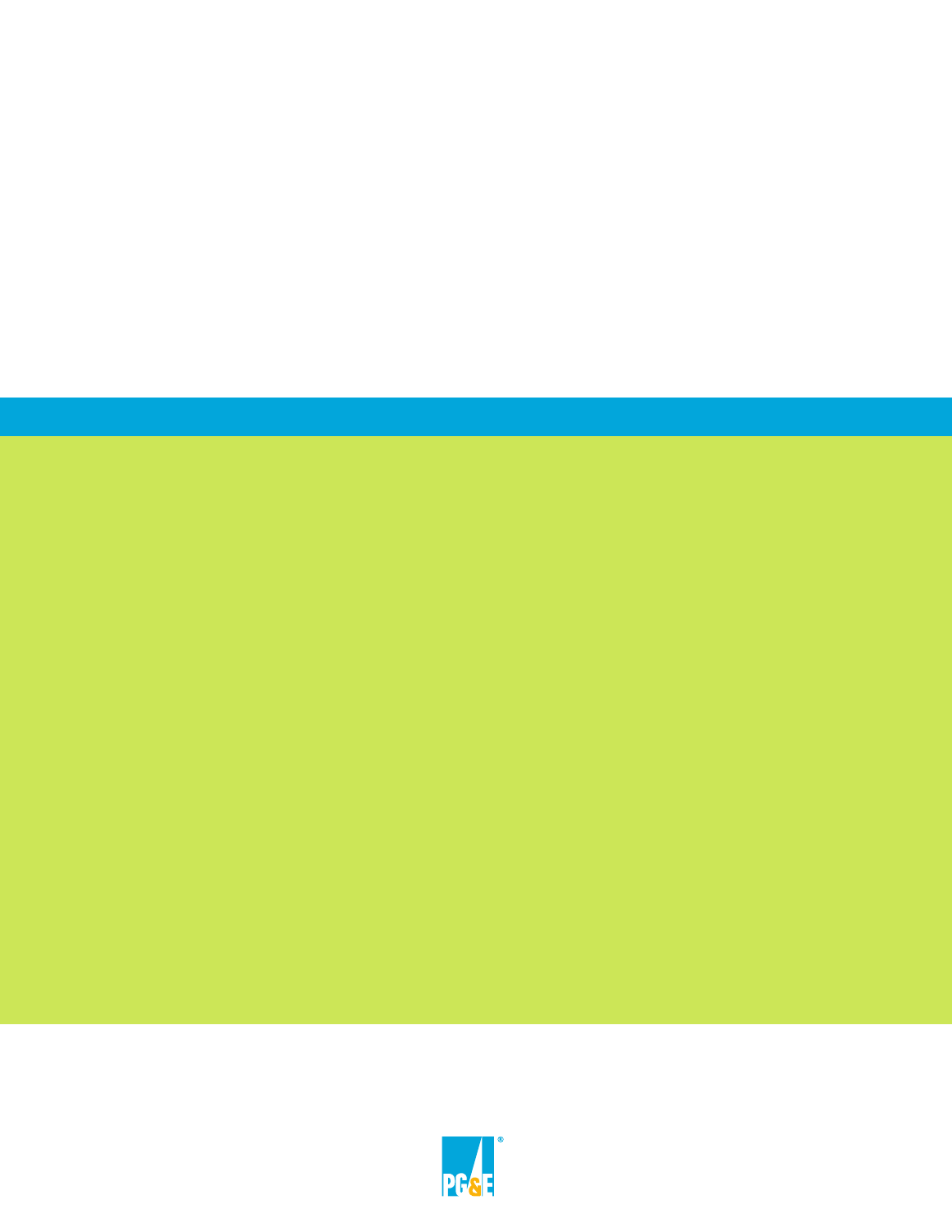PG&E